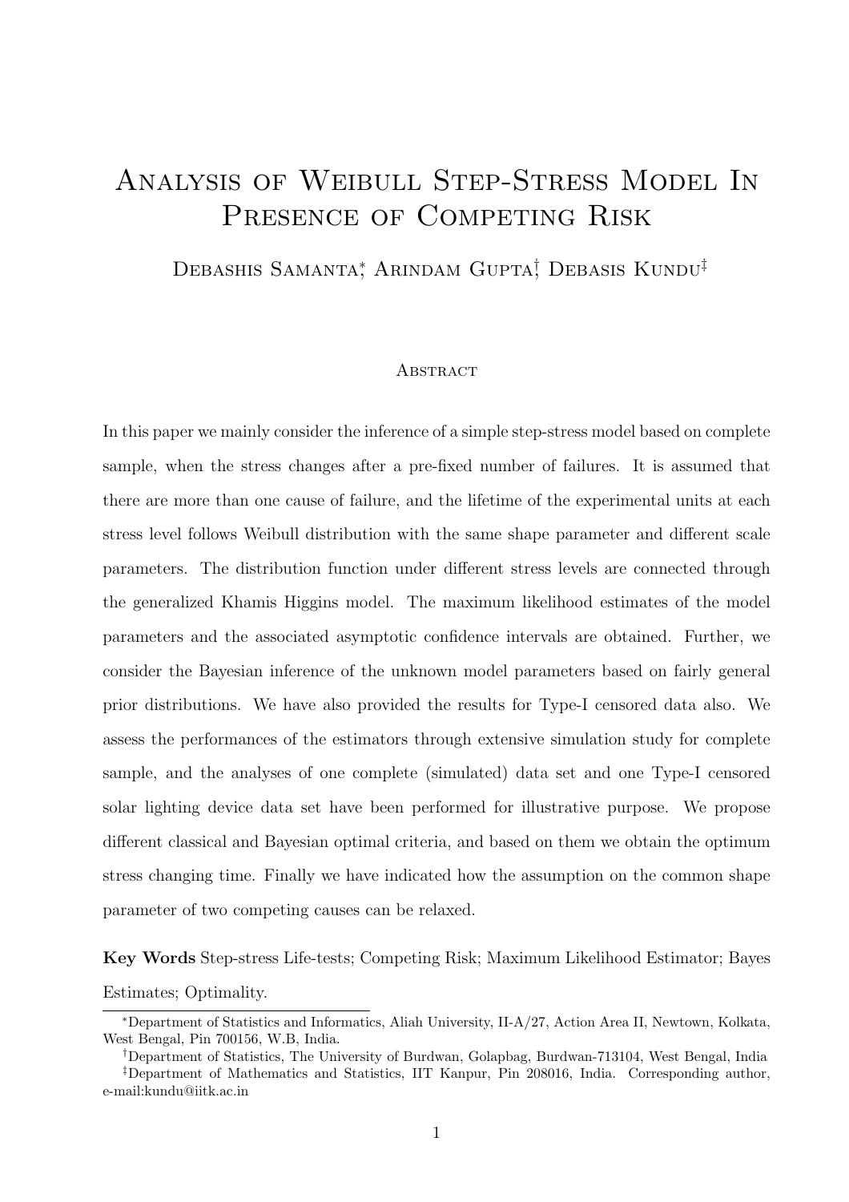# Analysis of Weibull Step-Stress Model In Presence of Competing Risk

Debashis Samanta[*], Arindam Gupta[†], Debasis Kundu[‡]

## Abstract

In this paper we mainly consider the inference of a simple step-stress model based on complete sample, when the stress changes after a pre-fixed number of failures. It is assumed that there are more than one cause of failure, and the lifetime of the experimental units at each stress level follows Weibull distribution with the same shape parameter and different scale parameters. The distribution function under different stress levels are connected through the generalized Khamis Higgins model. The maximum likelihood estimates of the model parameters and the associated asymptotic confidence intervals are obtained. Further, we consider the Bayesian inference of the unknown model parameters based on fairly general prior distributions. We have also provided the results for Type-I censored data also. We assess the performances of the estimators through extensive simulation study for complete sample, and the analyses of one complete (simulated) data set and one Type-I censored solar lighting device data set have been performed for illustrative purpose. We propose different classical and Bayesian optimal criteria, and based on them we obtain the optimum stress changing time. Finally we have indicated how the assumption on the common shape parameter of two competing causes can be relaxed.

**Key Words** Step-stress Life-tests; Competing Risk; Maximum Likelihood Estimator; Bayes Estimates; Optimality.

---

[*]Department of Statistics and Informatics, Aliah University, II-A/27, Action Area II, Newtown, Kolkata, West Bengal, Pin 700156, W.B, India.

[†]Department of Statistics, The University of Burdwan, Golapbag, Burdwan-713104, West Bengal, India

[‡]Department of Mathematics and Statistics, IIT Kanpur, Pin 208016, India. Corresponding author, e-mail:kundu@iitk.ac.in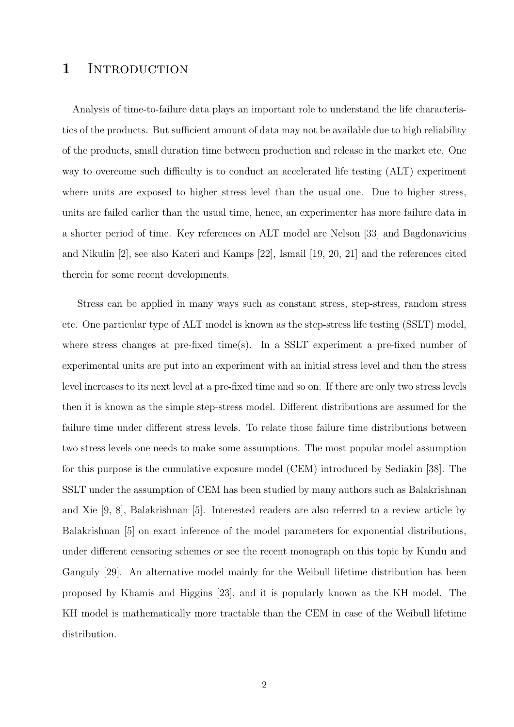# 1 Introduction

Analysis of time-to-failure data plays an important role to understand the life characteristics of the products. But sufficient amount of data may not be available due to high reliability of the products, small duration time between production and release in the market etc. One way to overcome such difficulty is to conduct an accelerated life testing (ALT) experiment where units are exposed to higher stress level than the usual one. Due to higher stress, units are failed earlier than the usual time, hence, an experimenter has more failure data in a shorter period of time. Key references on ALT model are Nelson [33] and Bagdonavicius and Nikulin [2], see also Kateri and Kamps [22], Ismail [19, 20, 21] and the references cited therein for some recent developments.

Stress can be applied in many ways such as constant stress, step-stress, random stress etc. One particular type of ALT model is known as the step-stress life testing (SSLT) model, where stress changes at pre-fixed time(s). In a SSLT experiment a pre-fixed number of experimental units are put into an experiment with an initial stress level and then the stress level increases to its next level at a pre-fixed time and so on. If there are only two stress levels then it is known as the simple step-stress model. Different distributions are assumed for the failure time under different stress levels. To relate those failure time distributions between two stress levels one needs to make some assumptions. The most popular model assumption for this purpose is the cumulative exposure model (CEM) introduced by Sediakin [38]. The SSLT under the assumption of CEM has been studied by many authors such as Balakrishnan and Xie [9, 8], Balakrishnan [5]. Interested readers are also referred to a review article by Balakrishnan [5] on exact inference of the model parameters for exponential distributions, under different censoring schemes or see the recent monograph on this topic by Kundu and Ganguly [29]. An alternative model mainly for the Weibull lifetime distribution has been proposed by Khamis and Higgins [23], and it is popularly known as the KH model. The KH model is mathematically more tractable than the CEM in case of the Weibull lifetime distribution.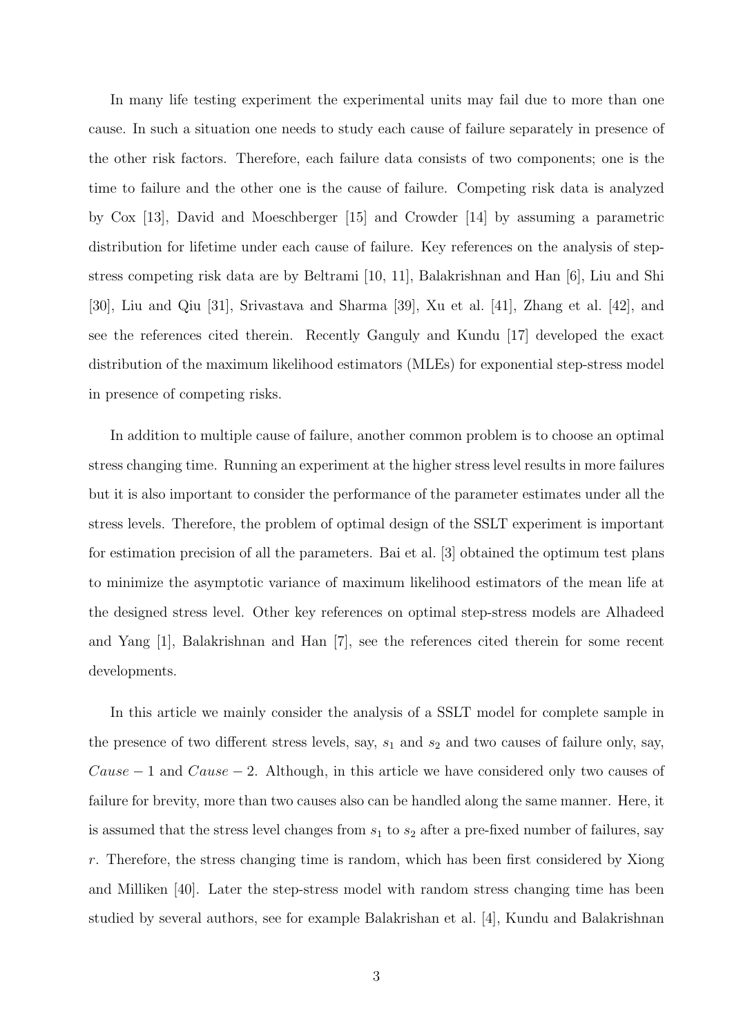In many life testing experiment the experimental units may fail due to more than one cause. In such a situation one needs to study each cause of failure separately in presence of the other risk factors. Therefore, each failure data consists of two components; one is the time to failure and the other one is the cause of failure. Competing risk data is analyzed by Cox [13], David and Moeschberger [15] and Crowder [14] by assuming a parametric distribution for lifetime under each cause of failure. Key references on the analysis of step-stress competing risk data are by Beltrami [10, 11], Balakrishnan and Han [6], Liu and Shi [30], Liu and Qiu [31], Srivastava and Sharma [39], Xu et al. [41], Zhang et al. [42], and see the references cited therein. Recently Ganguly and Kundu [17] developed the exact distribution of the maximum likelihood estimators (MLEs) for exponential step-stress model in presence of competing risks.

In addition to multiple cause of failure, another common problem is to choose an optimal stress changing time. Running an experiment at the higher stress level results in more failures but it is also important to consider the performance of the parameter estimates under all the stress levels. Therefore, the problem of optimal design of the SSLT experiment is important for estimation precision of all the parameters. Bai et al. [3] obtained the optimum test plans to minimize the asymptotic variance of maximum likelihood estimators of the mean life at the designed stress level. Other key references on optimal step-stress models are Alhadeed and Yang [1], Balakrishnan and Han [7], see the references cited therein for some recent developments.

In this article we mainly consider the analysis of a SSLT model for complete sample in the presence of two different stress levels, say, $s_1$ and $s_2$ and two causes of failure only, say, $Cause-1$ and $Cause-2$. Although, in this article we have considered only two causes of failure for brevity, more than two causes also can be handled along the same manner. Here, it is assumed that the stress level changes from $s_1$ to $s_2$ after a pre-fixed number of failures, say $r$. Therefore, the stress changing time is random, which has been first considered by Xiong and Milliken [40]. Later the step-stress model with random stress changing time has been studied by several authors, see for example Balakrishan et al. [4], Kundu and Balakrishnan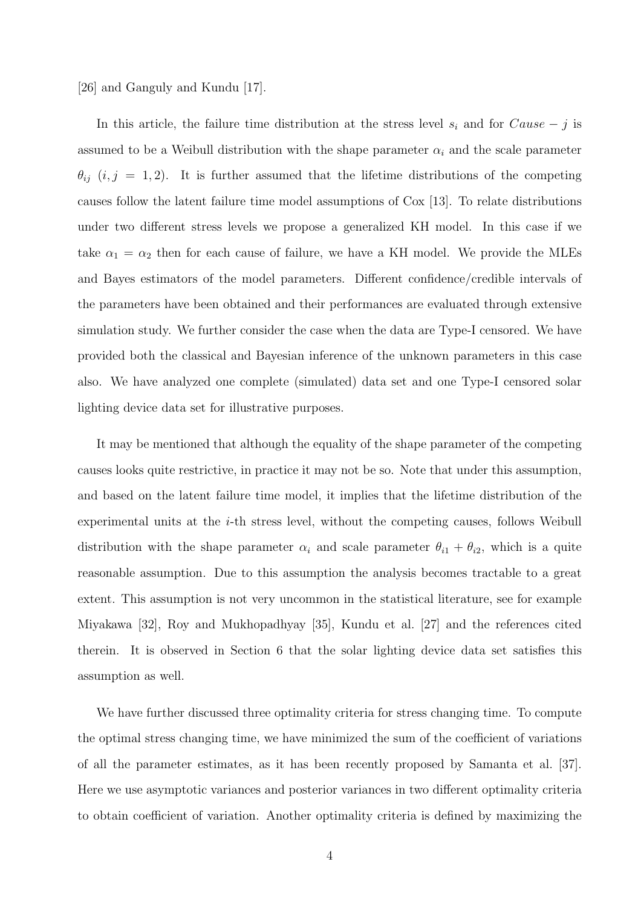[26] and Ganguly and Kundu [17].

In this article, the failure time distribution at the stress level $s_i$ and for $Cause - j$ is assumed to be a Weibull distribution with the shape parameter $\alpha_i$ and the scale parameter $\theta_{ij}$ $(i, j = 1, 2)$. It is further assumed that the lifetime distributions of the competing causes follow the latent failure time model assumptions of Cox [13]. To relate distributions under two different stress levels we propose a generalized KH model. In this case if we take $\alpha_1 = \alpha_2$ then for each cause of failure, we have a KH model. We provide the MLEs and Bayes estimators of the model parameters. Different confidence/credible intervals of the parameters have been obtained and their performances are evaluated through extensive simulation study. We further consider the case when the data are Type-I censored. We have provided both the classical and Bayesian inference of the unknown parameters in this case also. We have analyzed one complete (simulated) data set and one Type-I censored solar lighting device data set for illustrative purposes.

It may be mentioned that although the equality of the shape parameter of the competing causes looks quite restrictive, in practice it may not be so. Note that under this assumption, and based on the latent failure time model, it implies that the lifetime distribution of the experimental units at the $i$-th stress level, without the competing causes, follows Weibull distribution with the shape parameter $\alpha_i$ and scale parameter $\theta_{i1} + \theta_{i2}$, which is a quite reasonable assumption. Due to this assumption the analysis becomes tractable to a great extent. This assumption is not very uncommon in the statistical literature, see for example Miyakawa [32], Roy and Mukhopadhyay [35], Kundu et al. [27] and the references cited therein. It is observed in Section 6 that the solar lighting device data set satisfies this assumption as well.

We have further discussed three optimality criteria for stress changing time. To compute the optimal stress changing time, we have minimized the sum of the coefficient of variations of all the parameter estimates, as it has been recently proposed by Samanta et al. [37]. Here we use asymptotic variances and posterior variances in two different optimality criteria to obtain coefficient of variation. Another optimality criteria is defined by maximizing the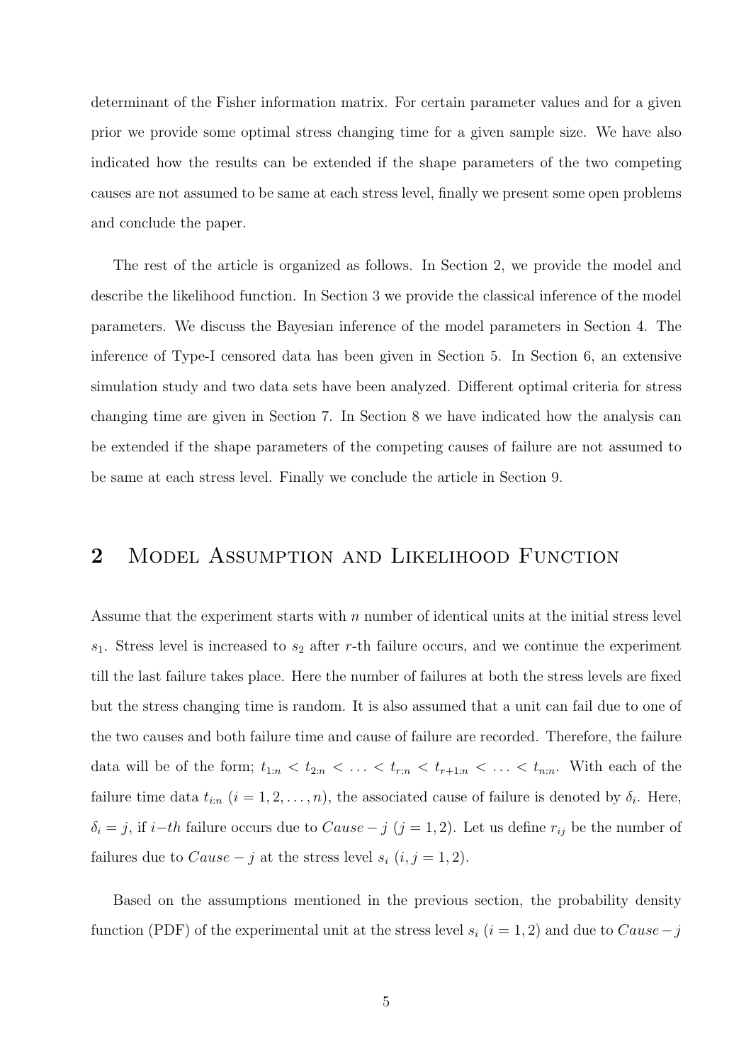determinant of the Fisher information matrix. For certain parameter values and for a given prior we provide some optimal stress changing time for a given sample size. We have also indicated how the results can be extended if the shape parameters of the two competing causes are not assumed to be same at each stress level, finally we present some open problems and conclude the paper.

The rest of the article is organized as follows. In Section 2, we provide the model and describe the likelihood function. In Section 3 we provide the classical inference of the model parameters. We discuss the Bayesian inference of the model parameters in Section 4. The inference of Type-I censored data has been given in Section 5. In Section 6, an extensive simulation study and two data sets have been analyzed. Different optimal criteria for stress changing time are given in Section 7. In Section 8 we have indicated how the analysis can be extended if the shape parameters of the competing causes of failure are not assumed to be same at each stress level. Finally we conclude the article in Section 9.

## 2 Model Assumption and Likelihood Function

Assume that the experiment starts with $n$ number of identical units at the initial stress level $s_1$. Stress level is increased to $s_2$ after $r$-th failure occurs, and we continue the experiment till the last failure takes place. Here the number of failures at both the stress levels are fixed but the stress changing time is random. It is also assumed that a unit can fail due to one of the two causes and both failure time and cause of failure are recorded. Therefore, the failure data will be of the form; $t_{1:n} < t_{2:n} < \ldots < t_{r:n} < t_{r+1:n} < \ldots < t_{n:n}$. With each of the failure time data $t_{i:n}$ $(i = 1, 2, \ldots, n)$, the associated cause of failure is denoted by $\delta_i$. Here, $\delta_i = j$, if $i-th$ failure occurs due to $Cause - j$ $(j = 1, 2)$. Let us define $r_{ij}$ be the number of failures due to $Cause - j$ at the stress level $s_i$ $(i, j = 1, 2)$.

Based on the assumptions mentioned in the previous section, the probability density function (PDF) of the experimental unit at the stress level $s_i$ $(i = 1, 2)$ and due to $Cause - j$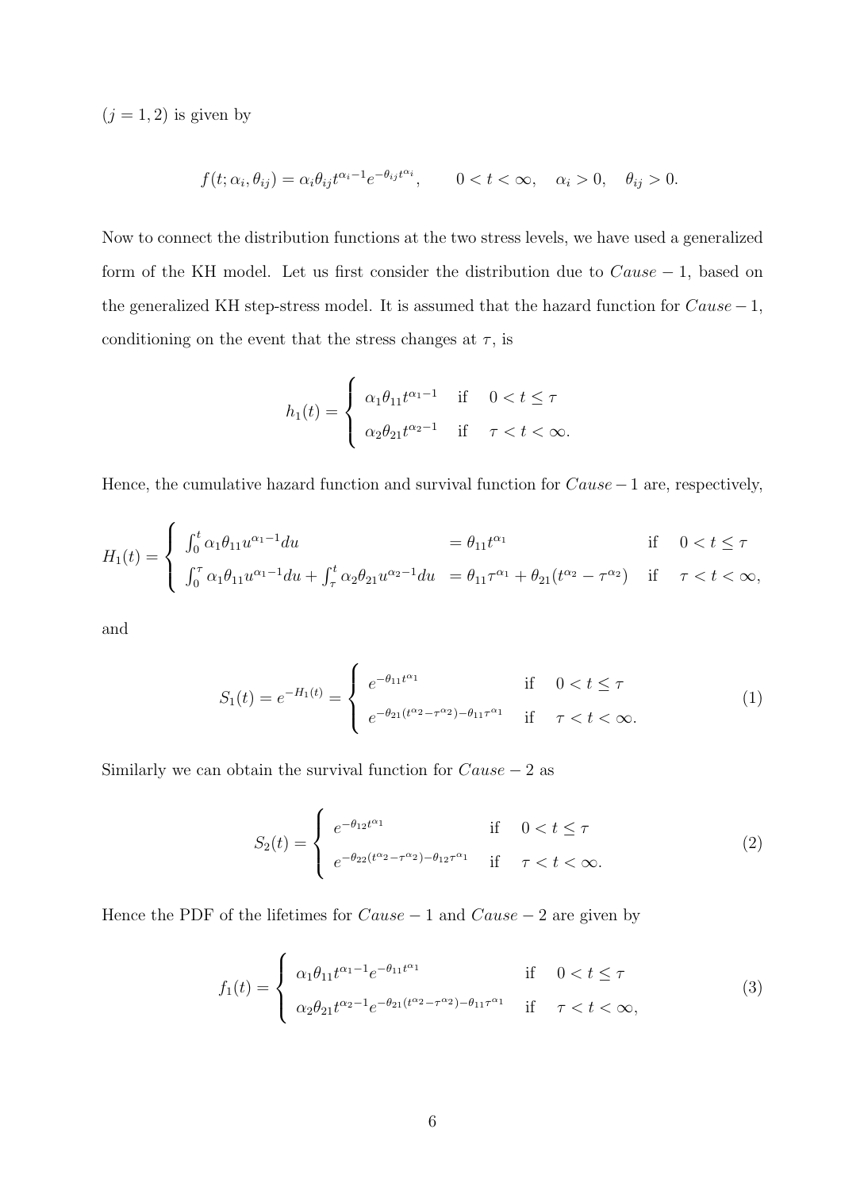$(j = 1, 2)$ is given by

$$f(t; \alpha_i, \theta_{ij}) = \alpha_i \theta_{ij} t^{\alpha_i - 1} e^{-\theta_{ij} t^{\alpha_i}}, \qquad 0 < t < \infty, \quad \alpha_i > 0, \quad \theta_{ij} > 0.$$

Now to connect the distribution functions at the two stress levels, we have used a generalized form of the KH model. Let us first consider the distribution due to $Cause - 1$, based on the generalized KH step-stress model. It is assumed that the hazard function for $Cause - 1$, conditioning on the event that the stress changes at $\tau$, is

$$h_1(t) = \begin{cases} \alpha_1 \theta_{11} t^{\alpha_1 - 1} & \text{if} \quad 0 < t \leq \tau \\ \alpha_2 \theta_{21} t^{\alpha_2 - 1} & \text{if} \quad \tau < t < \infty. \end{cases}$$

Hence, the cumulative hazard function and survival function for $Cause - 1$ are, respectively,

$$H_1(t) = \begin{cases} \int_0^t \alpha_1 \theta_{11} u^{\alpha_1 - 1} du & = \theta_{11} t^{\alpha_1} & \text{if} \quad 0 < t \leq \tau \\ \int_0^\tau \alpha_1 \theta_{11} u^{\alpha_1 - 1} du + \int_\tau^t \alpha_2 \theta_{21} u^{\alpha_2 - 1} du & = \theta_{11} \tau^{\alpha_1} + \theta_{21} (t^{\alpha_2} - \tau^{\alpha_2}) & \text{if} \quad \tau < t < \infty, \end{cases}$$

and

$$S_1(t) = e^{-H_1(t)} = \begin{cases} e^{-\theta_{11} t^{\alpha_1}} & \text{if} \quad 0 < t \leq \tau \\ e^{-\theta_{21} (t^{\alpha_2} - \tau^{\alpha_2}) - \theta_{11} \tau^{\alpha_1}} & \text{if} \quad \tau < t < \infty. \end{cases} \tag{1}$$

Similarly we can obtain the survival function for $Cause - 2$ as

$$S_2(t) = \begin{cases} e^{-\theta_{12} t^{\alpha_1}} & \text{if} \quad 0 < t \leq \tau \\ e^{-\theta_{22} (t^{\alpha_2} - \tau^{\alpha_2}) - \theta_{12} \tau^{\alpha_1}} & \text{if} \quad \tau < t < \infty. \end{cases} \tag{2}$$

Hence the PDF of the lifetimes for $Cause - 1$ and $Cause - 2$ are given by

$$f_1(t) = \begin{cases} \alpha_1 \theta_{11} t^{\alpha_1 - 1} e^{-\theta_{11} t^{\alpha_1}} & \text{if} \quad 0 < t \leq \tau \\ \alpha_2 \theta_{21} t^{\alpha_2 - 1} e^{-\theta_{21} (t^{\alpha_2} - \tau^{\alpha_2}) - \theta_{11} \tau^{\alpha_1}} & \text{if} \quad \tau < t < \infty, \end{cases} \tag{3}$$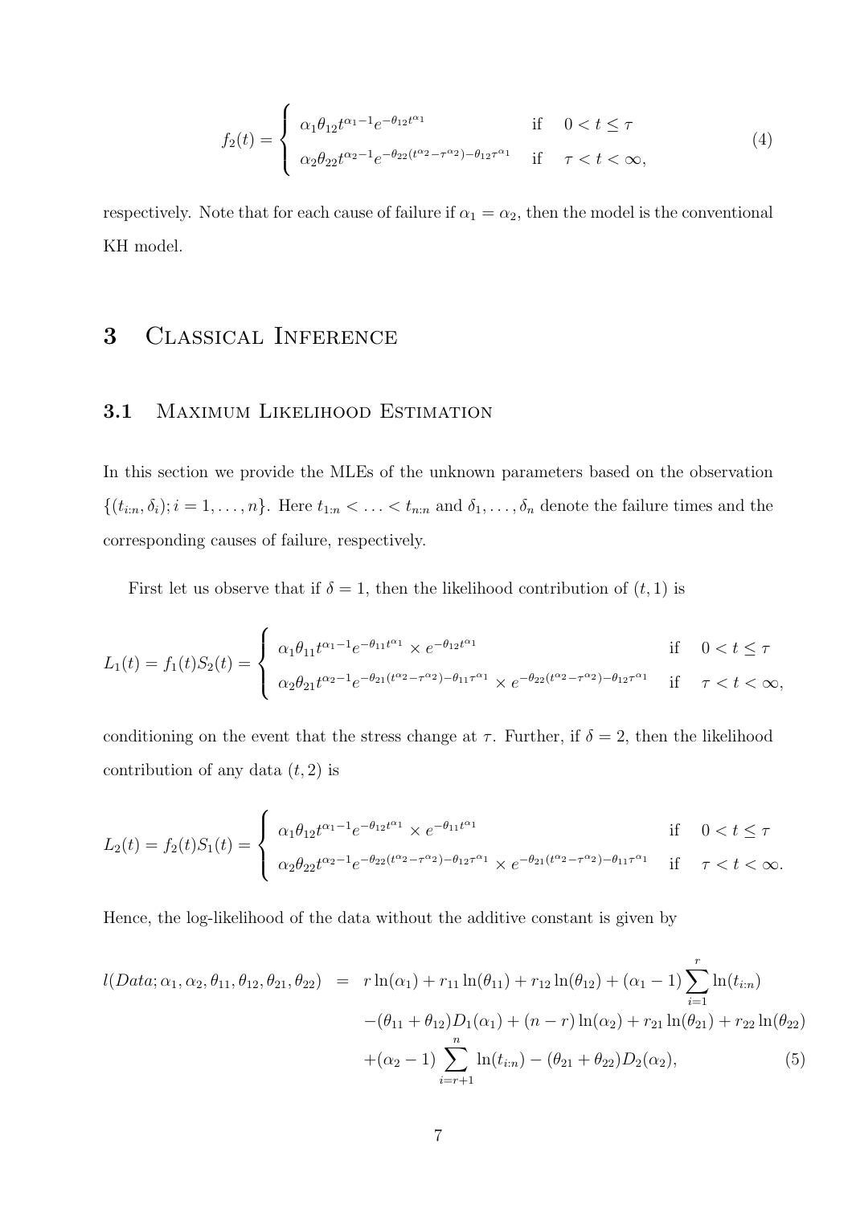$$
f_2(t) = \begin{cases} \alpha_1 \theta_{12} t^{\alpha_1 - 1} e^{-\theta_{12} t^{\alpha_1}} & \text{if} \quad 0 < t \leq \tau \\ \alpha_2 \theta_{22} t^{\alpha_2 - 1} e^{-\theta_{22}(t^{\alpha_2} - \tau^{\alpha_2}) - \theta_{12}\tau^{\alpha_1}} & \text{if} \quad \tau < t < \infty, \end{cases} \tag{4}
$$

respectively. Note that for each cause of failure if $\alpha_1 = \alpha_2$, then the model is the conventional KH model.

# 3 Classical Inference

## 3.1 Maximum Likelihood Estimation

In this section we provide the MLEs of the unknown parameters based on the observation $\{(t_{i:n}, \delta_i); i = 1, \ldots, n\}$. Here $t_{1:n} < \ldots < t_{n:n}$ and $\delta_1, \ldots, \delta_n$ denote the failure times and the corresponding causes of failure, respectively.

First let us observe that if $\delta = 1$, then the likelihood contribution of $(t, 1)$ is

$$
L_1(t) = f_1(t) S_2(t) = \begin{cases} \alpha_1 \theta_{11} t^{\alpha_1 - 1} e^{-\theta_{11} t^{\alpha_1}} \times e^{-\theta_{12} t^{\alpha_1}} & \text{if} \quad 0 < t \leq \tau \\ \alpha_2 \theta_{21} t^{\alpha_2 - 1} e^{-\theta_{21}(t^{\alpha_2} - \tau^{\alpha_2}) - \theta_{11}\tau^{\alpha_1}} \times e^{-\theta_{22}(t^{\alpha_2} - \tau^{\alpha_2}) - \theta_{12}\tau^{\alpha_1}} & \text{if} \quad \tau < t < \infty, \end{cases}
$$

conditioning on the event that the stress change at $\tau$. Further, if $\delta = 2$, then the likelihood contribution of any data $(t, 2)$ is

$$
L_2(t) = f_2(t) S_1(t) = \begin{cases} \alpha_1 \theta_{12} t^{\alpha_1 - 1} e^{-\theta_{12} t^{\alpha_1}} \times e^{-\theta_{11} t^{\alpha_1}} & \text{if} \quad 0 < t \leq \tau \\ \alpha_2 \theta_{22} t^{\alpha_2 - 1} e^{-\theta_{22}(t^{\alpha_2} - \tau^{\alpha_2}) - \theta_{12}\tau^{\alpha_1}} \times e^{-\theta_{21}(t^{\alpha_2} - \tau^{\alpha_2}) - \theta_{11}\tau^{\alpha_1}} & \text{if} \quad \tau < t < \infty. \end{cases}
$$

Hence, the log-likelihood of the data without the additive constant is given by

$$
\begin{aligned}
l(Data; \alpha_1, \alpha_2, \theta_{11}, \theta_{12}, \theta_{21}, \theta_{22}) \;=\; & r \ln(\alpha_1) + r_{11} \ln(\theta_{11}) + r_{12} \ln(\theta_{12}) + (\alpha_1 - 1) \sum_{i=1}^{r} \ln(t_{i:n}) \\
& - (\theta_{11} + \theta_{12}) D_1(\alpha_1) + (n - r) \ln(\alpha_2) + r_{21} \ln(\theta_{21}) + r_{22} \ln(\theta_{22}) \\
& + (\alpha_2 - 1) \sum_{i=r+1}^{n} \ln(t_{i:n}) - (\theta_{21} + \theta_{22}) D_2(\alpha_2),
\end{aligned} \tag{5}
$$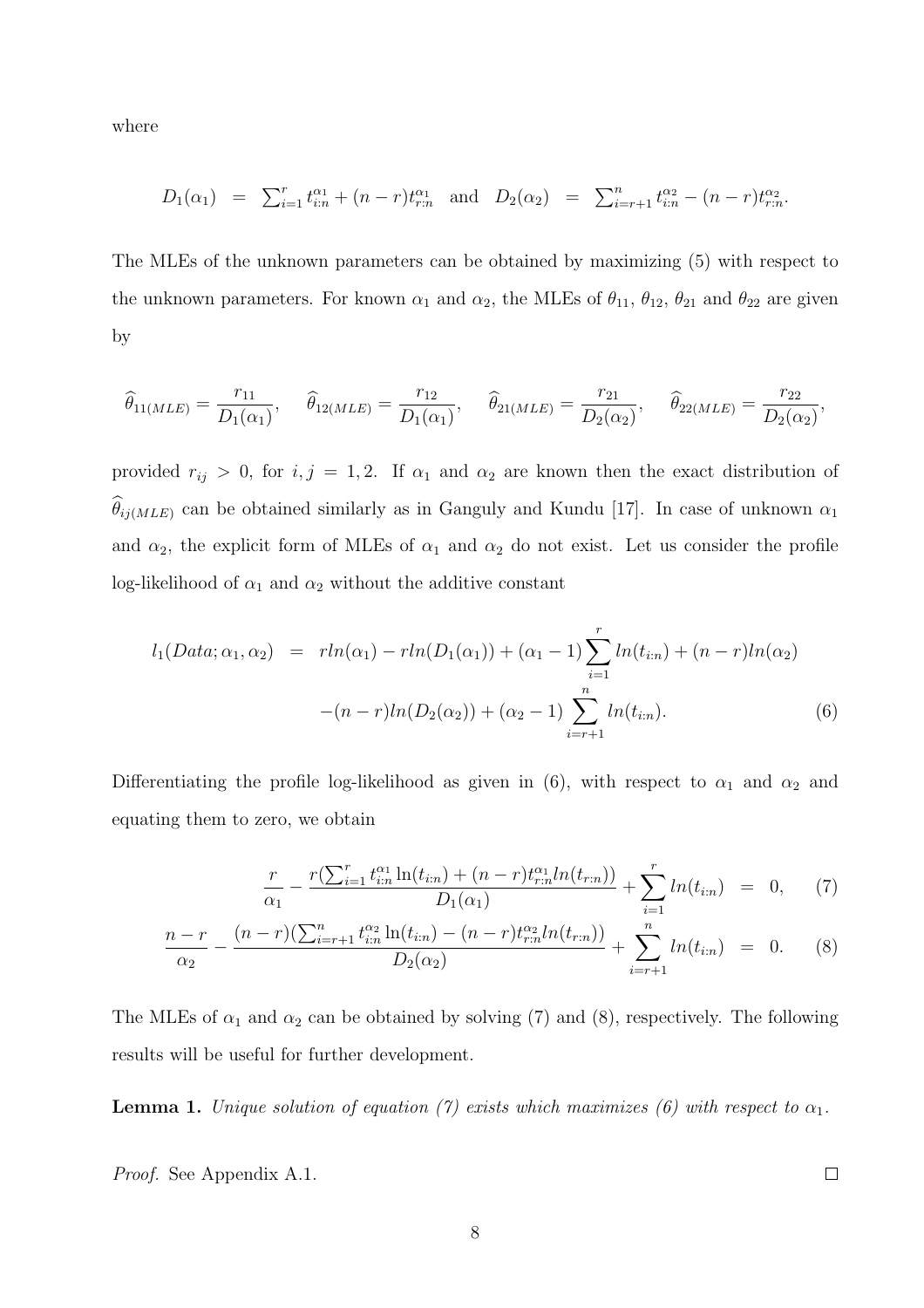where

$$D_1(\alpha_1) \;=\; \sum_{i=1}^{r} t_{i:n}^{\alpha_1} + (n-r)t_{r:n}^{\alpha_1} \quad \text{and} \quad D_2(\alpha_2) \;=\; \sum_{i=r+1}^{n} t_{i:n}^{\alpha_2} - (n-r)t_{r:n}^{\alpha_2}.$$

The MLEs of the unknown parameters can be obtained by maximizing (5) with respect to the unknown parameters. For known $\alpha_1$ and $\alpha_2$, the MLEs of $\theta_{11}$, $\theta_{12}$, $\theta_{21}$ and $\theta_{22}$ are given by

$$\widehat{\theta}_{11(MLE)} = \frac{r_{11}}{D_1(\alpha_1)}, \quad \widehat{\theta}_{12(MLE)} = \frac{r_{12}}{D_1(\alpha_1)}, \quad \widehat{\theta}_{21(MLE)} = \frac{r_{21}}{D_2(\alpha_2)}, \quad \widehat{\theta}_{22(MLE)} = \frac{r_{22}}{D_2(\alpha_2)},$$

provided $r_{ij} > 0$, for $i, j = 1, 2$. If $\alpha_1$ and $\alpha_2$ are known then the exact distribution of $\widehat{\theta}_{ij(MLE)}$ can be obtained similarly as in Ganguly and Kundu [17]. In case of unknown $\alpha_1$ and $\alpha_2$, the explicit form of MLEs of $\alpha_1$ and $\alpha_2$ do not exist. Let us consider the profile log-likelihood of $\alpha_1$ and $\alpha_2$ without the additive constant

$$\begin{aligned} l_1(Data; \alpha_1, \alpha_2) \;=\; & r ln(\alpha_1) - r ln(D_1(\alpha_1)) + (\alpha_1 - 1)\sum_{i=1}^{r} ln(t_{i:n}) + (n-r) ln(\alpha_2) \\ & -(n-r) ln(D_2(\alpha_2)) + (\alpha_2 - 1)\sum_{i=r+1}^{n} ln(t_{i:n}). \end{aligned} \tag{6}$$

Differentiating the profile log-likelihood as given in (6), with respect to $\alpha_1$ and $\alpha_2$ and equating them to zero, we obtain

$$\frac{r}{\alpha_1} - \frac{r(\sum_{i=1}^{r} t_{i:n}^{\alpha_1} \ln(t_{i:n}) + (n-r)t_{r:n}^{\alpha_1} ln(t_{r:n}))}{D_1(\alpha_1)} + \sum_{i=1}^{r} ln(t_{i:n}) \;=\; 0, \tag{7}$$

$$\frac{n-r}{\alpha_2} - \frac{(n-r)(\sum_{i=r+1}^{n} t_{i:n}^{\alpha_2} \ln(t_{i:n}) - (n-r)t_{r:n}^{\alpha_2} ln(t_{r:n}))}{D_2(\alpha_2)} + \sum_{i=r+1}^{n} ln(t_{i:n}) \;=\; 0. \tag{8}$$

The MLEs of $\alpha_1$ and $\alpha_2$ can be obtained by solving (7) and (8), respectively. The following results will be useful for further development.

**Lemma 1.** *Unique solution of equation (7) exists which maximizes (6) with respect to $\alpha_1$.*

*Proof.* See Appendix A.1. □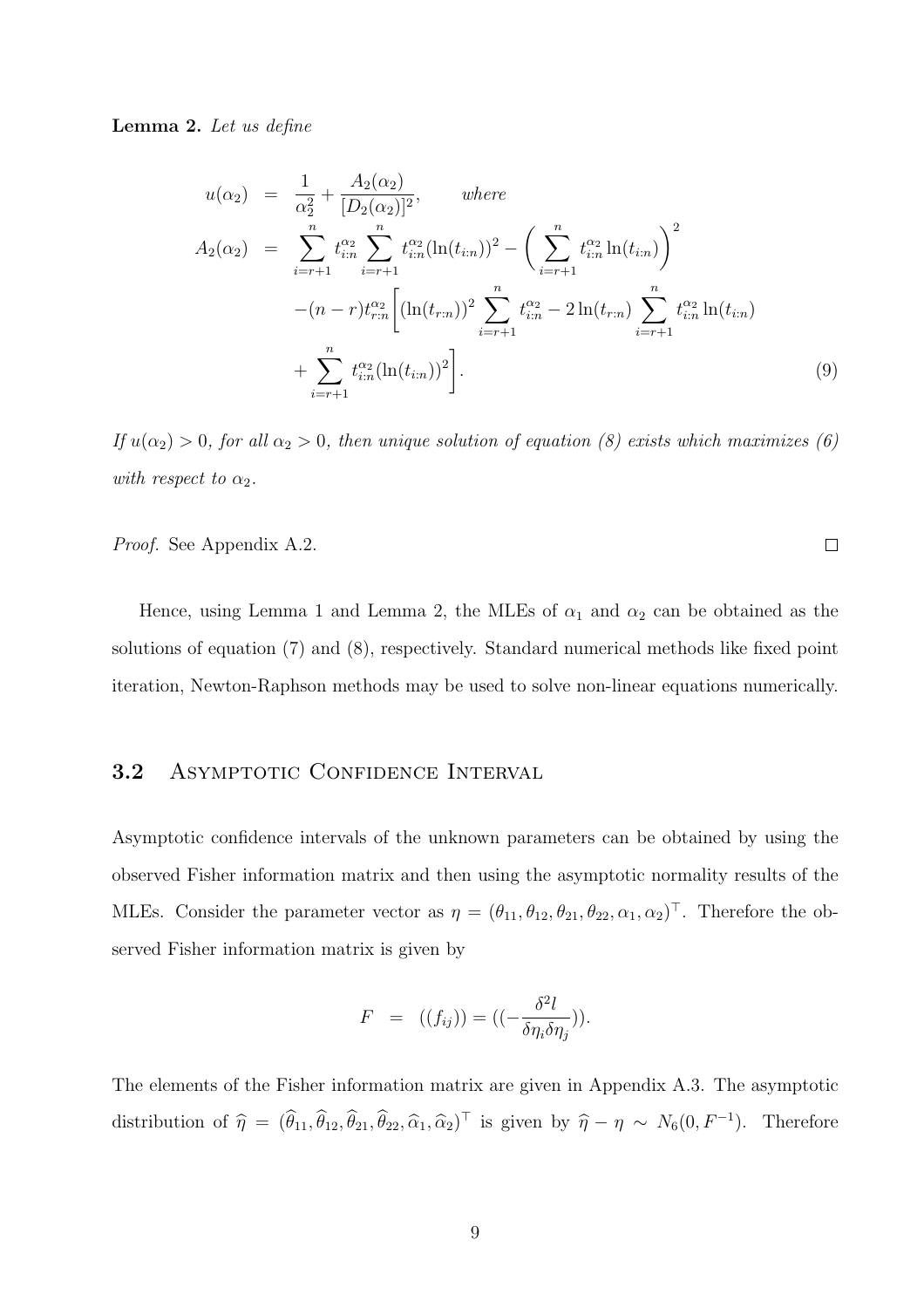**Lemma 2.** *Let us define*

$$
\begin{aligned}
u(\alpha_2) &= \frac{1}{\alpha_2^2} + \frac{A_2(\alpha_2)}{[D_2(\alpha_2)]^2}, \qquad \textit{where} \\
A_2(\alpha_2) &= \sum_{i=r+1}^{n} t_{i:n}^{\alpha_2} \sum_{i=r+1}^{n} t_{i:n}^{\alpha_2} (\ln(t_{i:n}))^2 - \left( \sum_{i=r+1}^{n} t_{i:n}^{\alpha_2} \ln(t_{i:n}) \right)^2 \\
&\quad -(n-r) t_{r:n}^{\alpha_2} \Bigg[ (\ln(t_{r:n}))^2 \sum_{i=r+1}^{n} t_{i:n}^{\alpha_2} - 2 \ln(t_{r:n}) \sum_{i=r+1}^{n} t_{i:n}^{\alpha_2} \ln(t_{i:n}) \\
&\quad + \sum_{i=r+1}^{n} t_{i:n}^{\alpha_2} (\ln(t_{i:n}))^2 \Bigg]. \qquad (9)
\end{aligned}
$$

*If $u(\alpha_2) > 0$, for all $\alpha_2 > 0$, then unique solution of equation (8) exists which maximizes (6) with respect to $\alpha_2$.*

*Proof.* See Appendix A.2. □

Hence, using Lemma 1 and Lemma 2, the MLEs of $\alpha_1$ and $\alpha_2$ can be obtained as the solutions of equation (7) and (8), respectively. Standard numerical methods like fixed point iteration, Newton-Raphson methods may be used to solve non-linear equations numerically.

### 3.2 Asymptotic Confidence Interval

Asymptotic confidence intervals of the unknown parameters can be obtained by using the observed Fisher information matrix and then using the asymptotic normality results of the MLEs. Consider the parameter vector as $\eta = (\theta_{11}, \theta_{12}, \theta_{21}, \theta_{22}, \alpha_1, \alpha_2)^\top$. Therefore the observed Fisher information matrix is given by

$$
F = ((f_{ij})) = ((-\frac{\delta^2 l}{\delta \eta_i \delta \eta_j})).
$$

The elements of the Fisher information matrix are given in Appendix A.3. The asymptotic distribution of $\widehat{\eta} = (\widehat{\theta}_{11}, \widehat{\theta}_{12}, \widehat{\theta}_{21}, \widehat{\theta}_{22}, \widehat{\alpha}_1, \widehat{\alpha}_2)^\top$ is given by $\widehat{\eta} - \eta \sim N_6(0, F^{-1})$. Therefore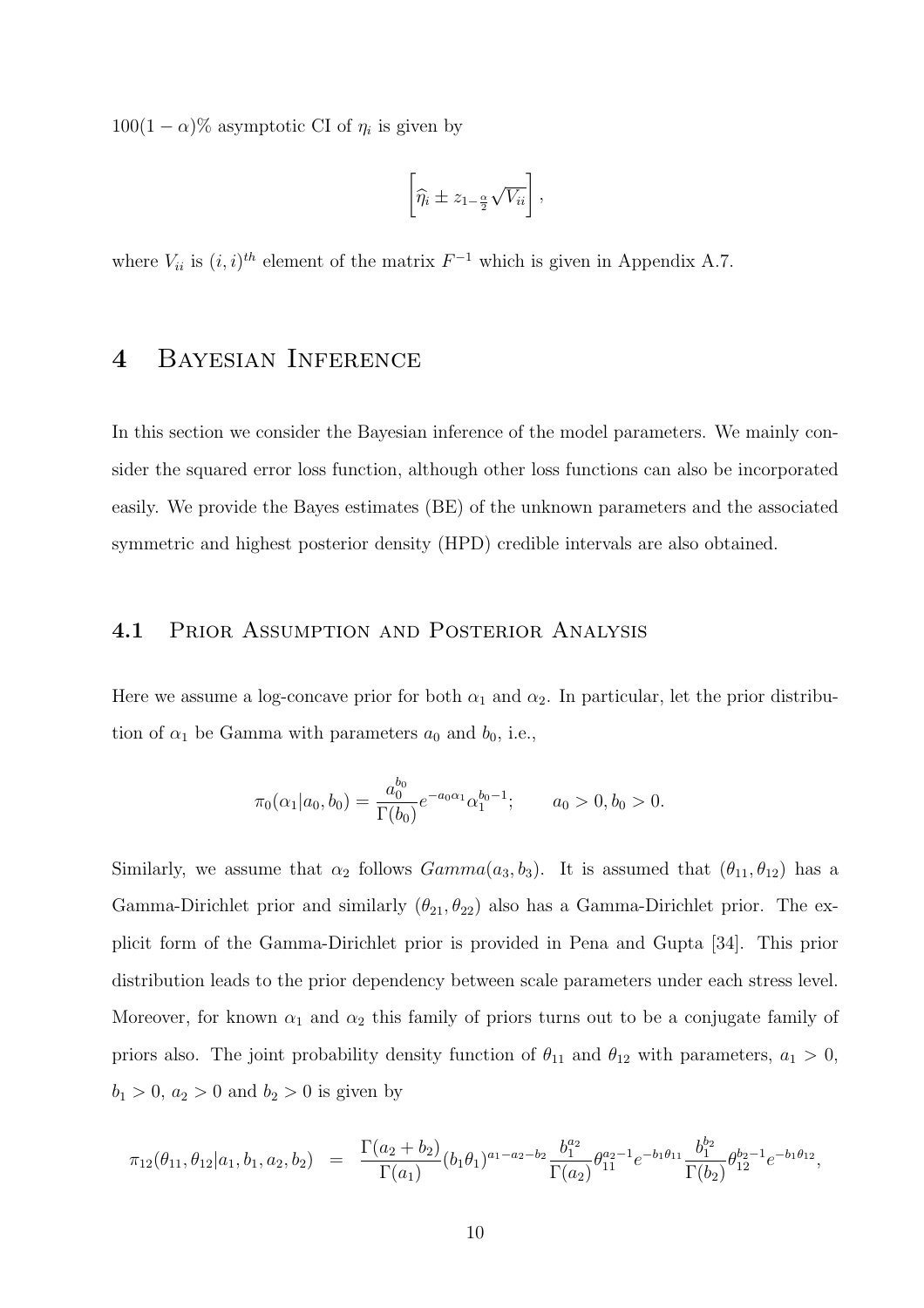$100(1-\alpha)\%$ asymptotic CI of $\eta_i$ is given by

$$\left[\widehat{\eta}_i \pm z_{1-\frac{\alpha}{2}} \sqrt{V_{ii}}\right],$$

where $V_{ii}$ is $(i,i)^{th}$ element of the matrix $F^{-1}$ which is given in Appendix A.7.

# 4 Bayesian Inference

In this section we consider the Bayesian inference of the model parameters. We mainly consider the squared error loss function, although other loss functions can also be incorporated easily. We provide the Bayes estimates (BE) of the unknown parameters and the associated symmetric and highest posterior density (HPD) credible intervals are also obtained.

## 4.1 Prior Assumption and Posterior Analysis

Here we assume a log-concave prior for both $\alpha_1$ and $\alpha_2$. In particular, let the prior distribution of $\alpha_1$ be Gamma with parameters $a_0$ and $b_0$, i.e.,

$$\pi_0(\alpha_1|a_0, b_0) = \frac{a_0^{b_0}}{\Gamma(b_0)} e^{-a_0\alpha_1} \alpha_1^{b_0-1}; \qquad a_0 > 0, b_0 > 0.$$

Similarly, we assume that $\alpha_2$ follows $Gamma(a_3, b_3)$. It is assumed that $(\theta_{11}, \theta_{12})$ has a Gamma-Dirichlet prior and similarly $(\theta_{21}, \theta_{22})$ also has a Gamma-Dirichlet prior. The explicit form of the Gamma-Dirichlet prior is provided in Pena and Gupta [34]. This prior distribution leads to the prior dependency between scale parameters under each stress level. Moreover, for known $\alpha_1$ and $\alpha_2$ this family of priors turns out to be a conjugate family of priors also. The joint probability density function of $\theta_{11}$ and $\theta_{12}$ with parameters, $a_1 > 0$, $b_1 > 0$, $a_2 > 0$ and $b_2 > 0$ is given by

$$\pi_{12}(\theta_{11}, \theta_{12}|a_1, b_1, a_2, b_2) = \frac{\Gamma(a_2+b_2)}{\Gamma(a_1)} (b_1\theta_1)^{a_1-a_2-b_2} \frac{b_1^{a_2}}{\Gamma(a_2)} \theta_{11}^{a_2-1} e^{-b_1\theta_{11}} \frac{b_1^{b_2}}{\Gamma(b_2)} \theta_{12}^{b_2-1} e^{-b_1\theta_{12}},$$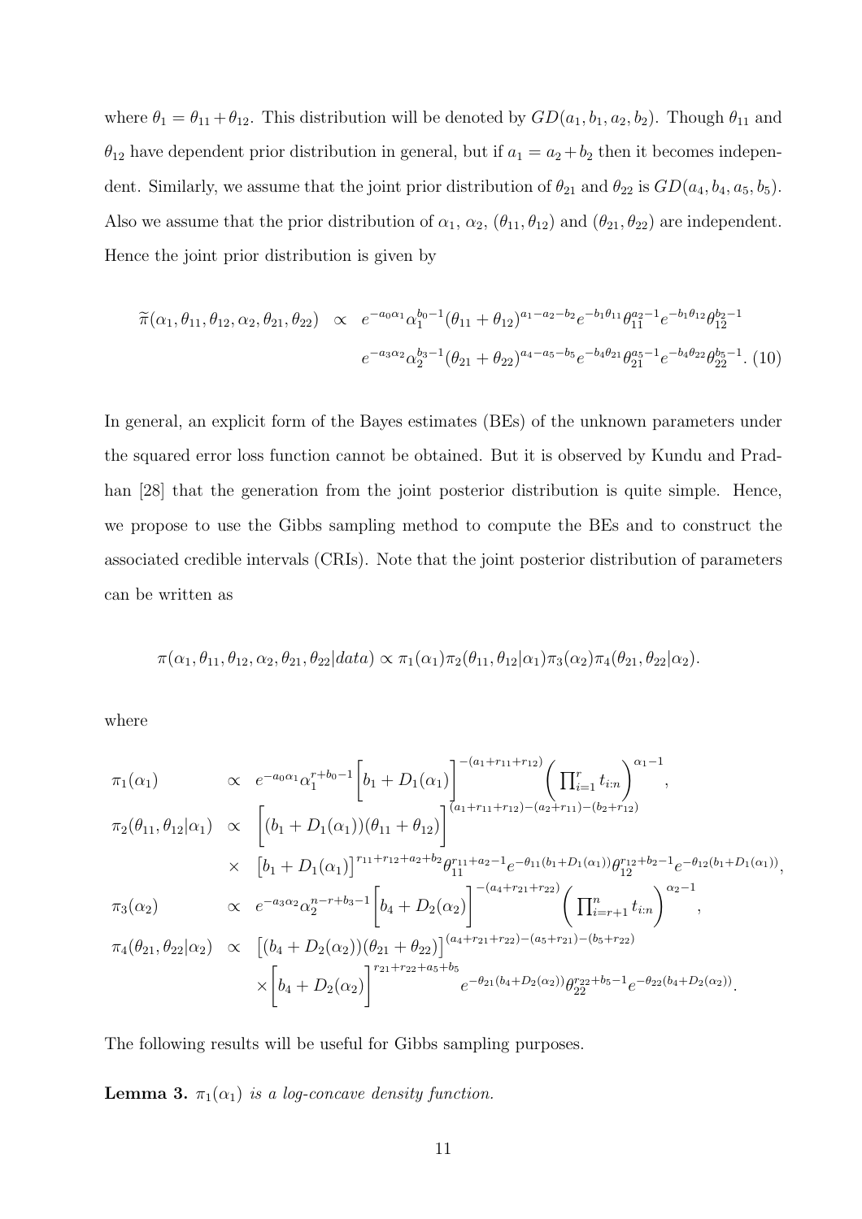where $\theta_1 = \theta_{11} + \theta_{12}$. This distribution will be denoted by $GD(a_1, b_1, a_2, b_2)$. Though $\theta_{11}$ and $\theta_{12}$ have dependent prior distribution in general, but if $a_1 = a_2 + b_2$ then it becomes independent. Similarly, we assume that the joint prior distribution of $\theta_{21}$ and $\theta_{22}$ is $GD(a_4, b_4, a_5, b_5)$. Also we assume that the prior distribution of $\alpha_1$, $\alpha_2$, $(\theta_{11}, \theta_{12})$ and $(\theta_{21}, \theta_{22})$ are independent. Hence the joint prior distribution is given by

$$
\begin{aligned}
\widetilde{\pi}(\alpha_1, \theta_{11}, \theta_{12}, \alpha_2, \theta_{21}, \theta_{22}) \;\propto\; & e^{-a_0\alpha_1}\alpha_1^{b_0-1}(\theta_{11}+\theta_{12})^{a_1-a_2-b_2}e^{-b_1\theta_{11}}\theta_{11}^{a_2-1}e^{-b_1\theta_{12}}\theta_{12}^{b_2-1} \\
& e^{-a_3\alpha_2}\alpha_2^{b_3-1}(\theta_{21}+\theta_{22})^{a_4-a_5-b_5}e^{-b_4\theta_{21}}\theta_{21}^{a_5-1}e^{-b_4\theta_{22}}\theta_{22}^{b_5-1}. \quad (10)
\end{aligned}
$$

In general, an explicit form of the Bayes estimates (BEs) of the unknown parameters under the squared error loss function cannot be obtained. But it is observed by Kundu and Pradhan [28] that the generation from the joint posterior distribution is quite simple. Hence, we propose to use the Gibbs sampling method to compute the BEs and to construct the associated credible intervals (CRIs). Note that the joint posterior distribution of parameters can be written as

$$
\pi(\alpha_1, \theta_{11}, \theta_{12}, \alpha_2, \theta_{21}, \theta_{22}|data) \propto \pi_1(\alpha_1)\pi_2(\theta_{11}, \theta_{12}|\alpha_1)\pi_3(\alpha_2)\pi_4(\theta_{21}, \theta_{22}|\alpha_2).
$$

where

$$
\begin{aligned}
\pi_1(\alpha_1) \;&\propto\; e^{-a_0\alpha_1}\alpha_1^{r+b_0-1}\Big[b_1 + D_1(\alpha_1)\Big]^{-(a_1+r_{11}+r_{12})}\left(\prod_{i=1}^{r} t_{i:n}\right)^{\alpha_1-1}, \\
\pi_2(\theta_{11}, \theta_{12}|\alpha_1) \;&\propto\; \Big[(b_1 + D_1(\alpha_1))(\theta_{11}+\theta_{12})\Big]^{(a_1+r_{11}+r_{12})-(a_2+r_{11})-(b_2+r_{12})} \\
&\times\; \big[b_1 + D_1(\alpha_1)\big]^{r_{11}+r_{12}+a_2+b_2}\theta_{11}^{r_{11}+a_2-1}e^{-\theta_{11}(b_1+D_1(\alpha_1))}\theta_{12}^{r_{12}+b_2-1}e^{-\theta_{12}(b_1+D_1(\alpha_1))}, \\
\pi_3(\alpha_2) \;&\propto\; e^{-a_3\alpha_2}\alpha_2^{n-r+b_3-1}\Big[b_4 + D_2(\alpha_2)\Big]^{-(a_4+r_{21}+r_{22})}\left(\prod_{i=r+1}^{n} t_{i:n}\right)^{\alpha_2-1}, \\
\pi_4(\theta_{21}, \theta_{22}|\alpha_2) \;&\propto\; \big[(b_4 + D_2(\alpha_2))(\theta_{21}+\theta_{22})\big]^{(a_4+r_{21}+r_{22})-(a_5+r_{21})-(b_5+r_{22})} \\
&\times \Big[b_4 + D_2(\alpha_2)\Big]^{r_{21}+r_{22}+a_5+b_5} e^{-\theta_{21}(b_4+D_2(\alpha_2))}\theta_{22}^{r_{22}+b_5-1}e^{-\theta_{22}(b_4+D_2(\alpha_2))}.
\end{aligned}
$$

The following results will be useful for Gibbs sampling purposes.

**Lemma 3.** *$\pi_1(\alpha_1)$ is a log-concave density function.*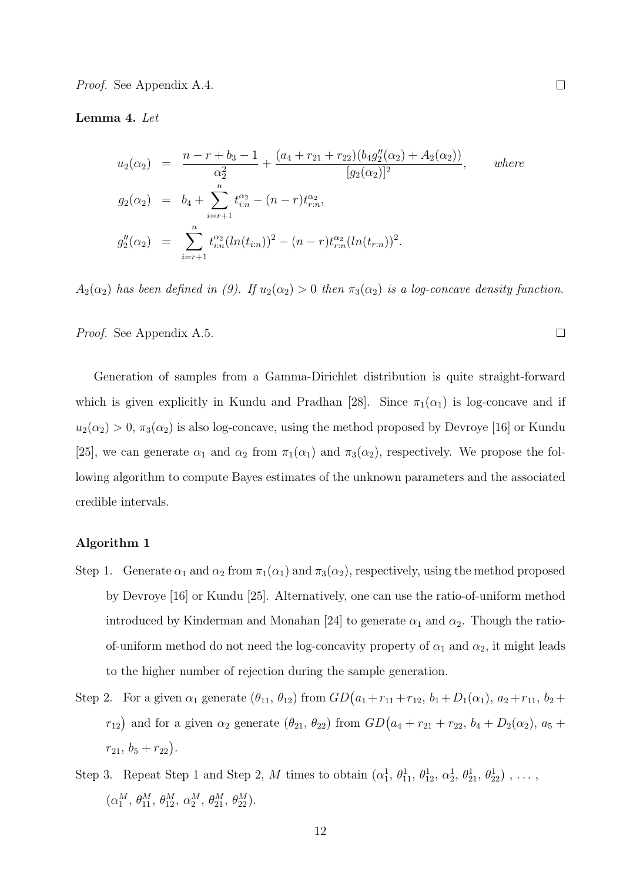*Proof.* See Appendix A.4. ∎

**Lemma 4.** *Let*

$$
\begin{aligned}
u_2(\alpha_2) &= \frac{n-r+b_3-1}{\alpha_2^2} + \frac{(a_4+r_{21}+r_{22})(b_4 g_2''(\alpha_2)+A_2(\alpha_2))}{[g_2(\alpha_2)]^2}, \qquad \textit{where} \\
g_2(\alpha_2) &= b_4 + \sum_{i=r+1}^{n} t_{i:n}^{\alpha_2} - (n-r)t_{r:n}^{\alpha_2}, \\
g_2''(\alpha_2) &= \sum_{i=r+1}^{n} t_{i:n}^{\alpha_2}(ln(t_{i:n}))^2 - (n-r)t_{r:n}^{\alpha_2}(ln(t_{r:n}))^2.
\end{aligned}
$$

*$A_2(\alpha_2)$ has been defined in (9). If $u_2(\alpha_2) > 0$ then $\pi_3(\alpha_2)$ is a log-concave density function.*

*Proof.* See Appendix A.5. ∎

Generation of samples from a Gamma-Dirichlet distribution is quite straight-forward which is given explicitly in Kundu and Pradhan [28]. Since $\pi_1(\alpha_1)$ is log-concave and if $u_2(\alpha_2) > 0$, $\pi_3(\alpha_2)$ is also log-concave, using the method proposed by Devroye [16] or Kundu [25], we can generate $\alpha_1$ and $\alpha_2$ from $\pi_1(\alpha_1)$ and $\pi_3(\alpha_2)$, respectively. We propose the following algorithm to compute Bayes estimates of the unknown parameters and the associated credible intervals.

**Algorithm 1**

Step 1. Generate $\alpha_1$ and $\alpha_2$ from $\pi_1(\alpha_1)$ and $\pi_3(\alpha_2)$, respectively, using the method proposed by Devroye [16] or Kundu [25]. Alternatively, one can use the ratio-of-uniform method introduced by Kinderman and Monahan [24] to generate $\alpha_1$ and $\alpha_2$. Though the ratio-of-uniform method do not need the log-concavity property of $\alpha_1$ and $\alpha_2$, it might leads to the higher number of rejection during the sample generation.

Step 2. For a given $\alpha_1$ generate $(\theta_{11}, \theta_{12})$ from $GD\big(a_1+r_{11}+r_{12},\, b_1+D_1(\alpha_1),\, a_2+r_{11},\, b_2+r_{12}\big)$ and for a given $\alpha_2$ generate $(\theta_{21}, \theta_{22})$ from $GD\big(a_4+r_{21}+r_{22},\, b_4+D_2(\alpha_2),\, a_5+r_{21},\, b_5+r_{22}\big)$.

Step 3. Repeat Step 1 and Step 2, $M$ times to obtain $(\alpha_1^1, \theta_{11}^1, \theta_{12}^1, \alpha_2^1, \theta_{21}^1, \theta_{22}^1)$ , ... , $(\alpha_1^M, \theta_{11}^M, \theta_{12}^M, \alpha_2^M, \theta_{21}^M, \theta_{22}^M)$.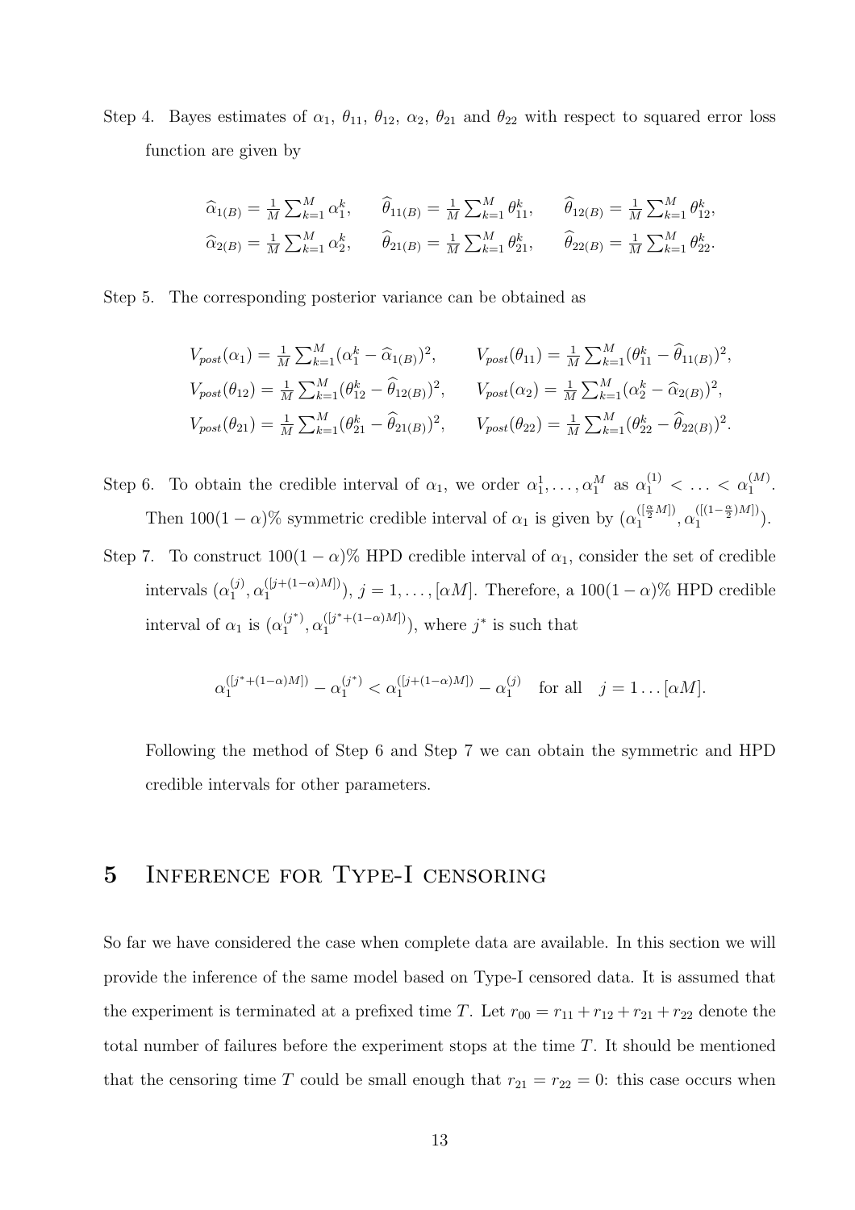Step 4. Bayes estimates of $\alpha_1$, $\theta_{11}$, $\theta_{12}$, $\alpha_2$, $\theta_{21}$ and $\theta_{22}$ with respect to squared error loss function are given by

$$\widehat{\alpha}_{1(B)} = \frac{1}{M}\sum_{k=1}^{M}\alpha_1^k, \qquad \widehat{\theta}_{11(B)} = \frac{1}{M}\sum_{k=1}^{M}\theta_{11}^k, \qquad \widehat{\theta}_{12(B)} = \frac{1}{M}\sum_{k=1}^{M}\theta_{12}^k,$$
$$\widehat{\alpha}_{2(B)} = \frac{1}{M}\sum_{k=1}^{M}\alpha_2^k, \qquad \widehat{\theta}_{21(B)} = \frac{1}{M}\sum_{k=1}^{M}\theta_{21}^k, \qquad \widehat{\theta}_{22(B)} = \frac{1}{M}\sum_{k=1}^{M}\theta_{22}^k.$$

Step 5. The corresponding posterior variance can be obtained as

$$V_{post}(\alpha_1) = \frac{1}{M}\sum_{k=1}^{M}(\alpha_1^k - \widehat{\alpha}_{1(B)})^2, \qquad V_{post}(\theta_{11}) = \frac{1}{M}\sum_{k=1}^{M}(\theta_{11}^k - \widehat{\theta}_{11(B)})^2,$$
$$V_{post}(\theta_{12}) = \frac{1}{M}\sum_{k=1}^{M}(\theta_{12}^k - \widehat{\theta}_{12(B)})^2, \qquad V_{post}(\alpha_2) = \frac{1}{M}\sum_{k=1}^{M}(\alpha_2^k - \widehat{\alpha}_{2(B)})^2,$$
$$V_{post}(\theta_{21}) = \frac{1}{M}\sum_{k=1}^{M}(\theta_{21}^k - \widehat{\theta}_{21(B)})^2, \qquad V_{post}(\theta_{22}) = \frac{1}{M}\sum_{k=1}^{M}(\theta_{22}^k - \widehat{\theta}_{22(B)})^2.$$

Step 6. To obtain the credible interval of $\alpha_1$, we order $\alpha_1^1, \ldots, \alpha_1^M$ as $\alpha_1^{(1)} < \ldots < \alpha_1^{(M)}$. Then $100(1-\alpha)\%$ symmetric credible interval of $\alpha_1$ is given by $(\alpha_1^{([\frac{\alpha}{2}M])}, \alpha_1^{([(1-\frac{\alpha}{2})M])})$.

Step 7. To construct $100(1-\alpha)\%$ HPD credible interval of $\alpha_1$, consider the set of credible intervals $(\alpha_1^{(j)}, \alpha_1^{([j+(1-\alpha)M])})$, $j = 1, \ldots, [\alpha M]$. Therefore, a $100(1-\alpha)\%$ HPD credible interval of $\alpha_1$ is $(\alpha_1^{(j^*)}, \alpha_1^{([j^*+(1-\alpha)M])})$, where $j^*$ is such that

$$\alpha_1^{([j^*+(1-\alpha)M])} - \alpha_1^{(j^*)} < \alpha_1^{([j+(1-\alpha)M])} - \alpha_1^{(j)} \quad \text{for all} \quad j = 1 \ldots [\alpha M].$$

Following the method of Step 6 and Step 7 we can obtain the symmetric and HPD credible intervals for other parameters.

## 5 Inference for Type-I censoring

So far we have considered the case when complete data are available. In this section we will provide the inference of the same model based on Type-I censored data. It is assumed that the experiment is terminated at a prefixed time $T$. Let $r_{00} = r_{11} + r_{12} + r_{21} + r_{22}$ denote the total number of failures before the experiment stops at the time $T$. It should be mentioned that the censoring time $T$ could be small enough that $r_{21} = r_{22} = 0$: this case occurs when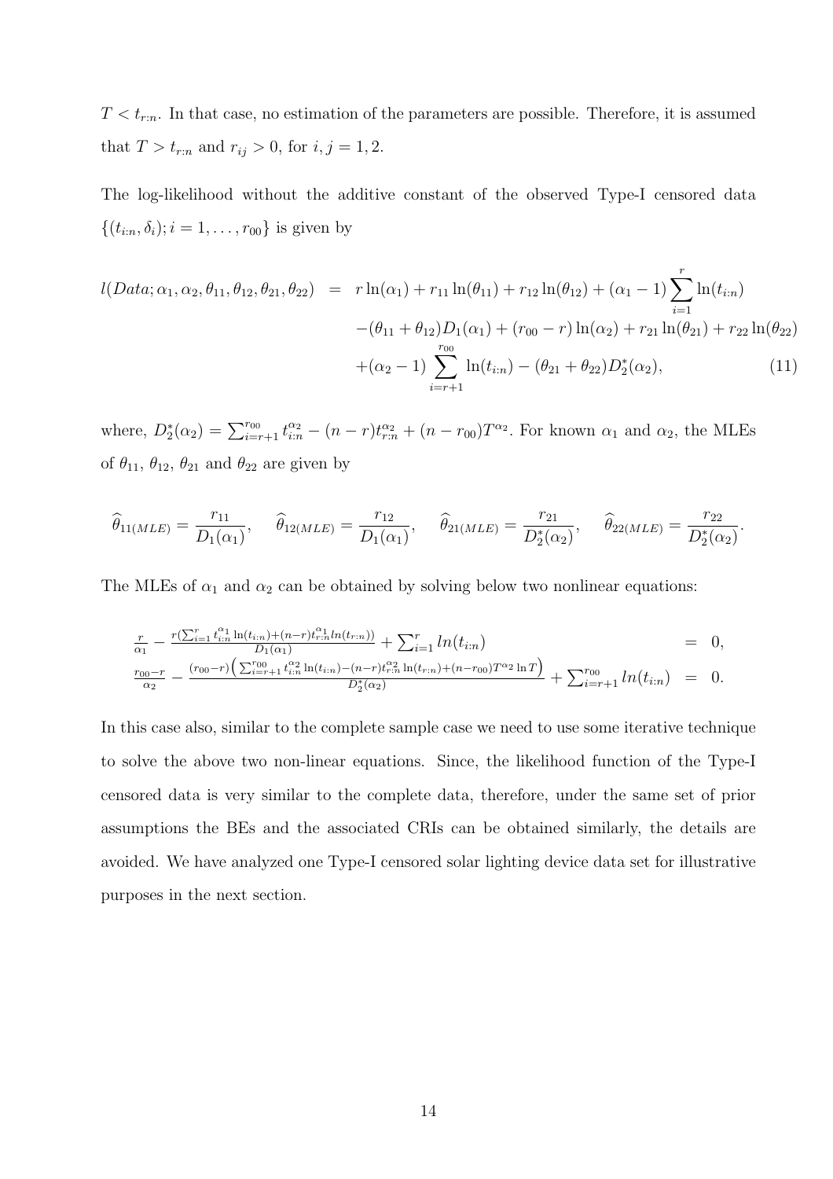$T < t_{r:n}$. In that case, no estimation of the parameters are possible. Therefore, it is assumed that $T > t_{r:n}$ and $r_{ij} > 0$, for $i, j = 1, 2$.

The log-likelihood without the additive constant of the observed Type-I censored data $\{(t_{i:n}, \delta_i); i = 1, \ldots, r_{00}\}$ is given by

$$
\begin{aligned}
l(Data; \alpha_1, \alpha_2, \theta_{11}, \theta_{12}, \theta_{21}, \theta_{22}) \;=\; & r\ln(\alpha_1) + r_{11}\ln(\theta_{11}) + r_{12}\ln(\theta_{12}) + (\alpha_1 - 1)\sum_{i=1}^{r}\ln(t_{i:n}) \\
& -(\theta_{11} + \theta_{12})D_1(\alpha_1) + (r_{00} - r)\ln(\alpha_2) + r_{21}\ln(\theta_{21}) + r_{22}\ln(\theta_{22}) \\
& +(\alpha_2 - 1)\sum_{i=r+1}^{r_{00}}\ln(t_{i:n}) - (\theta_{21} + \theta_{22})D_2^*(\alpha_2), \qquad (11)
\end{aligned}
$$

where, $D_2^*(\alpha_2) = \sum_{i=r+1}^{r_{00}} t_{i:n}^{\alpha_2} - (n-r)t_{r:n}^{\alpha_2} + (n - r_{00})T^{\alpha_2}$. For known $\alpha_1$ and $\alpha_2$, the MLEs of $\theta_{11}$, $\theta_{12}$, $\theta_{21}$ and $\theta_{22}$ are given by

$$
\widehat{\theta}_{11(MLE)} = \frac{r_{11}}{D_1(\alpha_1)}, \quad \widehat{\theta}_{12(MLE)} = \frac{r_{12}}{D_1(\alpha_1)}, \quad \widehat{\theta}_{21(MLE)} = \frac{r_{21}}{D_2^*(\alpha_2)}, \quad \widehat{\theta}_{22(MLE)} = \frac{r_{22}}{D_2^*(\alpha_2)}.
$$

The MLEs of $\alpha_1$ and $\alpha_2$ can be obtained by solving below two nonlinear equations:

$$
\begin{aligned}
\frac{r}{\alpha_1} - \frac{r(\sum_{i=1}^{r} t_{i:n}^{\alpha_1}\ln(t_{i:n}) + (n-r)t_{r:n}^{\alpha_1} ln(t_{r:n}))}{D_1(\alpha_1)} + \sum_{i=1}^{r} ln(t_{i:n}) &= 0, \\
\frac{r_{00}-r}{\alpha_2} - \frac{(r_{00}-r)\left(\sum_{i=r+1}^{r_{00}} t_{i:n}^{\alpha_2}\ln(t_{i:n}) - (n-r)t_{r:n}^{\alpha_2}\ln(t_{r:n}) + (n-r_{00})T^{\alpha_2}\ln T\right)}{D_2^*(\alpha_2)} + \sum_{i=r+1}^{r_{00}} ln(t_{i:n}) &= 0.
\end{aligned}
$$

In this case also, similar to the complete sample case we need to use some iterative technique to solve the above two non-linear equations. Since, the likelihood function of the Type-I censored data is very similar to the complete data, therefore, under the same set of prior assumptions the BEs and the associated CRIs can be obtained similarly, the details are avoided. We have analyzed one Type-I censored solar lighting device data set for illustrative purposes in the next section.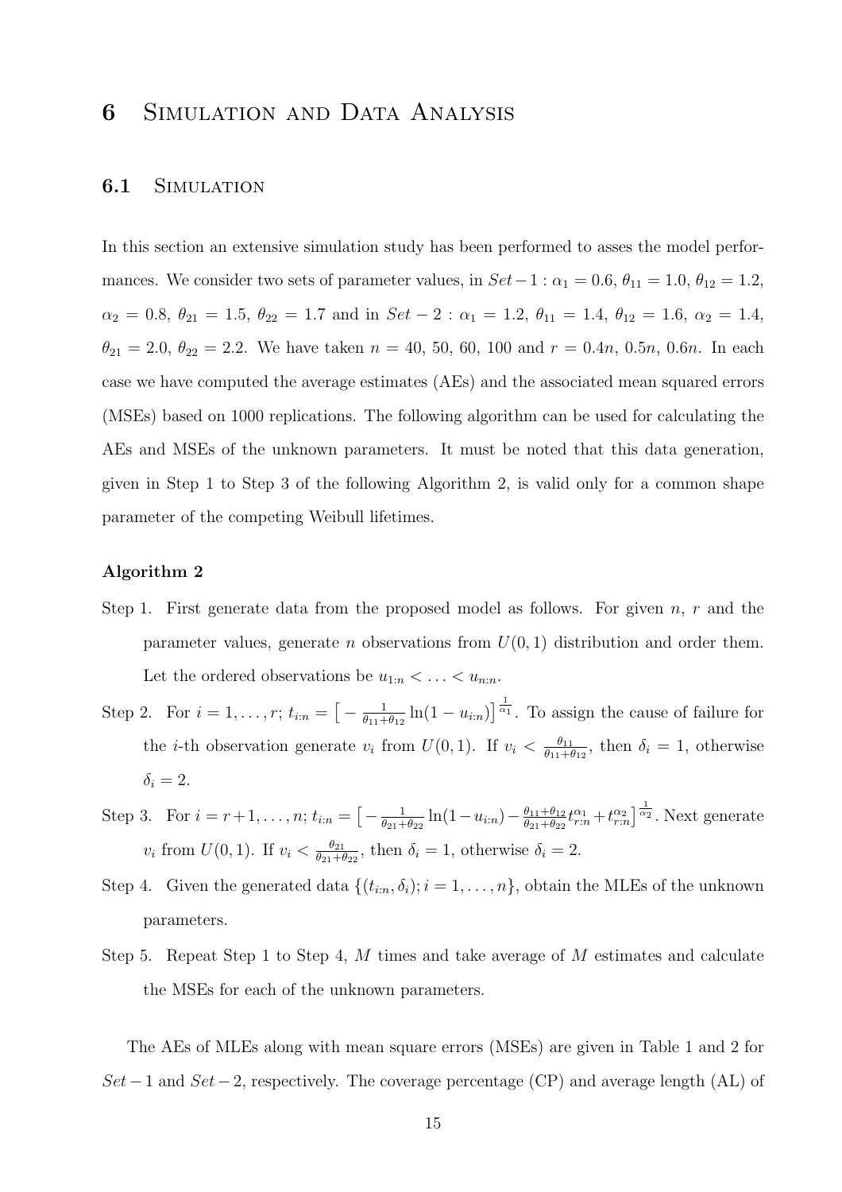# 6 Simulation and Data Analysis

## 6.1 Simulation

In this section an extensive simulation study has been performed to asses the model performances. We consider two sets of parameter values, in $Set-1$ : $\alpha_1 = 0.6$, $\theta_{11} = 1.0$, $\theta_{12} = 1.2$, $\alpha_2 = 0.8$, $\theta_{21} = 1.5$, $\theta_{22} = 1.7$ and in $Set-2$ : $\alpha_1 = 1.2$, $\theta_{11} = 1.4$, $\theta_{12} = 1.6$, $\alpha_2 = 1.4$, $\theta_{21} = 2.0$, $\theta_{22} = 2.2$. We have taken $n = 40$, $50$, $60$, $100$ and $r = 0.4n$, $0.5n$, $0.6n$. In each case we have computed the average estimates (AEs) and the associated mean squared errors (MSEs) based on 1000 replications. The following algorithm can be used for calculating the AEs and MSEs of the unknown parameters. It must be noted that this data generation, given in Step 1 to Step 3 of the following Algorithm 2, is valid only for a common shape parameter of the competing Weibull lifetimes.

**Algorithm 2**

Step 1. First generate data from the proposed model as follows. For given $n$, $r$ and the parameter values, generate $n$ observations from $U(0, 1)$ distribution and order them. Let the ordered observations be $u_{1:n} < \ldots < u_{n:n}$.

Step 2. For $i = 1, \ldots, r$; $t_{i:n} = \big[-\frac{1}{\theta_{11}+\theta_{12}}\ln(1-u_{i:n})\big]^{\frac{1}{\alpha_1}}$. To assign the cause of failure for the $i$-th observation generate $v_i$ from $U(0, 1)$. If $v_i < \frac{\theta_{11}}{\theta_{11}+\theta_{12}}$, then $\delta_i = 1$, otherwise $\delta_i = 2$.

Step 3. For $i = r+1, \ldots, n$; $t_{i:n} = \big[-\frac{1}{\theta_{21}+\theta_{22}}\ln(1-u_{i:n}) - \frac{\theta_{11}+\theta_{12}}{\theta_{21}+\theta_{22}}t_{r:n}^{\alpha_1} + t_{r:n}^{\alpha_2}\big]^{\frac{1}{\alpha_2}}$. Next generate $v_i$ from $U(0, 1)$. If $v_i < \frac{\theta_{21}}{\theta_{21}+\theta_{22}}$, then $\delta_i = 1$, otherwise $\delta_i = 2$.

Step 4. Given the generated data $\{(t_{i:n}, \delta_i); i = 1, \ldots, n\}$, obtain the MLEs of the unknown parameters.

Step 5. Repeat Step 1 to Step 4, $M$ times and take average of $M$ estimates and calculate the MSEs for each of the unknown parameters.

The AEs of MLEs along with mean square errors (MSEs) are given in Table 1 and 2 for $Set-1$ and $Set-2$, respectively. The coverage percentage (CP) and average length (AL) of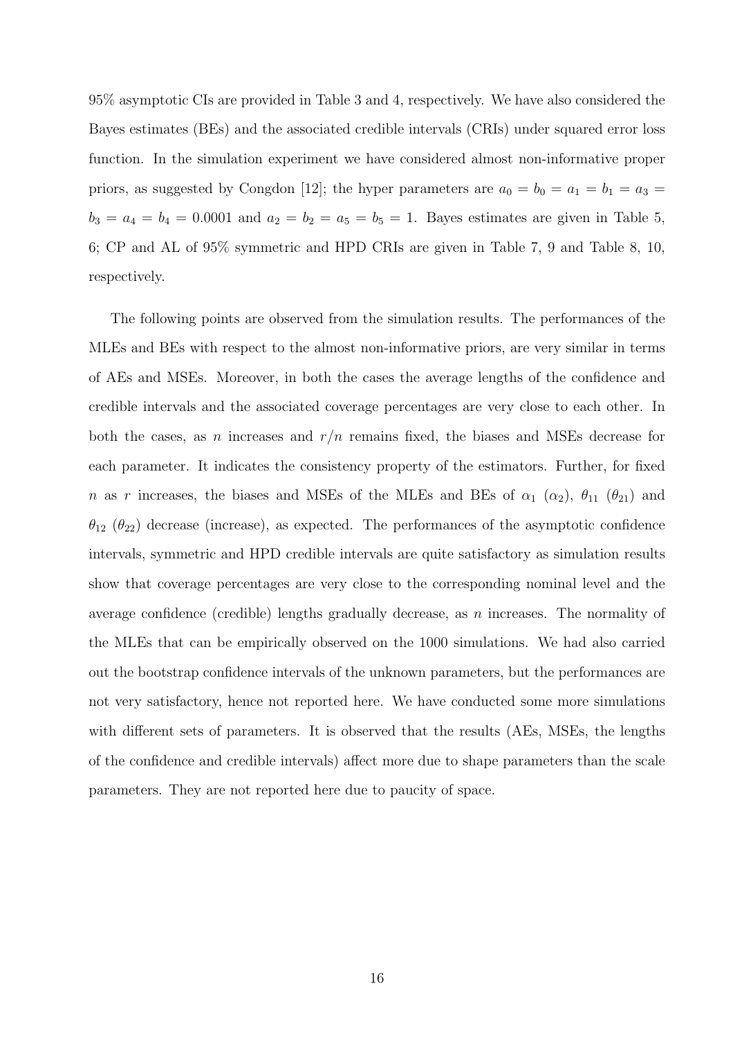95% asymptotic CIs are provided in Table 3 and 4, respectively. We have also considered the Bayes estimates (BEs) and the associated credible intervals (CRIs) under squared error loss function. In the simulation experiment we have considered almost non-informative proper priors, as suggested by Congdon [12]; the hyper parameters are $a_0 = b_0 = a_1 = b_1 = a_3 = b_3 = a_4 = b_4 = 0.0001$ and $a_2 = b_2 = a_5 = b_5 = 1$. Bayes estimates are given in Table 5, 6; CP and AL of 95% symmetric and HPD CRIs are given in Table 7, 9 and Table 8, 10, respectively.

The following points are observed from the simulation results. The performances of the MLEs and BEs with respect to the almost non-informative priors, are very similar in terms of AEs and MSEs. Moreover, in both the cases the average lengths of the confidence and credible intervals and the associated coverage percentages are very close to each other. In both the cases, as $n$ increases and $r/n$ remains fixed, the biases and MSEs decrease for each parameter. It indicates the consistency property of the estimators. Further, for fixed $n$ as $r$ increases, the biases and MSEs of the MLEs and BEs of $\alpha_1$ ($\alpha_2$), $\theta_{11}$ ($\theta_{21}$) and $\theta_{12}$ ($\theta_{22}$) decrease (increase), as expected. The performances of the asymptotic confidence intervals, symmetric and HPD credible intervals are quite satisfactory as simulation results show that coverage percentages are very close to the corresponding nominal level and the average confidence (credible) lengths gradually decrease, as $n$ increases. The normality of the MLEs that can be empirically observed on the 1000 simulations. We had also carried out the bootstrap confidence intervals of the unknown parameters, but the performances are not very satisfactory, hence not reported here. We have conducted some more simulations with different sets of parameters. It is observed that the results (AEs, MSEs, the lengths of the confidence and credible intervals) affect more due to shape parameters than the scale parameters. They are not reported here due to paucity of space.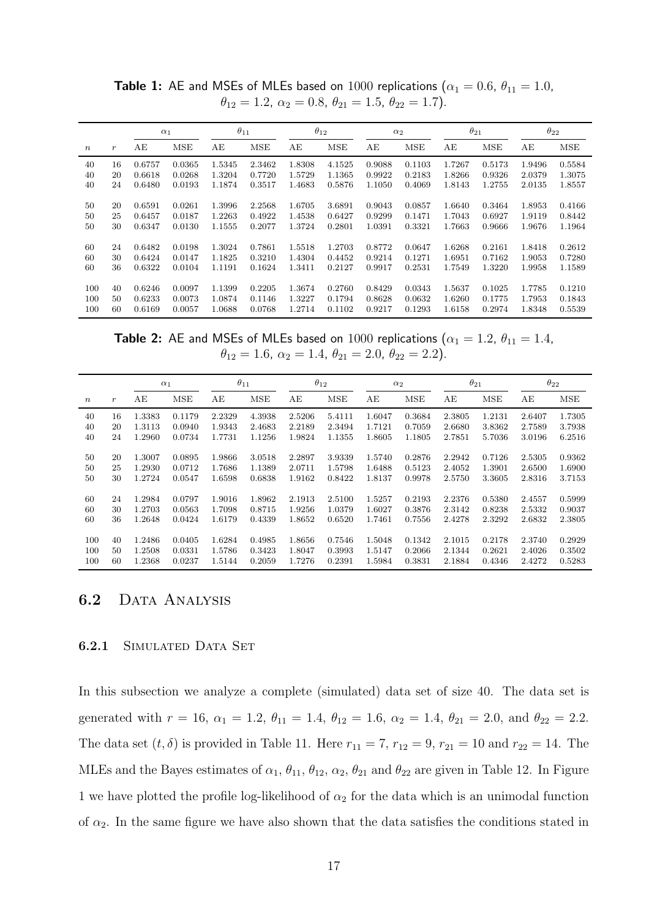**Table 1:** AE and MSEs of MLEs based on 1000 replications ($\alpha_1 = 0.6$, $\theta_{11} = 1.0$, $\theta_{12} = 1.2$, $\alpha_2 = 0.8$, $\theta_{21} = 1.5$, $\theta_{22} = 1.7$).

| | | $\alpha_1$ | | $\theta_{11}$ | | $\theta_{12}$ | | $\alpha_2$ | | $\theta_{21}$ | | $\theta_{22}$ | |
|---|---|---|---|---|---|---|---|---|---|---|---|---|---|
| $n$ | $r$ | AE | MSE | AE | MSE | AE | MSE | AE | MSE | AE | MSE | AE | MSE |
| 40 | 16 | 0.6757 | 0.0365 | 1.5345 | 2.3462 | 1.8308 | 4.1525 | 0.9088 | 0.1103 | 1.7267 | 0.5173 | 1.9496 | 0.5584 |
| 40 | 20 | 0.6618 | 0.0268 | 1.3204 | 0.7720 | 1.5729 | 1.1365 | 0.9922 | 0.2183 | 1.8266 | 0.9326 | 2.0379 | 1.3075 |
| 40 | 24 | 0.6480 | 0.0193 | 1.1874 | 0.3517 | 1.4683 | 0.5876 | 1.1050 | 0.4069 | 1.8143 | 1.2755 | 2.0135 | 1.8557 |
| 50 | 20 | 0.6591 | 0.0261 | 1.3996 | 2.2568 | 1.6705 | 3.6891 | 0.9043 | 0.0857 | 1.6640 | 0.3464 | 1.8953 | 0.4166 |
| 50 | 25 | 0.6457 | 0.0187 | 1.2263 | 0.4922 | 1.4538 | 0.6427 | 0.9299 | 0.1471 | 1.7043 | 0.6927 | 1.9119 | 0.8442 |
| 50 | 30 | 0.6347 | 0.0130 | 1.1555 | 0.2077 | 1.3724 | 0.2801 | 1.0391 | 0.3321 | 1.7663 | 0.9666 | 1.9676 | 1.1964 |
| 60 | 24 | 0.6482 | 0.0198 | 1.3024 | 0.7861 | 1.5518 | 1.2703 | 0.8772 | 0.0647 | 1.6268 | 0.2161 | 1.8418 | 0.2612 |
| 60 | 30 | 0.6424 | 0.0147 | 1.1825 | 0.3210 | 1.4304 | 0.4452 | 0.9214 | 0.1271 | 1.6951 | 0.7162 | 1.9053 | 0.7280 |
| 60 | 36 | 0.6322 | 0.0104 | 1.1191 | 0.1624 | 1.3411 | 0.2127 | 0.9917 | 0.2531 | 1.7549 | 1.3220 | 1.9958 | 1.1589 |
| 100 | 40 | 0.6246 | 0.0097 | 1.1399 | 0.2205 | 1.3674 | 0.2760 | 0.8429 | 0.0343 | 1.5637 | 0.1025 | 1.7785 | 0.1210 |
| 100 | 50 | 0.6233 | 0.0073 | 1.0874 | 0.1146 | 1.3227 | 0.1794 | 0.8628 | 0.0632 | 1.6260 | 0.1775 | 1.7953 | 0.1843 |
| 100 | 60 | 0.6169 | 0.0057 | 1.0688 | 0.0768 | 1.2714 | 0.1102 | 0.9217 | 0.1293 | 1.6158 | 0.2974 | 1.8348 | 0.5539 |

**Table 2:** AE and MSEs of MLEs based on 1000 replications ($\alpha_1 = 1.2$, $\theta_{11} = 1.4$, $\theta_{12} = 1.6$, $\alpha_2 = 1.4$, $\theta_{21} = 2.0$, $\theta_{22} = 2.2$).

| | | $\alpha_1$ | | $\theta_{11}$ | | $\theta_{12}$ | | $\alpha_2$ | | $\theta_{21}$ | | $\theta_{22}$ | |
|---|---|---|---|---|---|---|---|---|---|---|---|---|---|
| $n$ | $r$ | AE | MSE | AE | MSE | AE | MSE | AE | MSE | AE | MSE | AE | MSE |
| 40 | 16 | 1.3383 | 0.1179 | 2.2329 | 4.3938 | 2.5206 | 5.4111 | 1.6047 | 0.3684 | 2.3805 | 1.2131 | 2.6407 | 1.7305 |
| 40 | 20 | 1.3113 | 0.0940 | 1.9343 | 2.4683 | 2.2189 | 2.3494 | 1.7121 | 0.7059 | 2.6680 | 3.8362 | 2.7589 | 3.7938 |
| 40 | 24 | 1.2960 | 0.0734 | 1.7731 | 1.1256 | 1.9824 | 1.1355 | 1.8605 | 1.1805 | 2.7851 | 5.7036 | 3.0196 | 6.2516 |
| 50 | 20 | 1.3007 | 0.0895 | 1.9866 | 3.0518 | 2.2897 | 3.9339 | 1.5740 | 0.2876 | 2.2942 | 0.7126 | 2.5305 | 0.9362 |
| 50 | 25 | 1.2930 | 0.0712 | 1.7686 | 1.1389 | 2.0711 | 1.5798 | 1.6488 | 0.5123 | 2.4052 | 1.3901 | 2.6500 | 1.6900 |
| 50 | 30 | 1.2724 | 0.0547 | 1.6598 | 0.6838 | 1.9162 | 0.8422 | 1.8137 | 0.9978 | 2.5750 | 3.3605 | 2.8316 | 3.7153 |
| 60 | 24 | 1.2984 | 0.0797 | 1.9016 | 1.8962 | 2.1913 | 2.5100 | 1.5257 | 0.2193 | 2.2376 | 0.5380 | 2.4557 | 0.5999 |
| 60 | 30 | 1.2703 | 0.0563 | 1.7098 | 0.8715 | 1.9256 | 1.0379 | 1.6027 | 0.3876 | 2.3142 | 0.8238 | 2.5332 | 0.9037 |
| 60 | 36 | 1.2648 | 0.0424 | 1.6179 | 0.4339 | 1.8652 | 0.6520 | 1.7461 | 0.7556 | 2.4278 | 2.3292 | 2.6832 | 2.3805 |
| 100 | 40 | 1.2486 | 0.0405 | 1.6284 | 0.4985 | 1.8656 | 0.7546 | 1.5048 | 0.1342 | 2.1015 | 0.2178 | 2.3740 | 0.2929 |
| 100 | 50 | 1.2508 | 0.0331 | 1.5786 | 0.3423 | 1.8047 | 0.3993 | 1.5147 | 0.2066 | 2.1344 | 0.2621 | 2.4026 | 0.3502 |
| 100 | 60 | 1.2368 | 0.0237 | 1.5144 | 0.2059 | 1.7276 | 0.2391 | 1.5984 | 0.3831 | 2.1884 | 0.4346 | 2.4272 | 0.5283 |

## 6.2 Data Analysis

### 6.2.1 Simulated Data Set

In this subsection we analyze a complete (simulated) data set of size 40. The data set is generated with $r = 16$, $\alpha_1 = 1.2$, $\theta_{11} = 1.4$, $\theta_{12} = 1.6$, $\alpha_2 = 1.4$, $\theta_{21} = 2.0$, and $\theta_{22} = 2.2$. The data set $(t, \delta)$ is provided in Table 11. Here $r_{11} = 7$, $r_{12} = 9$, $r_{21} = 10$ and $r_{22} = 14$. The MLEs and the Bayes estimates of $\alpha_1$, $\theta_{11}$, $\theta_{12}$, $\alpha_2$, $\theta_{21}$ and $\theta_{22}$ are given in Table 12. In Figure 1 we have plotted the profile log-likelihood of $\alpha_2$ for the data which is an unimodal function of $\alpha_2$. In the same figure we have also shown that the data satisfies the conditions stated in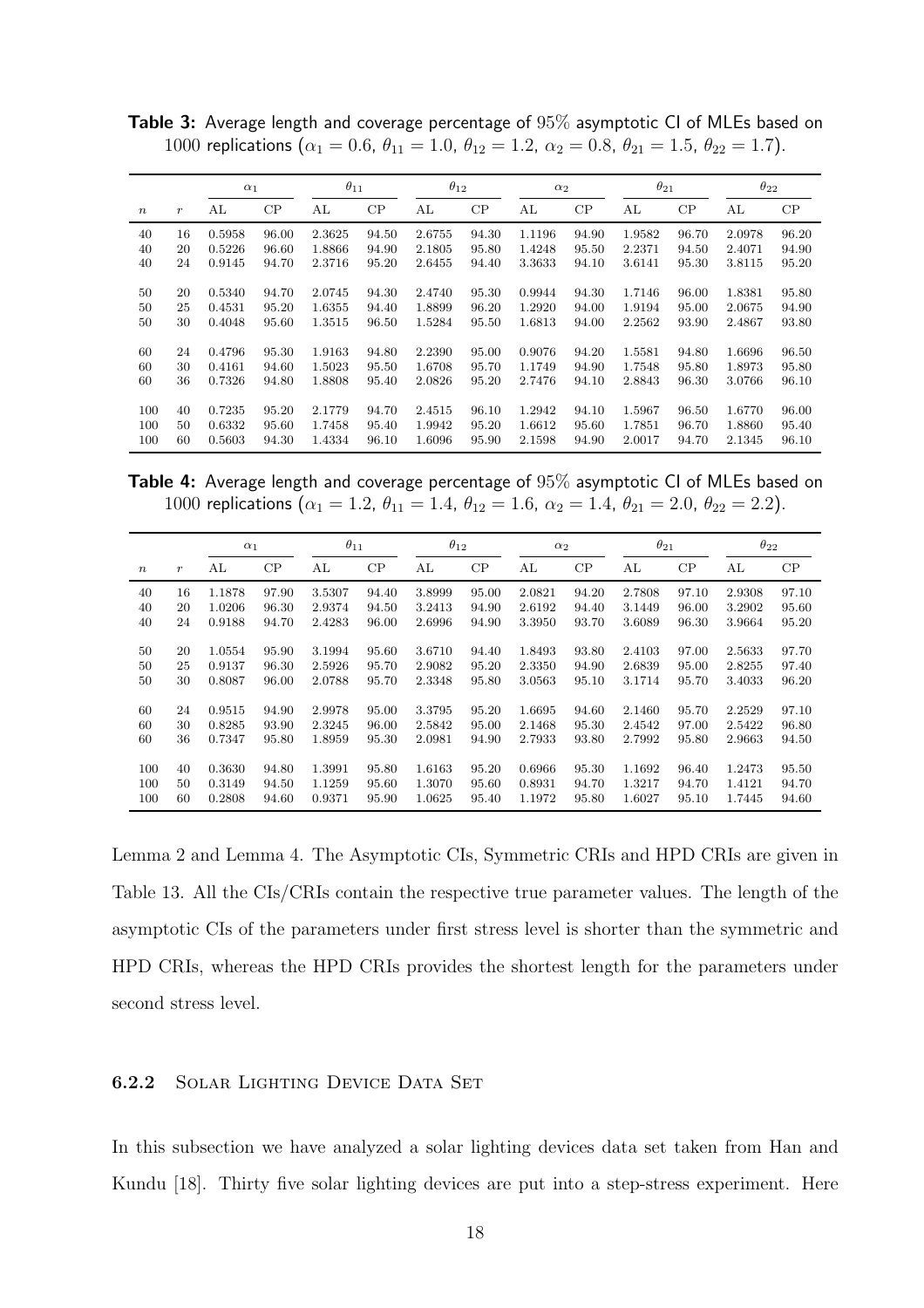**Table 3:** Average length and coverage percentage of 95% asymptotic CI of MLEs based on 1000 replications ($\alpha_1 = 0.6$, $\theta_{11} = 1.0$, $\theta_{12} = 1.2$, $\alpha_2 = 0.8$, $\theta_{21} = 1.5$, $\theta_{22} = 1.7$).

| | | $\alpha_1$ | | $\theta_{11}$ | | $\theta_{12}$ | | $\alpha_2$ | | $\theta_{21}$ | | $\theta_{22}$ | |
|---|---|---|---|---|---|---|---|---|---|---|---|---|---|
| $n$ | $r$ | AL | CP | AL | CP | AL | CP | AL | CP | AL | CP | AL | CP |
| 40 | 16 | 0.5958 | 96.00 | 2.3625 | 94.50 | 2.6755 | 94.30 | 1.1196 | 94.90 | 1.9582 | 96.70 | 2.0978 | 96.20 |
| 40 | 20 | 0.5226 | 96.60 | 1.8866 | 94.90 | 2.1805 | 95.80 | 1.4248 | 95.50 | 2.2371 | 94.50 | 2.4071 | 94.90 |
| 40 | 24 | 0.9145 | 94.70 | 2.3716 | 95.20 | 2.6455 | 94.40 | 3.3633 | 94.10 | 3.6141 | 95.30 | 3.8115 | 95.20 |
| 50 | 20 | 0.5340 | 94.70 | 2.0745 | 94.30 | 2.4740 | 95.30 | 0.9944 | 94.30 | 1.7146 | 96.00 | 1.8381 | 95.80 |
| 50 | 25 | 0.4531 | 95.20 | 1.6355 | 94.40 | 1.8899 | 96.20 | 1.2920 | 94.00 | 1.9194 | 95.00 | 2.0675 | 94.90 |
| 50 | 30 | 0.4048 | 95.60 | 1.3515 | 96.50 | 1.5284 | 95.50 | 1.6813 | 94.00 | 2.2562 | 93.90 | 2.4867 | 93.80 |
| 60 | 24 | 0.4796 | 95.30 | 1.9163 | 94.80 | 2.2390 | 95.00 | 0.9076 | 94.20 | 1.5581 | 94.80 | 1.6696 | 96.50 |
| 60 | 30 | 0.4161 | 94.60 | 1.5023 | 95.50 | 1.6708 | 95.70 | 1.1749 | 94.90 | 1.7548 | 95.80 | 1.8973 | 95.80 |
| 60 | 36 | 0.7326 | 94.80 | 1.8808 | 95.40 | 2.0826 | 95.20 | 2.7476 | 94.10 | 2.8843 | 96.30 | 3.0766 | 96.10 |
| 100 | 40 | 0.7235 | 95.20 | 2.1779 | 94.70 | 2.4515 | 96.10 | 1.2942 | 94.10 | 1.5967 | 96.50 | 1.6770 | 96.00 |
| 100 | 50 | 0.6332 | 95.60 | 1.7458 | 95.40 | 1.9942 | 95.20 | 1.6612 | 95.60 | 1.7851 | 96.70 | 1.8860 | 95.40 |
| 100 | 60 | 0.5603 | 94.30 | 1.4334 | 96.10 | 1.6096 | 95.90 | 2.1598 | 94.90 | 2.0017 | 94.70 | 2.1345 | 96.10 |

**Table 4:** Average length and coverage percentage of 95% asymptotic CI of MLEs based on 1000 replications ($\alpha_1 = 1.2$, $\theta_{11} = 1.4$, $\theta_{12} = 1.6$, $\alpha_2 = 1.4$, $\theta_{21} = 2.0$, $\theta_{22} = 2.2$).

| | | $\alpha_1$ | | $\theta_{11}$ | | $\theta_{12}$ | | $\alpha_2$ | | $\theta_{21}$ | | $\theta_{22}$ | |
|---|---|---|---|---|---|---|---|---|---|---|---|---|---|
| $n$ | $r$ | AL | CP | AL | CP | AL | CP | AL | CP | AL | CP | AL | CP |
| 40 | 16 | 1.1878 | 97.90 | 3.5307 | 94.40 | 3.8999 | 95.00 | 2.0821 | 94.20 | 2.7808 | 97.10 | 2.9308 | 97.10 |
| 40 | 20 | 1.0206 | 96.30 | 2.9374 | 94.50 | 3.2413 | 94.90 | 2.6192 | 94.40 | 3.1449 | 96.00 | 3.2902 | 95.60 |
| 40 | 24 | 0.9188 | 94.70 | 2.4283 | 96.00 | 2.6996 | 94.90 | 3.3950 | 93.70 | 3.6089 | 96.30 | 3.9664 | 95.20 |
| 50 | 20 | 1.0554 | 95.90 | 3.1994 | 95.60 | 3.6710 | 94.40 | 1.8493 | 93.80 | 2.4103 | 97.00 | 2.5633 | 97.70 |
| 50 | 25 | 0.9137 | 96.30 | 2.5926 | 95.70 | 2.9082 | 95.20 | 2.3350 | 94.90 | 2.6839 | 95.00 | 2.8255 | 97.40 |
| 50 | 30 | 0.8087 | 96.00 | 2.0788 | 95.70 | 2.3348 | 95.80 | 3.0563 | 95.10 | 3.1714 | 95.70 | 3.4033 | 96.20 |
| 60 | 24 | 0.9515 | 94.90 | 2.9978 | 95.00 | 3.3795 | 95.20 | 1.6695 | 94.60 | 2.1460 | 95.70 | 2.2529 | 97.10 |
| 60 | 30 | 0.8285 | 93.90 | 2.3245 | 96.00 | 2.5842 | 95.00 | 2.1468 | 95.30 | 2.4542 | 97.00 | 2.5422 | 96.80 |
| 60 | 36 | 0.7347 | 95.80 | 1.8959 | 95.30 | 2.0981 | 94.90 | 2.7933 | 93.80 | 2.7992 | 95.80 | 2.9663 | 94.50 |
| 100 | 40 | 0.3630 | 94.80 | 1.3991 | 95.80 | 1.6163 | 95.20 | 0.6966 | 95.30 | 1.1692 | 96.40 | 1.2473 | 95.50 |
| 100 | 50 | 0.3149 | 94.50 | 1.1259 | 95.60 | 1.3070 | 95.60 | 0.8931 | 94.70 | 1.3217 | 94.70 | 1.4121 | 94.70 |
| 100 | 60 | 0.2808 | 94.60 | 0.9371 | 95.90 | 1.0625 | 95.40 | 1.1972 | 95.80 | 1.6027 | 95.10 | 1.7445 | 94.60 |

Lemma 2 and Lemma 4. The Asymptotic CIs, Symmetric CRIs and HPD CRIs are given in Table 13. All the CIs/CRIs contain the respective true parameter values. The length of the asymptotic CIs of the parameters under first stress level is shorter than the symmetric and HPD CRIs, whereas the HPD CRIs provides the shortest length for the parameters under second stress level.

### 6.2.2 Solar Lighting Device Data Set

In this subsection we have analyzed a solar lighting devices data set taken from Han and Kundu [18]. Thirty five solar lighting devices are put into a step-stress experiment. Here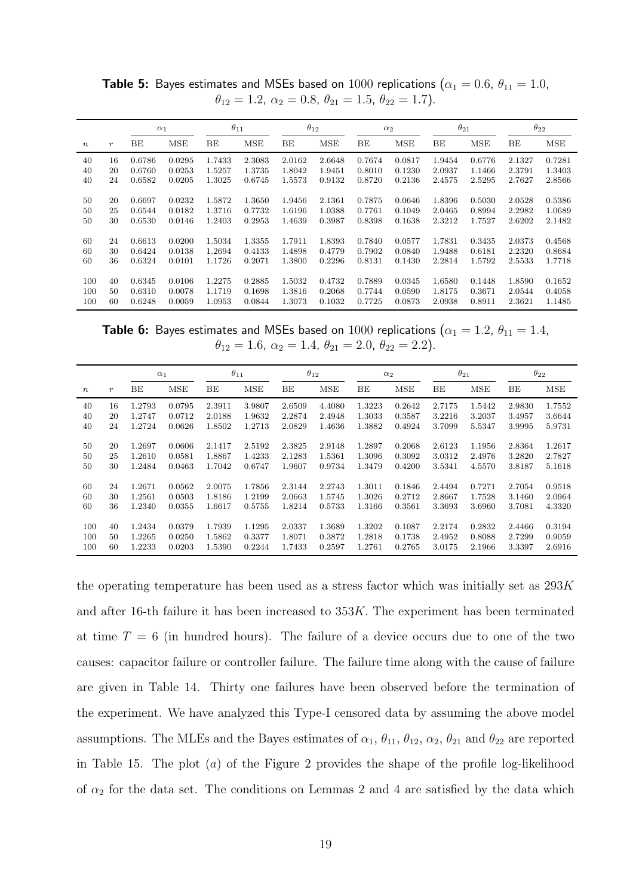**Table 5:** Bayes estimates and MSEs based on 1000 replications ($\alpha_1 = 0.6$, $\theta_{11} = 1.0$, $\theta_{12} = 1.2$, $\alpha_2 = 0.8$, $\theta_{21} = 1.5$, $\theta_{22} = 1.7$).

| | | $\alpha_1$ | | $\theta_{11}$ | | $\theta_{12}$ | | $\alpha_2$ | | $\theta_{21}$ | | $\theta_{22}$ | |
|---|---|---|---|---|---|---|---|---|---|---|---|---|---|
| $n$ | $r$ | BE | MSE | BE | MSE | BE | MSE | BE | MSE | BE | MSE | BE | MSE |
| 40 | 16 | 0.6786 | 0.0295 | 1.7433 | 2.3083 | 2.0162 | 2.6648 | 0.7674 | 0.0817 | 1.9454 | 0.6776 | 2.1327 | 0.7281 |
| 40 | 20 | 0.6760 | 0.0253 | 1.5257 | 1.3735 | 1.8042 | 1.9451 | 0.8010 | 0.1230 | 2.0937 | 1.1466 | 2.3791 | 1.3403 |
| 40 | 24 | 0.6582 | 0.0205 | 1.3025 | 0.6745 | 1.5573 | 0.9132 | 0.8720 | 0.2136 | 2.4575 | 2.5295 | 2.7627 | 2.8566 |
| 50 | 20 | 0.6697 | 0.0232 | 1.5872 | 1.3650 | 1.9456 | 2.1361 | 0.7875 | 0.0646 | 1.8396 | 0.5030 | 2.0528 | 0.5386 |
| 50 | 25 | 0.6544 | 0.0182 | 1.3716 | 0.7732 | 1.6196 | 1.0388 | 0.7761 | 0.1049 | 2.0465 | 0.8994 | 2.2982 | 1.0689 |
| 50 | 30 | 0.6530 | 0.0146 | 1.2403 | 0.2953 | 1.4639 | 0.3987 | 0.8398 | 0.1638 | 2.3212 | 1.7527 | 2.6202 | 2.1482 |
| 60 | 24 | 0.6613 | 0.0200 | 1.5034 | 1.3355 | 1.7911 | 1.8393 | 0.7840 | 0.0577 | 1.7831 | 0.3435 | 2.0373 | 0.4568 |
| 60 | 30 | 0.6424 | 0.0138 | 1.2694 | 0.4133 | 1.4898 | 0.4779 | 0.7902 | 0.0840 | 1.9488 | 0.6181 | 2.2320 | 0.8684 |
| 60 | 36 | 0.6324 | 0.0101 | 1.1726 | 0.2071 | 1.3800 | 0.2296 | 0.8131 | 0.1430 | 2.2814 | 1.5792 | 2.5533 | 1.7718 |
| 100 | 40 | 0.6345 | 0.0106 | 1.2275 | 0.2885 | 1.5032 | 0.4732 | 0.7889 | 0.0345 | 1.6580 | 0.1448 | 1.8590 | 0.1652 |
| 100 | 50 | 0.6310 | 0.0078 | 1.1719 | 0.1698 | 1.3816 | 0.2068 | 0.7744 | 0.0590 | 1.8175 | 0.3671 | 2.0544 | 0.4058 |
| 100 | 60 | 0.6248 | 0.0059 | 1.0953 | 0.0844 | 1.3073 | 0.1032 | 0.7725 | 0.0873 | 2.0938 | 0.8911 | 2.3621 | 1.1485 |

**Table 6:** Bayes estimates and MSEs based on 1000 replications ($\alpha_1 = 1.2$, $\theta_{11} = 1.4$, $\theta_{12} = 1.6$, $\alpha_2 = 1.4$, $\theta_{21} = 2.0$, $\theta_{22} = 2.2$).

| | | $\alpha_1$ | | $\theta_{11}$ | | $\theta_{12}$ | | $\alpha_2$ | | $\theta_{21}$ | | $\theta_{22}$ | |
|---|---|---|---|---|---|---|---|---|---|---|---|---|---|
| $n$ | $r$ | BE | MSE | BE | MSE | BE | MSE | BE | MSE | BE | MSE | BE | MSE |
| 40 | 16 | 1.2793 | 0.0795 | 2.3911 | 3.9807 | 2.6509 | 4.4080 | 1.3223 | 0.2642 | 2.7175 | 1.5442 | 2.9830 | 1.7552 |
| 40 | 20 | 1.2747 | 0.0712 | 2.0188 | 1.9632 | 2.2874 | 2.4948 | 1.3033 | 0.3587 | 3.2216 | 3.2037 | 3.4957 | 3.6644 |
| 40 | 24 | 1.2724 | 0.0626 | 1.8502 | 1.2713 | 2.0829 | 1.4636 | 1.3882 | 0.4924 | 3.7099 | 5.5347 | 3.9995 | 5.9731 |
| 50 | 20 | 1.2697 | 0.0606 | 2.1417 | 2.5192 | 2.3825 | 2.9148 | 1.2897 | 0.2068 | 2.6123 | 1.1956 | 2.8364 | 1.2617 |
| 50 | 25 | 1.2610 | 0.0581 | 1.8867 | 1.4233 | 2.1283 | 1.5361 | 1.3096 | 0.3092 | 3.0312 | 2.4976 | 3.2820 | 2.7827 |
| 50 | 30 | 1.2484 | 0.0463 | 1.7042 | 0.6747 | 1.9607 | 0.9734 | 1.3479 | 0.4200 | 3.5341 | 4.5570 | 3.8187 | 5.1618 |
| 60 | 24 | 1.2671 | 0.0562 | 2.0075 | 1.7856 | 2.3144 | 2.2743 | 1.3011 | 0.1846 | 2.4494 | 0.7271 | 2.7054 | 0.9518 |
| 60 | 30 | 1.2561 | 0.0503 | 1.8186 | 1.2199 | 2.0663 | 1.5745 | 1.3026 | 0.2712 | 2.8667 | 1.7528 | 3.1460 | 2.0964 |
| 60 | 36 | 1.2340 | 0.0355 | 1.6617 | 0.5755 | 1.8214 | 0.5733 | 1.3166 | 0.3561 | 3.3693 | 3.6960 | 3.7081 | 4.3320 |
| 100 | 40 | 1.2434 | 0.0379 | 1.7939 | 1.1295 | 2.0337 | 1.3689 | 1.3202 | 0.1087 | 2.2174 | 0.2832 | 2.4466 | 0.3194 |
| 100 | 50 | 1.2265 | 0.0250 | 1.5862 | 0.3377 | 1.8071 | 0.3872 | 1.2818 | 0.1738 | 2.4952 | 0.8088 | 2.7299 | 0.9059 |
| 100 | 60 | 1.2233 | 0.0203 | 1.5390 | 0.2244 | 1.7433 | 0.2597 | 1.2761 | 0.2765 | 3.0175 | 2.1966 | 3.3397 | 2.6916 |

the operating temperature has been used as a stress factor which was initially set as $293K$ and after 16-th failure it has been increased to $353K$. The experiment has been terminated at time $T = 6$ (in hundred hours). The failure of a device occurs due to one of the two causes: capacitor failure or controller failure. The failure time along with the cause of failure are given in Table 14. Thirty one failures have been observed before the termination of the experiment. We have analyzed this Type-I censored data by assuming the above model assumptions. The MLEs and the Bayes estimates of $\alpha_1$, $\theta_{11}$, $\theta_{12}$, $\alpha_2$, $\theta_{21}$ and $\theta_{22}$ are reported in Table 15. The plot $(a)$ of the Figure 2 provides the shape of the profile log-likelihood of $\alpha_2$ for the data set. The conditions on Lemmas 2 and 4 are satisfied by the data which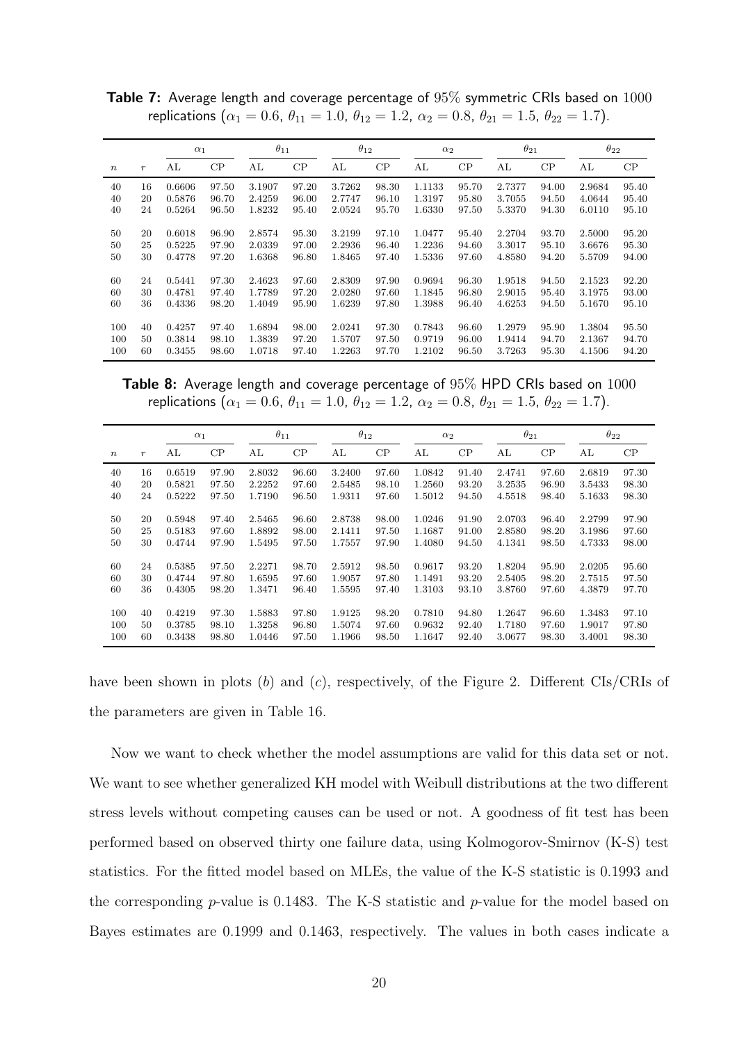**Table 7:** Average length and coverage percentage of 95% symmetric CRIs based on 1000 replications ($\alpha_1 = 0.6$, $\theta_{11} = 1.0$, $\theta_{12} = 1.2$, $\alpha_2 = 0.8$, $\theta_{21} = 1.5$, $\theta_{22} = 1.7$).

| | | $\alpha_1$ | | $\theta_{11}$ | | $\theta_{12}$ | | $\alpha_2$ | | $\theta_{21}$ | | $\theta_{22}$ | |
|---|---|---|---|---|---|---|---|---|---|---|---|---|---|
| $n$ | $r$ | AL | CP | AL | CP | AL | CP | AL | CP | AL | CP | AL | CP |
| 40 | 16 | 0.6606 | 97.50 | 3.1907 | 97.20 | 3.7262 | 98.30 | 1.1133 | 95.70 | 2.7377 | 94.00 | 2.9684 | 95.40 |
| 40 | 20 | 0.5876 | 96.70 | 2.4259 | 96.00 | 2.7747 | 96.10 | 1.3197 | 95.80 | 3.7055 | 94.50 | 4.0644 | 95.40 |
| 40 | 24 | 0.5264 | 96.50 | 1.8232 | 95.40 | 2.0524 | 95.70 | 1.6330 | 97.50 | 5.3370 | 94.30 | 6.0110 | 95.10 |
| 50 | 20 | 0.6018 | 96.90 | 2.8574 | 95.30 | 3.2199 | 97.10 | 1.0477 | 95.40 | 2.2704 | 93.70 | 2.5000 | 95.20 |
| 50 | 25 | 0.5225 | 97.90 | 2.0339 | 97.00 | 2.2936 | 96.40 | 1.2236 | 94.60 | 3.3017 | 95.10 | 3.6676 | 95.30 |
| 50 | 30 | 0.4778 | 97.20 | 1.6368 | 96.80 | 1.8465 | 97.40 | 1.5336 | 97.60 | 4.8580 | 94.20 | 5.5709 | 94.00 |
| 60 | 24 | 0.5441 | 97.30 | 2.4623 | 97.60 | 2.8309 | 97.90 | 0.9694 | 96.30 | 1.9518 | 94.50 | 2.1523 | 92.20 |
| 60 | 30 | 0.4781 | 97.40 | 1.7789 | 97.20 | 2.0280 | 97.60 | 1.1845 | 96.80 | 2.9015 | 95.40 | 3.1975 | 93.00 |
| 60 | 36 | 0.4336 | 98.20 | 1.4049 | 95.90 | 1.6239 | 97.80 | 1.3988 | 96.40 | 4.6253 | 94.50 | 5.1670 | 95.10 |
| 100 | 40 | 0.4257 | 97.40 | 1.6894 | 98.00 | 2.0241 | 97.30 | 0.7843 | 96.60 | 1.2979 | 95.90 | 1.3804 | 95.50 |
| 100 | 50 | 0.3814 | 98.10 | 1.3839 | 97.20 | 1.5707 | 97.50 | 0.9719 | 96.00 | 1.9414 | 94.70 | 2.1367 | 94.70 |
| 100 | 60 | 0.3455 | 98.60 | 1.0718 | 97.40 | 1.2263 | 97.70 | 1.2102 | 96.50 | 3.7263 | 95.30 | 4.1506 | 94.20 |

**Table 8:** Average length and coverage percentage of 95% HPD CRIs based on 1000 replications ($\alpha_1 = 0.6$, $\theta_{11} = 1.0$, $\theta_{12} = 1.2$, $\alpha_2 = 0.8$, $\theta_{21} = 1.5$, $\theta_{22} = 1.7$).

| | | $\alpha_1$ | | $\theta_{11}$ | | $\theta_{12}$ | | $\alpha_2$ | | $\theta_{21}$ | | $\theta_{22}$ | |
|---|---|---|---|---|---|---|---|---|---|---|---|---|---|
| $n$ | $r$ | AL | CP | AL | CP | AL | CP | AL | CP | AL | CP | AL | CP |
| 40 | 16 | 0.6519 | 97.90 | 2.8032 | 96.60 | 3.2400 | 97.60 | 1.0842 | 91.40 | 2.4741 | 97.60 | 2.6819 | 97.30 |
| 40 | 20 | 0.5821 | 97.50 | 2.2252 | 97.60 | 2.5485 | 98.10 | 1.2560 | 93.20 | 3.2535 | 96.90 | 3.5433 | 98.30 |
| 40 | 24 | 0.5222 | 97.50 | 1.7190 | 96.50 | 1.9311 | 97.60 | 1.5012 | 94.50 | 4.5518 | 98.40 | 5.1633 | 98.30 |
| 50 | 20 | 0.5948 | 97.40 | 2.5465 | 96.60 | 2.8738 | 98.00 | 1.0246 | 91.90 | 2.0703 | 96.40 | 2.2799 | 97.90 |
| 50 | 25 | 0.5183 | 97.60 | 1.8892 | 98.00 | 2.1411 | 97.50 | 1.1687 | 91.00 | 2.8580 | 98.20 | 3.1986 | 97.60 |
| 50 | 30 | 0.4744 | 97.90 | 1.5495 | 97.50 | 1.7557 | 97.90 | 1.4080 | 94.50 | 4.1341 | 98.50 | 4.7333 | 98.00 |
| 60 | 24 | 0.5385 | 97.50 | 2.2271 | 98.70 | 2.5912 | 98.50 | 0.9617 | 93.20 | 1.8204 | 95.90 | 2.0205 | 95.60 |
| 60 | 30 | 0.4744 | 97.80 | 1.6595 | 97.60 | 1.9057 | 97.80 | 1.1491 | 93.20 | 2.5405 | 98.20 | 2.7515 | 97.50 |
| 60 | 36 | 0.4305 | 98.20 | 1.3471 | 96.40 | 1.5595 | 97.40 | 1.3103 | 93.10 | 3.8760 | 97.60 | 4.3879 | 97.70 |
| 100 | 40 | 0.4219 | 97.30 | 1.5883 | 97.80 | 1.9125 | 98.20 | 0.7810 | 94.80 | 1.2647 | 96.60 | 1.3483 | 97.10 |
| 100 | 50 | 0.3785 | 98.10 | 1.3258 | 96.80 | 1.5074 | 97.60 | 0.9632 | 92.40 | 1.7180 | 97.60 | 1.9017 | 97.80 |
| 100 | 60 | 0.3438 | 98.80 | 1.0446 | 97.50 | 1.1966 | 98.50 | 1.1647 | 92.40 | 3.0677 | 98.30 | 3.4001 | 98.30 |

have been shown in plots ($b$) and ($c$), respectively, of the Figure 2. Different CIs/CRIs of the parameters are given in Table 16.

Now we want to check whether the model assumptions are valid for this data set or not. We want to see whether generalized KH model with Weibull distributions at the two different stress levels without competing causes can be used or not. A goodness of fit test has been performed based on observed thirty one failure data, using Kolmogorov-Smirnov (K-S) test statistics. For the fitted model based on MLEs, the value of the K-S statistic is 0.1993 and the corresponding $p$-value is 0.1483. The K-S statistic and $p$-value for the model based on Bayes estimates are 0.1999 and 0.1463, respectively. The values in both cases indicate a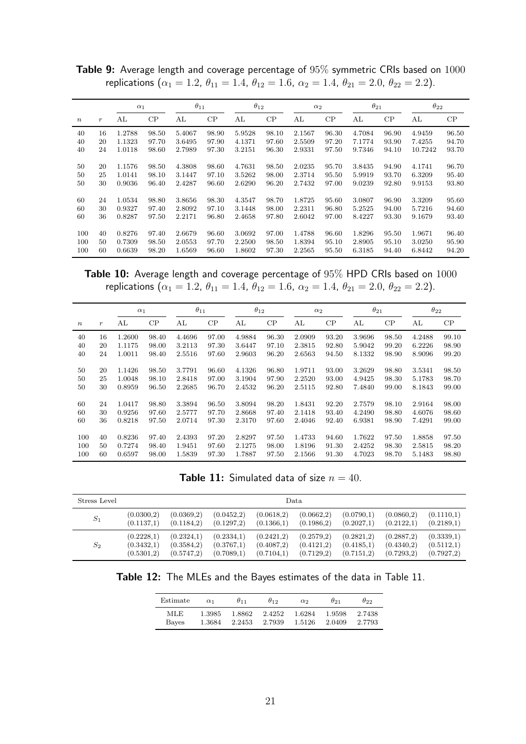**Table 9:** Average length and coverage percentage of 95% symmetric CRIs based on 1000 replications ($\alpha_1 = 1.2$, $\theta_{11} = 1.4$, $\theta_{12} = 1.6$, $\alpha_2 = 1.4$, $\theta_{21} = 2.0$, $\theta_{22} = 2.2$).

| | | $\alpha_1$ | | $\theta_{11}$ | | $\theta_{12}$ | | $\alpha_2$ | | $\theta_{21}$ | | $\theta_{22}$ | |
|---|---|---|---|---|---|---|---|---|---|---|---|---|---|
| $n$ | $r$ | AL | CP | AL | CP | AL | CP | AL | CP | AL | CP | AL | CP |
| 40 | 16 | 1.2788 | 98.50 | 5.4067 | 98.90 | 5.9528 | 98.10 | 2.1567 | 96.30 | 4.7084 | 96.90 | 4.9459 | 96.50 |
| 40 | 20 | 1.1323 | 97.70 | 3.6495 | 97.90 | 4.1371 | 97.60 | 2.5509 | 97.20 | 7.1774 | 93.90 | 7.4255 | 94.70 |
| 40 | 24 | 1.0118 | 98.60 | 2.7989 | 97.30 | 3.2151 | 96.30 | 2.9331 | 97.50 | 9.7346 | 94.10 | 10.7242 | 93.70 |
| 50 | 20 | 1.1576 | 98.50 | 4.3808 | 98.60 | 4.7631 | 98.50 | 2.0235 | 95.70 | 3.8435 | 94.90 | 4.1741 | 96.70 |
| 50 | 25 | 1.0141 | 98.10 | 3.1447 | 97.10 | 3.5262 | 98.00 | 2.3714 | 95.50 | 5.9919 | 93.70 | 6.3209 | 95.40 |
| 50 | 30 | 0.9036 | 96.40 | 2.4287 | 96.60 | 2.6290 | 96.20 | 2.7432 | 97.00 | 9.0239 | 92.80 | 9.9153 | 93.80 |
| 60 | 24 | 1.0534 | 98.80 | 3.8656 | 98.30 | 4.3547 | 98.70 | 1.8725 | 95.60 | 3.0807 | 96.90 | 3.3209 | 95.60 |
| 60 | 30 | 0.9327 | 97.40 | 2.8092 | 97.10 | 3.1448 | 98.00 | 2.2311 | 96.80 | 5.2525 | 94.00 | 5.7216 | 94.60 |
| 60 | 36 | 0.8287 | 97.50 | 2.2171 | 96.80 | 2.4658 | 97.80 | 2.6042 | 97.00 | 8.4227 | 93.30 | 9.1679 | 93.40 |
| 100 | 40 | 0.8276 | 97.40 | 2.6679 | 96.60 | 3.0692 | 97.00 | 1.4788 | 96.60 | 1.8296 | 95.50 | 1.9671 | 96.40 |
| 100 | 50 | 0.7309 | 98.50 | 2.0553 | 97.70 | 2.2500 | 98.50 | 1.8394 | 95.10 | 2.8905 | 95.10 | 3.0250 | 95.90 |
| 100 | 60 | 0.6639 | 98.20 | 1.6569 | 96.60 | 1.8602 | 97.30 | 2.2565 | 95.50 | 6.3185 | 94.40 | 6.8442 | 94.20 |

**Table 10:** Average length and coverage percentage of 95% HPD CRIs based on 1000 replications ($\alpha_1 = 1.2$, $\theta_{11} = 1.4$, $\theta_{12} = 1.6$, $\alpha_2 = 1.4$, $\theta_{21} = 2.0$, $\theta_{22} = 2.2$).

| | | $\alpha_1$ | | $\theta_{11}$ | | $\theta_{12}$ | | $\alpha_2$ | | $\theta_{21}$ | | $\theta_{22}$ | |
|---|---|---|---|---|---|---|---|---|---|---|---|---|---|
| $n$ | $r$ | AL | CP | AL | CP | AL | CP | AL | CP | AL | CP | AL | CP |
| 40 | 16 | 1.2600 | 98.40 | 4.4696 | 97.00 | 4.9884 | 96.30 | 2.0909 | 93.20 | 3.9696 | 98.50 | 4.2488 | 99.10 |
| 40 | 20 | 1.1175 | 98.00 | 3.2113 | 97.30 | 3.6447 | 97.10 | 2.3815 | 92.80 | 5.9042 | 99.20 | 6.2226 | 98.90 |
| 40 | 24 | 1.0011 | 98.40 | 2.5516 | 97.60 | 2.9603 | 96.20 | 2.6563 | 94.50 | 8.1332 | 98.90 | 8.9096 | 99.20 |
| 50 | 20 | 1.1426 | 98.50 | 3.7791 | 96.60 | 4.1326 | 96.80 | 1.9711 | 93.00 | 3.2629 | 98.80 | 3.5341 | 98.50 |
| 50 | 25 | 1.0048 | 98.10 | 2.8418 | 97.00 | 3.1904 | 97.90 | 2.2520 | 93.00 | 4.9425 | 98.30 | 5.1783 | 98.70 |
| 50 | 30 | 0.8959 | 96.50 | 2.2685 | 96.70 | 2.4532 | 96.20 | 2.5115 | 92.80 | 7.4840 | 99.00 | 8.1843 | 99.00 |
| 60 | 24 | 1.0417 | 98.80 | 3.3894 | 96.50 | 3.8094 | 98.20 | 1.8431 | 92.20 | 2.7579 | 98.10 | 2.9164 | 98.00 |
| 60 | 30 | 0.9256 | 97.60 | 2.5777 | 97.70 | 2.8668 | 97.40 | 2.1418 | 93.40 | 4.2490 | 98.80 | 4.6076 | 98.60 |
| 60 | 36 | 0.8218 | 97.50 | 2.0714 | 97.30 | 2.3170 | 97.60 | 2.4046 | 92.40 | 6.9381 | 98.90 | 7.4291 | 99.00 |
| 100 | 40 | 0.8236 | 97.40 | 2.4393 | 97.20 | 2.8297 | 97.50 | 1.4733 | 94.60 | 1.7622 | 97.50 | 1.8858 | 97.50 |
| 100 | 50 | 0.7274 | 98.40 | 1.9451 | 97.60 | 2.1275 | 98.00 | 1.8196 | 91.30 | 2.4252 | 98.30 | 2.5815 | 98.20 |
| 100 | 60 | 0.6597 | 98.00 | 1.5839 | 97.30 | 1.7887 | 97.50 | 2.1566 | 91.30 | 4.7023 | 98.70 | 5.1483 | 98.80 |

**Table 11:** Simulated data of size $n = 40$.

| Stress Level | Data | | | | | | | |
|---|---|---|---|---|---|---|---|---|
| $S_1$ | (0.0300,2) | (0.0369,2) | (0.0452,2) | (0.0618,2) | (0.0662,2) | (0.0790,1) | (0.0860,2) | (0.1110,1) |
| | (0.1137,1) | (0.1184,2) | (0.1297,2) | (0.1366,1) | (0.1986,2) | (0.2027,1) | (0.2122,1) | (0.2189,1) |
| $S_2$ | (0.2228,1) | (0.2324,1) | (0.2334,1) | (0.2421,2) | (0.2579,2) | (0.2821,2) | (0.2887,2) | (0.3339,1) |
| | (0.3432,1) | (0.3584,2) | (0.3767,1) | (0.4087,2) | (0.4121,2) | (0.4185,1) | (0.4340,2) | (0.5112,1) |
| | (0.5301,2) | (0.5747,2) | (0.7089,1) | (0.7104,1) | (0.7129,2) | (0.7151,2) | (0.7293,2) | (0.7927,2) |

**Table 12:** The MLEs and the Bayes estimates of the data in Table 11.

| Estimate | $\alpha_1$ | $\theta_{11}$ | $\theta_{12}$ | $\alpha_2$ | $\theta_{21}$ | $\theta_{22}$ |
|---|---|---|---|---|---|---|
| MLE | 1.3985 | 1.8862 | 2.4252 | 1.6284 | 1.9598 | 2.7438 |
| Bayes | 1.3684 | 2.2453 | 2.7939 | 1.5126 | 2.0409 | 2.7793 |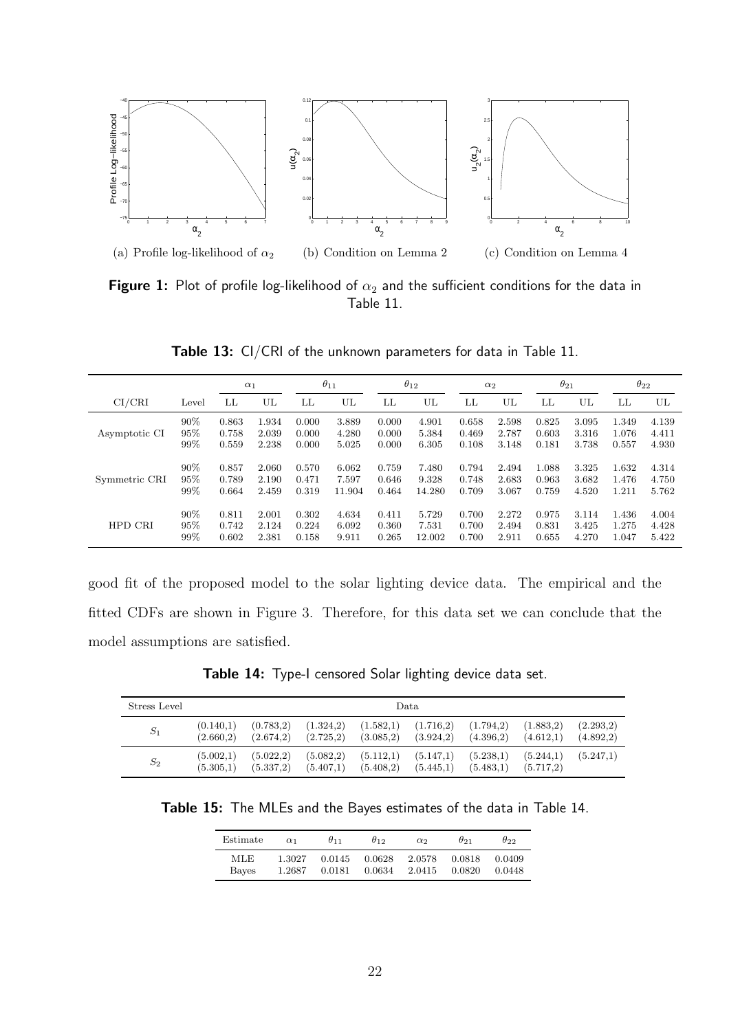(a) Profile log-likelihood of $\alpha_2$ (b) Condition on Lemma 2 (c) Condition on Lemma 4

**Figure 1:** Plot of profile log-likelihood of $\alpha_2$ and the sufficient conditions for the data in Table 11.

**Table 13:** CI/CRI of the unknown parameters for data in Table 11.

| | | $\alpha_1$ | | $\theta_{11}$ | | $\theta_{12}$ | | $\alpha_2$ | | $\theta_{21}$ | | $\theta_{22}$ | |
|---|---|---|---|---|---|---|---|---|---|---|---|---|---|
| CI/CRI | Level | LL | UL | LL | UL | LL | UL | LL | UL | LL | UL | LL | UL |
| Asymptotic CI | 90% | 0.863 | 1.934 | 0.000 | 3.889 | 0.000 | 4.901 | 0.658 | 2.598 | 0.825 | 3.095 | 1.349 | 4.139 |
| | 95% | 0.758 | 2.039 | 0.000 | 4.280 | 0.000 | 5.384 | 0.469 | 2.787 | 0.603 | 3.316 | 1.076 | 4.411 |
| | 99% | 0.559 | 2.238 | 0.000 | 5.025 | 0.000 | 6.305 | 0.108 | 3.148 | 0.181 | 3.738 | 0.557 | 4.930 |
| Symmetric CRI | 90% | 0.857 | 2.060 | 0.570 | 6.062 | 0.759 | 7.480 | 0.794 | 2.494 | 1.088 | 3.325 | 1.632 | 4.314 |
| | 95% | 0.789 | 2.190 | 0.471 | 7.597 | 0.646 | 9.328 | 0.748 | 2.683 | 0.963 | 3.682 | 1.476 | 4.750 |
| | 99% | 0.664 | 2.459 | 0.319 | 11.904 | 0.464 | 14.280 | 0.709 | 3.067 | 0.759 | 4.520 | 1.211 | 5.762 |
| HPD CRI | 90% | 0.811 | 2.001 | 0.302 | 4.634 | 0.411 | 5.729 | 0.700 | 2.272 | 0.975 | 3.114 | 1.436 | 4.004 |
| | 95% | 0.742 | 2.124 | 0.224 | 6.092 | 0.360 | 7.531 | 0.700 | 2.494 | 0.831 | 3.425 | 1.275 | 4.428 |
| | 99% | 0.602 | 2.381 | 0.158 | 9.911 | 0.265 | 12.002 | 0.700 | 2.911 | 0.655 | 4.270 | 1.047 | 5.422 |

good fit of the proposed model to the solar lighting device data. The empirical and the fitted CDFs are shown in Figure 3. Therefore, for this data set we can conclude that the model assumptions are satisfied.

**Table 14:** Type-I censored Solar lighting device data set.

| Stress Level | Data | | | | | | | |
|---|---|---|---|---|---|---|---|---|
| $S_1$ | (0.140,1) | (0.783,2) | (1.324,2) | (1.582,1) | (1.716,2) | (1.794,2) | (1.883,2) | (2.293,2) |
| | (2.660,2) | (2.674,2) | (2.725,2) | (3.085,2) | (3.924,2) | (4.396,2) | (4.612,1) | (4.892,2) |
| $S_2$ | (5.002,1) | (5.022,2) | (5.082,2) | (5.112,1) | (5.147,1) | (5.238,1) | (5.244,1) | (5.247,1) |
| | (5.305,1) | (5.337,2) | (5.407,1) | (5.408,2) | (5.445,1) | (5.483,1) | (5.717,2) | |

**Table 15:** The MLEs and the Bayes estimates of the data in Table 14.

| Estimate | $\alpha_1$ | $\theta_{11}$ | $\theta_{12}$ | $\alpha_2$ | $\theta_{21}$ | $\theta_{22}$ |
|---|---|---|---|---|---|---|
| MLE | 1.3027 | 0.0145 | 0.0628 | 2.0578 | 0.0818 | 0.0409 |
| Bayes | 1.2687 | 0.0181 | 0.0634 | 2.0415 | 0.0820 | 0.0448 |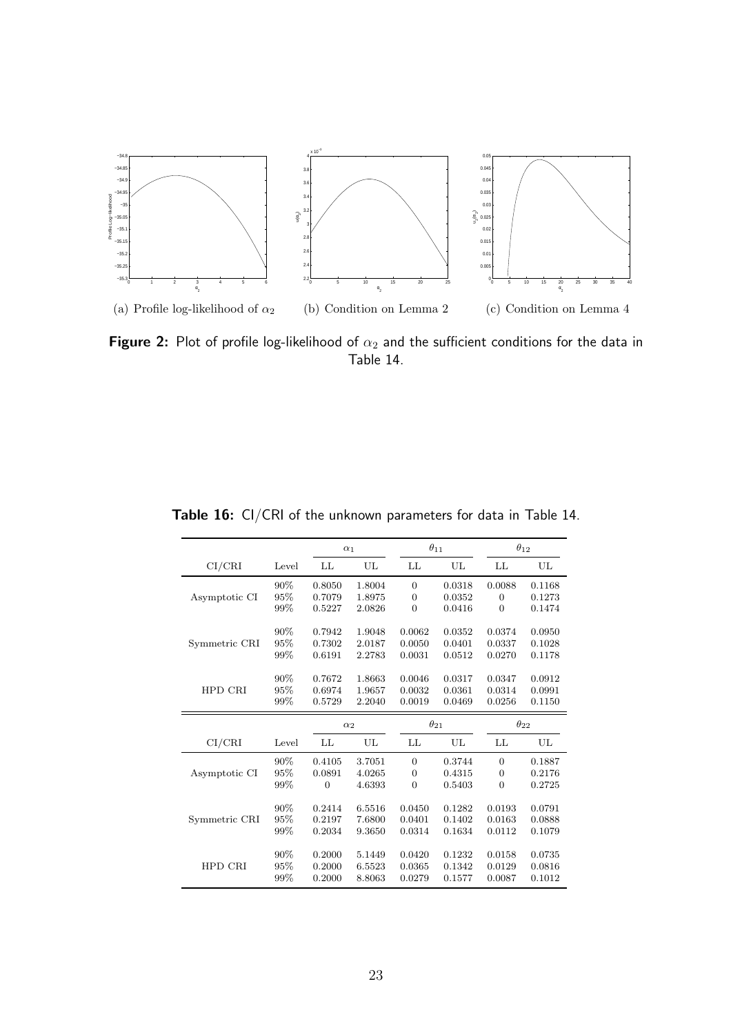(a) Profile log-likelihood of $\alpha_2$ (b) Condition on Lemma 2 (c) Condition on Lemma 4

**Figure 2:** Plot of profile log-likelihood of $\alpha_2$ and the sufficient conditions for the data in Table 14.

**Table 16:** CI/CRI of the unknown parameters for data in Table 14.

| | | $\alpha_1$ | | $\theta_{11}$ | | $\theta_{12}$ | |
|---|---|---|---|---|---|---|---|
| CI/CRI | Level | LL | UL | LL | UL | LL | UL |
| Asymptotic CI | 90% | 0.8050 | 1.8004 | 0 | 0.0318 | 0.0088 | 0.1168 |
| | 95% | 0.7079 | 1.8975 | 0 | 0.0352 | 0 | 0.1273 |
| | 99% | 0.5227 | 2.0826 | 0 | 0.0416 | 0 | 0.1474 |
| Symmetric CRI | 90% | 0.7942 | 1.9048 | 0.0062 | 0.0352 | 0.0374 | 0.0950 |
| | 95% | 0.7302 | 2.0187 | 0.0050 | 0.0401 | 0.0337 | 0.1028 |
| | 99% | 0.6191 | 2.2783 | 0.0031 | 0.0512 | 0.0270 | 0.1178 |
| HPD CRI | 90% | 0.7672 | 1.8663 | 0.0046 | 0.0317 | 0.0347 | 0.0912 |
| | 95% | 0.6974 | 1.9657 | 0.0032 | 0.0361 | 0.0314 | 0.0991 |
| | 99% | 0.5729 | 2.2040 | 0.0019 | 0.0469 | 0.0256 | 0.1150 |

| | | $\alpha_2$ | | $\theta_{21}$ | | $\theta_{22}$ | |
|---|---|---|---|---|---|---|---|
| CI/CRI | Level | LL | UL | LL | UL | LL | UL |
| Asymptotic CI | 90% | 0.4105 | 3.7051 | 0 | 0.3744 | 0 | 0.1887 |
| | 95% | 0.0891 | 4.0265 | 0 | 0.4315 | 0 | 0.2176 |
| | 99% | 0 | 4.6393 | 0 | 0.5403 | 0 | 0.2725 |
| Symmetric CRI | 90% | 0.2414 | 6.5516 | 0.0450 | 0.1282 | 0.0193 | 0.0791 |
| | 95% | 0.2197 | 7.6800 | 0.0401 | 0.1402 | 0.0163 | 0.0888 |
| | 99% | 0.2034 | 9.3650 | 0.0314 | 0.1634 | 0.0112 | 0.1079 |
| HPD CRI | 90% | 0.2000 | 5.1449 | 0.0420 | 0.1232 | 0.0158 | 0.0735 |
| | 95% | 0.2000 | 6.5523 | 0.0365 | 0.1342 | 0.0129 | 0.0816 |
| | 99% | 0.2000 | 8.8063 | 0.0279 | 0.1577 | 0.0087 | 0.1012 |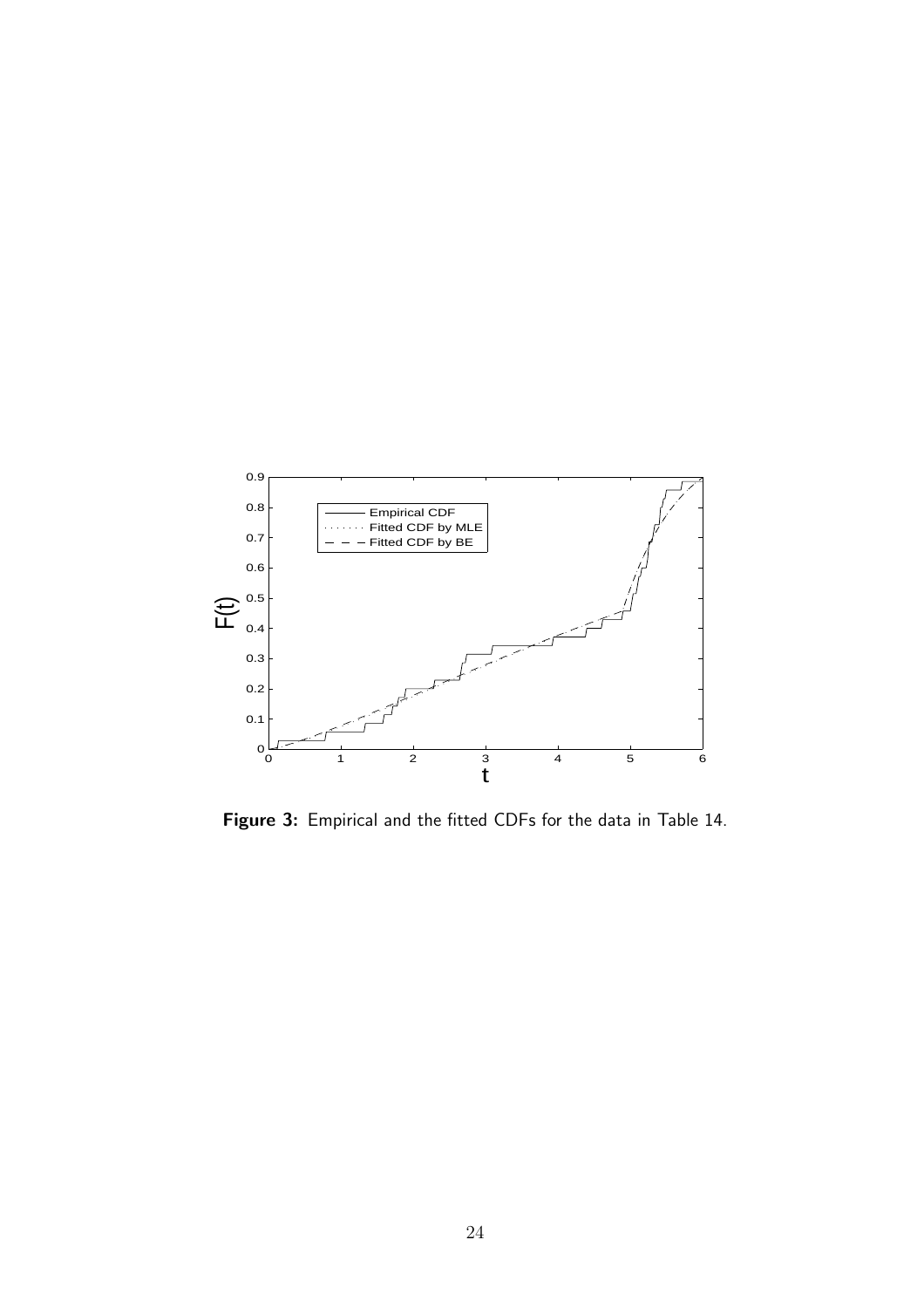**Figure 3:** Empirical and the fitted CDFs for the data in Table 14.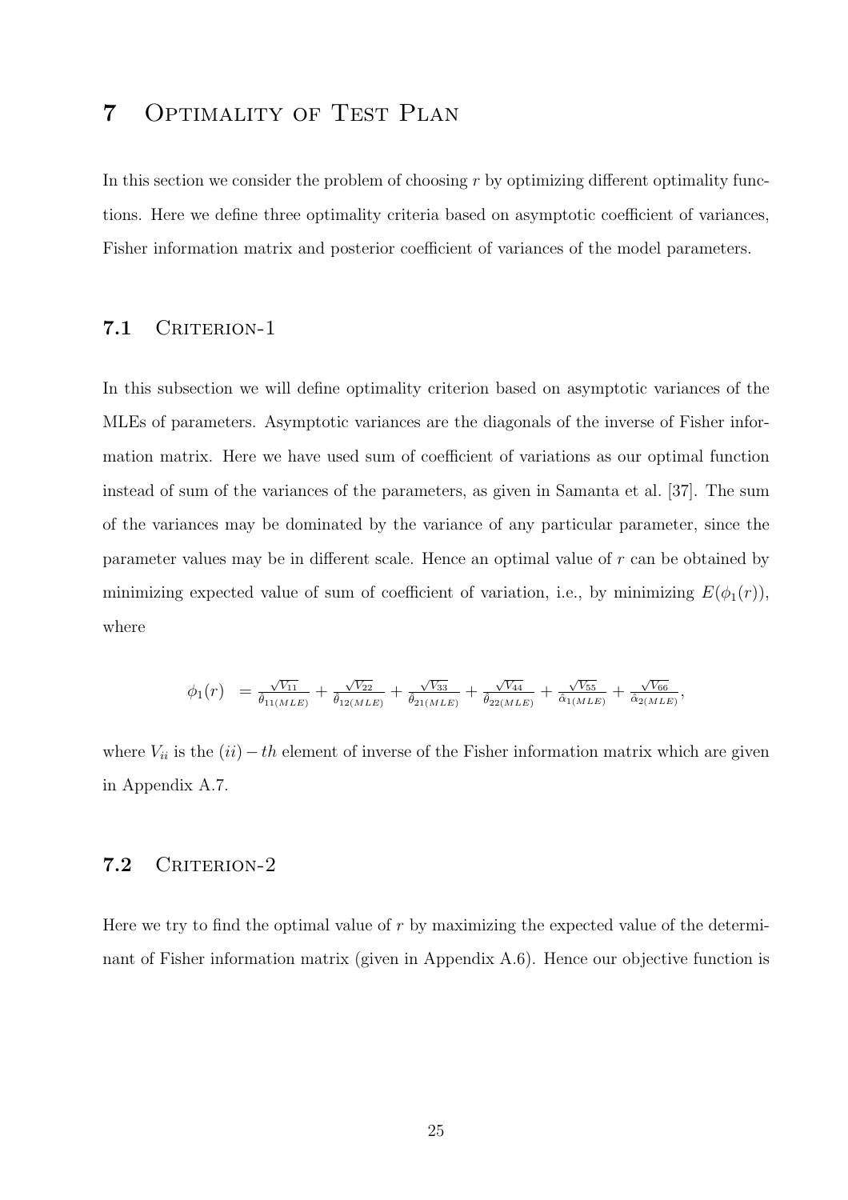# 7 Optimality of Test Plan

In this section we consider the problem of choosing $r$ by optimizing different optimality functions. Here we define three optimality criteria based on asymptotic coefficient of variances, Fisher information matrix and posterior coefficient of variances of the model parameters.

## 7.1 Criterion-1

In this subsection we will define optimality criterion based on asymptotic variances of the MLEs of parameters. Asymptotic variances are the diagonals of the inverse of Fisher information matrix. Here we have used sum of coefficient of variations as our optimal function instead of sum of the variances of the parameters, as given in Samanta et al. [37]. The sum of the variances may be dominated by the variance of any particular parameter, since the parameter values may be in different scale. Hence an optimal value of $r$ can be obtained by minimizing expected value of sum of coefficient of variation, i.e., by minimizing $E(\phi_1(r))$, where

$$\phi_1(r) \;\; = \frac{\sqrt{V_{11}}}{\hat{\theta}_{11(MLE)}} + \frac{\sqrt{V_{22}}}{\hat{\theta}_{12(MLE)}} + \frac{\sqrt{V_{33}}}{\hat{\theta}_{21(MLE)}} + \frac{\sqrt{V_{44}}}{\hat{\theta}_{22(MLE)}} + \frac{\sqrt{V_{55}}}{\hat{\alpha}_{1(MLE)}} + \frac{\sqrt{V_{66}}}{\hat{\alpha}_{2(MLE)}},$$

where $V_{ii}$ is the $(ii)-th$ element of inverse of the Fisher information matrix which are given in Appendix A.7.

## 7.2 Criterion-2

Here we try to find the optimal value of $r$ by maximizing the expected value of the determinant of Fisher information matrix (given in Appendix A.6). Hence our objective function is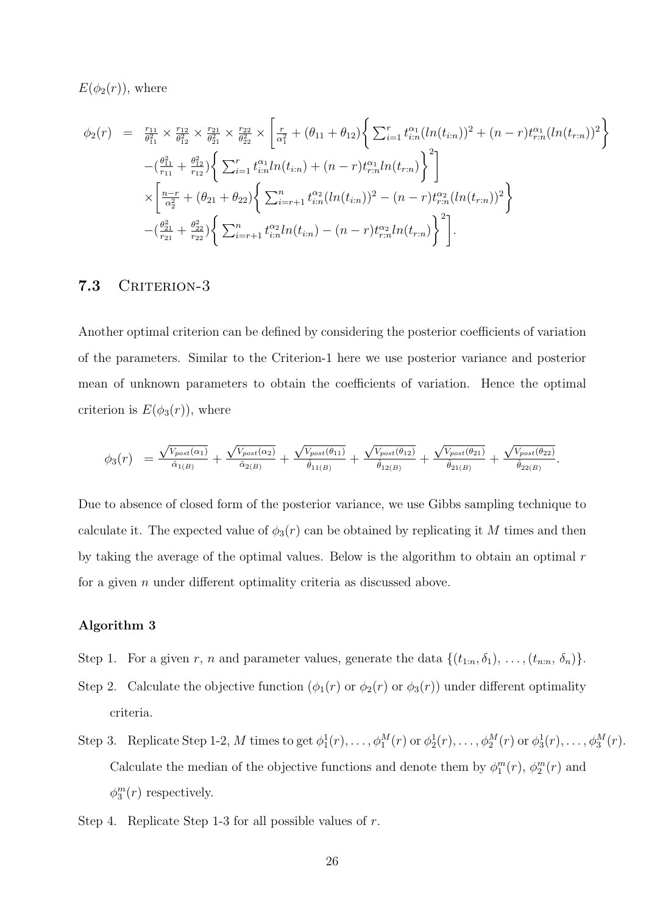$E(\phi_2(r))$, where

$$
\begin{aligned}
\phi_2(r) &= \tfrac{r_{11}}{\theta_{11}^2} \times \tfrac{r_{12}}{\theta_{12}^2} \times \tfrac{r_{21}}{\theta_{21}^2} \times \tfrac{r_{22}}{\theta_{22}^2} \times \Bigg[ \tfrac{r}{\alpha_1^2} + (\theta_{11} + \theta_{12}) \Bigg\{ \sum_{i=1}^{r} t_{i:n}^{\alpha_1} (ln(t_{i:n}))^2 + (n-r) t_{r:n}^{\alpha_1} (ln(t_{r:n}))^2 \Bigg\} \\
&\quad - (\tfrac{\theta_{11}^2}{r_{11}} + \tfrac{\theta_{12}^2}{r_{12}}) \Bigg\{ \sum_{i=1}^{r} t_{i:n}^{\alpha_1} ln(t_{i:n}) + (n-r) t_{r:n}^{\alpha_1} ln(t_{r:n}) \Bigg\}^2 \Bigg] \\
&\quad \times \Bigg[ \tfrac{n-r}{\alpha_2^2} + (\theta_{21} + \theta_{22}) \Bigg\{ \sum_{i=r+1}^{n} t_{i:n}^{\alpha_2} (ln(t_{i:n}))^2 - (n-r) t_{r:n}^{\alpha_2} (ln(t_{r:n}))^2 \Bigg\} \\
&\quad - (\tfrac{\theta_{21}^2}{r_{21}} + \tfrac{\theta_{22}^2}{r_{22}}) \Bigg\{ \sum_{i=r+1}^{n} t_{i:n}^{\alpha_2} ln(t_{i:n}) - (n-r) t_{r:n}^{\alpha_2} ln(t_{r:n}) \Bigg\}^2 \Bigg].
\end{aligned}
$$

## 7.3 Criterion-3

Another optimal criterion can be defined by considering the posterior coefficients of variation of the parameters. Similar to the Criterion-1 here we use posterior variance and posterior mean of unknown parameters to obtain the coefficients of variation. Hence the optimal criterion is $E(\phi_3(r))$, where

$$
\phi_3(r) = \frac{\sqrt{V_{post}(\alpha_1)}}{\hat{\alpha}_{1(B)}} + \frac{\sqrt{V_{post}(\alpha_2)}}{\hat{\alpha}_{2(B)}} + \frac{\sqrt{V_{post}(\theta_{11})}}{\hat{\theta}_{11(B)}} + \frac{\sqrt{V_{post}(\theta_{12})}}{\hat{\theta}_{12(B)}} + \frac{\sqrt{V_{post}(\theta_{21})}}{\hat{\theta}_{21(B)}} + \frac{\sqrt{V_{post}(\theta_{22})}}{\hat{\theta}_{22(B)}}.
$$

Due to absence of closed form of the posterior variance, we use Gibbs sampling technique to calculate it. The expected value of $\phi_3(r)$ can be obtained by replicating it $M$ times and then by taking the average of the optimal values. Below is the algorithm to obtain an optimal $r$ for a given $n$ under different optimality criteria as discussed above.

**Algorithm 3**

Step 1. For a given $r$, $n$ and parameter values, generate the data $\{(t_{1:n}, \delta_1), \ldots, (t_{n:n}, \delta_n)\}$.

Step 2. Calculate the objective function ($\phi_1(r)$ or $\phi_2(r)$ or $\phi_3(r)$) under different optimality criteria.

Step 3. Replicate Step 1-2, $M$ times to get $\phi_1^1(r), \ldots, \phi_1^M(r)$ or $\phi_2^1(r), \ldots, \phi_2^M(r)$ or $\phi_3^1(r), \ldots, \phi_3^M(r)$. Calculate the median of the objective functions and denote them by $\phi_1^m(r)$, $\phi_2^m(r)$ and $\phi_3^m(r)$ respectively.

Step 4. Replicate Step 1-3 for all possible values of $r$.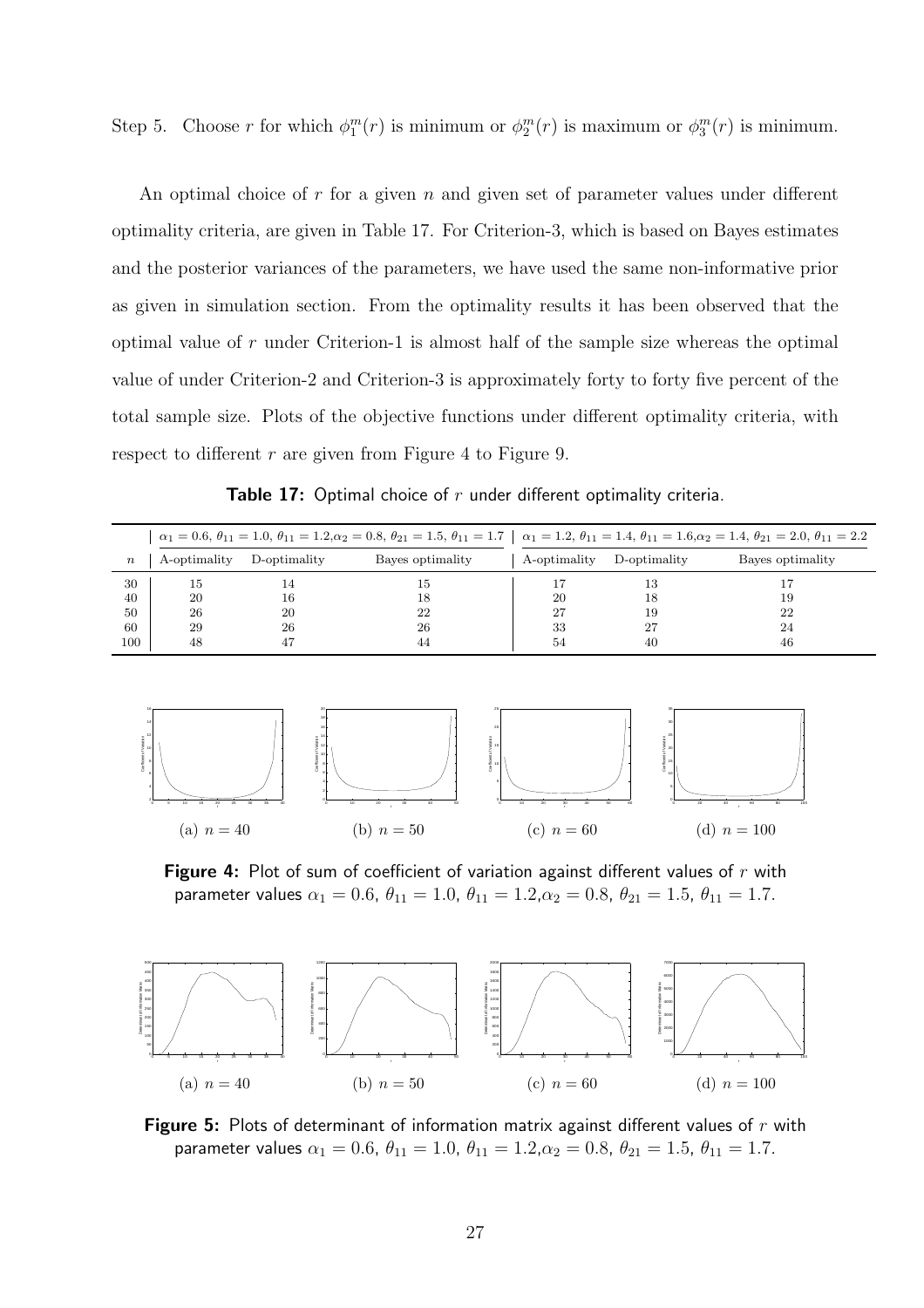Step 5. Choose $r$ for which $\phi_1^m(r)$ is minimum or $\phi_2^m(r)$ is maximum or $\phi_3^m(r)$ is minimum.

An optimal choice of $r$ for a given $n$ and given set of parameter values under different optimality criteria, are given in Table 17. For Criterion-3, which is based on Bayes estimates and the posterior variances of the parameters, we have used the same non-informative prior as given in simulation section. From the optimality results it has been observed that the optimal value of $r$ under Criterion-1 is almost half of the sample size whereas the optimal value of under Criterion-2 and Criterion-3 is approximately forty to forty five percent of the total sample size. Plots of the objective functions under different optimality criteria, with respect to different $r$ are given from Figure 4 to Figure 9.

**Table 17:** Optimal choice of $r$ under different optimality criteria.

| | $\alpha_1 = 0.6$, $\theta_{11} = 1.0$, $\theta_{11} = 1.2$,$\alpha_2 = 0.8$, $\theta_{21} = 1.5$, $\theta_{11} = 1.7$ | | | $\alpha_1 = 1.2$, $\theta_{11} = 1.4$, $\theta_{11} = 1.6$,$\alpha_2 = 1.4$, $\theta_{21} = 2.0$, $\theta_{11} = 2.2$ | | |
|---|---|---|---|---|---|---|
| $n$ | A-optimality | D-optimality | Bayes optimality | A-optimality | D-optimality | Bayes optimality |
| 30 | 15 | 14 | 15 | 17 | 13 | 17 |
| 40 | 20 | 16 | 18 | 20 | 18 | 19 |
| 50 | 26 | 20 | 22 | 27 | 19 | 22 |
| 60 | 29 | 26 | 26 | 33 | 27 | 24 |
| 100 | 48 | 47 | 44 | 54 | 40 | 46 |

(a) $n = 40$ (b) $n = 50$ (c) $n = 60$ (d) $n = 100$

**Figure 4:** Plot of sum of coefficient of variation against different values of $r$ with parameter values $\alpha_1 = 0.6$, $\theta_{11} = 1.0$, $\theta_{11} = 1.2$,$\alpha_2 = 0.8$, $\theta_{21} = 1.5$, $\theta_{11} = 1.7$.

(a) $n = 40$ (b) $n = 50$ (c) $n = 60$ (d) $n = 100$

**Figure 5:** Plots of determinant of information matrix against different values of $r$ with parameter values $\alpha_1 = 0.6$, $\theta_{11} = 1.0$, $\theta_{11} = 1.2$,$\alpha_2 = 0.8$, $\theta_{21} = 1.5$, $\theta_{11} = 1.7$.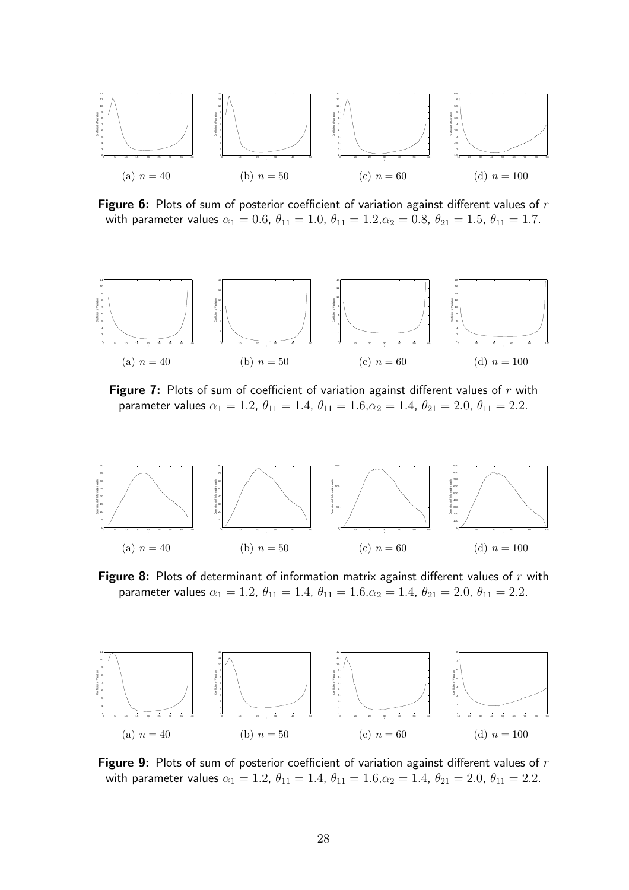(a) $n = 40$ (b) $n = 50$ (c) $n = 60$ (d) $n = 100$

**Figure 6:** Plots of sum of posterior coefficient of variation against different values of $r$ with parameter values $\alpha_1 = 0.6$, $\theta_{11} = 1.0$, $\theta_{11} = 1.2$,$\alpha_2 = 0.8$, $\theta_{21} = 1.5$, $\theta_{11} = 1.7$.

(a) $n = 40$ (b) $n = 50$ (c) $n = 60$ (d) $n = 100$

**Figure 7:** Plots of sum of coefficient of variation against different values of $r$ with parameter values $\alpha_1 = 1.2$, $\theta_{11} = 1.4$, $\theta_{11} = 1.6$,$\alpha_2 = 1.4$, $\theta_{21} = 2.0$, $\theta_{11} = 2.2$.

(a) $n = 40$ (b) $n = 50$ (c) $n = 60$ (d) $n = 100$

**Figure 8:** Plots of determinant of information matrix against different values of $r$ with parameter values $\alpha_1 = 1.2$, $\theta_{11} = 1.4$, $\theta_{11} = 1.6$,$\alpha_2 = 1.4$, $\theta_{21} = 2.0$, $\theta_{11} = 2.2$.

(a) $n = 40$ (b) $n = 50$ (c) $n = 60$ (d) $n = 100$

**Figure 9:** Plots of sum of posterior coefficient of variation against different values of $r$ with parameter values $\alpha_1 = 1.2$, $\theta_{11} = 1.4$, $\theta_{11} = 1.6$,$\alpha_2 = 1.4$, $\theta_{21} = 2.0$, $\theta_{11} = 2.2$.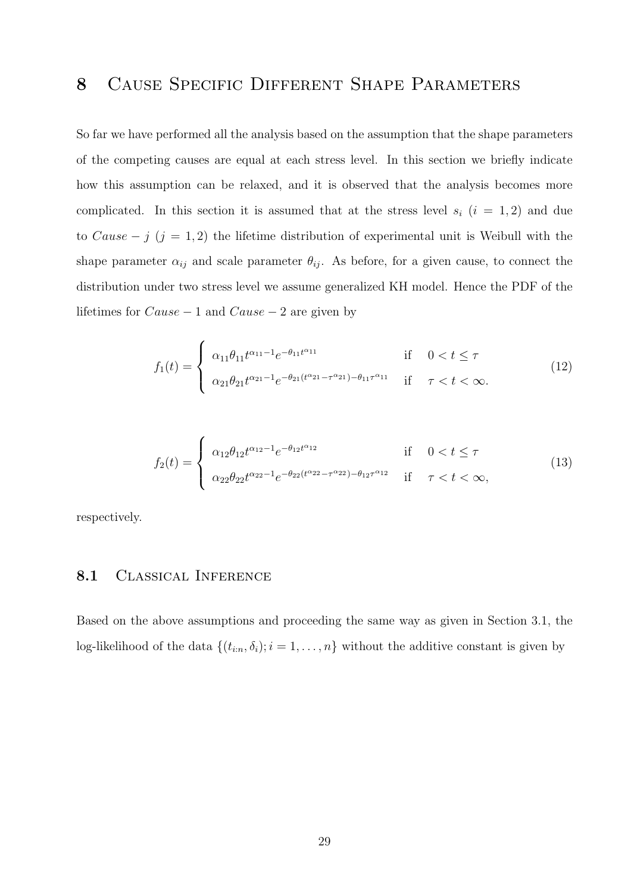# 8 Cause Specific Different Shape Parameters

So far we have performed all the analysis based on the assumption that the shape parameters of the competing causes are equal at each stress level. In this section we briefly indicate how this assumption can be relaxed, and it is observed that the analysis becomes more complicated. In this section it is assumed that at the stress level $s_i$ $(i = 1, 2)$ and due to $Cause - j$ $(j = 1, 2)$ the lifetime distribution of experimental unit is Weibull with the shape parameter $\alpha_{ij}$ and scale parameter $\theta_{ij}$. As before, for a given cause, to connect the distribution under two stress level we assume generalized KH model. Hence the PDF of the lifetimes for $Cause - 1$ and $Cause - 2$ are given by

$$f_1(t) = \begin{cases} \alpha_{11}\theta_{11}t^{\alpha_{11}-1}e^{-\theta_{11}t^{\alpha_{11}}} & \text{if} \quad 0 < t \leq \tau \\ \alpha_{21}\theta_{21}t^{\alpha_{21}-1}e^{-\theta_{21}(t^{\alpha_{21}}-\tau^{\alpha_{21}})-\theta_{11}\tau^{\alpha_{11}}} & \text{if} \quad \tau < t < \infty. \end{cases} \tag{12}$$

$$f_2(t) = \begin{cases} \alpha_{12}\theta_{12}t^{\alpha_{12}-1}e^{-\theta_{12}t^{\alpha_{12}}} & \text{if} \quad 0 < t \leq \tau \\ \alpha_{22}\theta_{22}t^{\alpha_{22}-1}e^{-\theta_{22}(t^{\alpha_{22}}-\tau^{\alpha_{22}})-\theta_{12}\tau^{\alpha_{12}}} & \text{if} \quad \tau < t < \infty, \end{cases} \tag{13}$$

respectively.

## 8.1 Classical Inference

Based on the above assumptions and proceeding the same way as given in Section 3.1, the log-likelihood of the data $\{(t_{i:n}, \delta_i); i = 1, \ldots, n\}$ without the additive constant is given by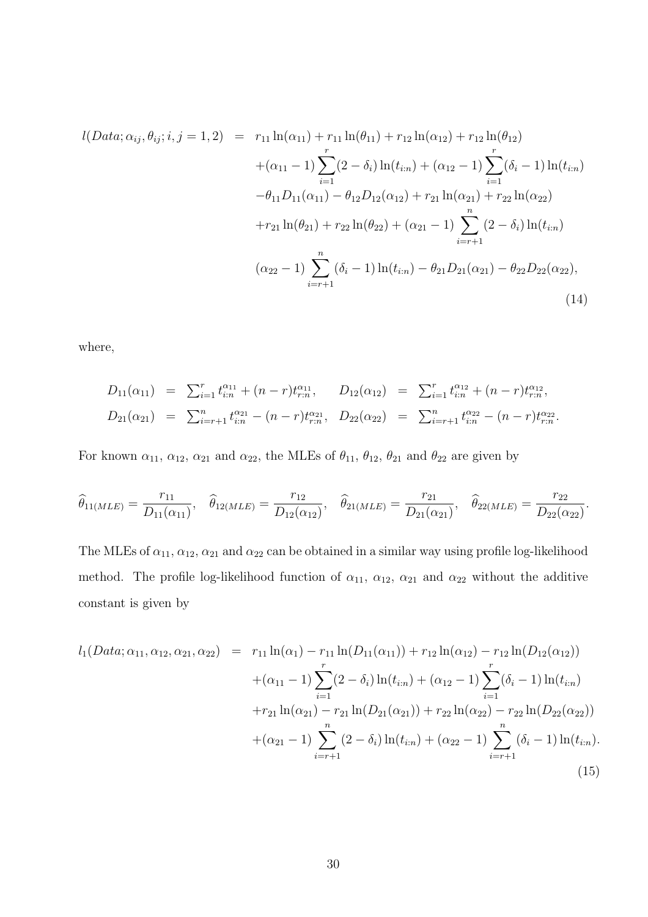$$
\begin{aligned}
l(Data;\alpha_{ij},\theta_{ij};i,j=1,2) &= r_{11}\ln(\alpha_{11}) + r_{11}\ln(\theta_{11}) + r_{12}\ln(\alpha_{12}) + r_{12}\ln(\theta_{12}) \\
&\quad +(\alpha_{11}-1)\sum_{i=1}^{r}(2-\delta_i)\ln(t_{i:n}) + (\alpha_{12}-1)\sum_{i=1}^{r}(\delta_i-1)\ln(t_{i:n}) \\
&\quad -\theta_{11}D_{11}(\alpha_{11}) - \theta_{12}D_{12}(\alpha_{12}) + r_{21}\ln(\alpha_{21}) + r_{22}\ln(\alpha_{22}) \\
&\quad +r_{21}\ln(\theta_{21}) + r_{22}\ln(\theta_{22}) + (\alpha_{21}-1)\sum_{i=r+1}^{n}(2-\delta_i)\ln(t_{i:n}) \\
&\quad (\alpha_{22}-1)\sum_{i=r+1}^{n}(\delta_i-1)\ln(t_{i:n}) - \theta_{21}D_{21}(\alpha_{21}) - \theta_{22}D_{22}(\alpha_{22}),
\end{aligned}
\tag{14}
$$

where,

$$
\begin{aligned}
D_{11}(\alpha_{11}) &= \textstyle\sum_{i=1}^{r} t_{i:n}^{\alpha_{11}} + (n-r)t_{r:n}^{\alpha_{11}}, & D_{12}(\alpha_{12}) &= \textstyle\sum_{i=1}^{r} t_{i:n}^{\alpha_{12}} + (n-r)t_{r:n}^{\alpha_{12}}, \\
D_{21}(\alpha_{21}) &= \textstyle\sum_{i=r+1}^{n} t_{i:n}^{\alpha_{21}} - (n-r)t_{r:n}^{\alpha_{21}}, & D_{22}(\alpha_{22}) &= \textstyle\sum_{i=r+1}^{n} t_{i:n}^{\alpha_{22}} - (n-r)t_{r:n}^{\alpha_{22}}.
\end{aligned}
$$

For known $\alpha_{11}$, $\alpha_{12}$, $\alpha_{21}$ and $\alpha_{22}$, the MLEs of $\theta_{11}$, $\theta_{12}$, $\theta_{21}$ and $\theta_{22}$ are given by

$$
\widehat{\theta}_{11(MLE)} = \frac{r_{11}}{D_{11}(\alpha_{11})}, \quad \widehat{\theta}_{12(MLE)} = \frac{r_{12}}{D_{12}(\alpha_{12})}, \quad \widehat{\theta}_{21(MLE)} = \frac{r_{21}}{D_{21}(\alpha_{21})}, \quad \widehat{\theta}_{22(MLE)} = \frac{r_{22}}{D_{22}(\alpha_{22})}.
$$

The MLEs of $\alpha_{11}$, $\alpha_{12}$, $\alpha_{21}$ and $\alpha_{22}$ can be obtained in a similar way using profile log-likelihood method. The profile log-likelihood function of $\alpha_{11}$, $\alpha_{12}$, $\alpha_{21}$ and $\alpha_{22}$ without the additive constant is given by

$$
\begin{aligned}
l_1(Data;\alpha_{11},\alpha_{12},\alpha_{21},\alpha_{22}) &= r_{11}\ln(\alpha_1) - r_{11}\ln(D_{11}(\alpha_{11})) + r_{12}\ln(\alpha_{12}) - r_{12}\ln(D_{12}(\alpha_{12})) \\
&\quad +(\alpha_{11}-1)\sum_{i=1}^{r}(2-\delta_i)\ln(t_{i:n}) + (\alpha_{12}-1)\sum_{i=1}^{r}(\delta_i-1)\ln(t_{i:n}) \\
&\quad +r_{21}\ln(\alpha_{21}) - r_{21}\ln(D_{21}(\alpha_{21})) + r_{22}\ln(\alpha_{22}) - r_{22}\ln(D_{22}(\alpha_{22})) \\
&\quad +(\alpha_{21}-1)\sum_{i=r+1}^{n}(2-\delta_i)\ln(t_{i:n}) + (\alpha_{22}-1)\sum_{i=r+1}^{n}(\delta_i-1)\ln(t_{i:n}).
\end{aligned}
\tag{15}
$$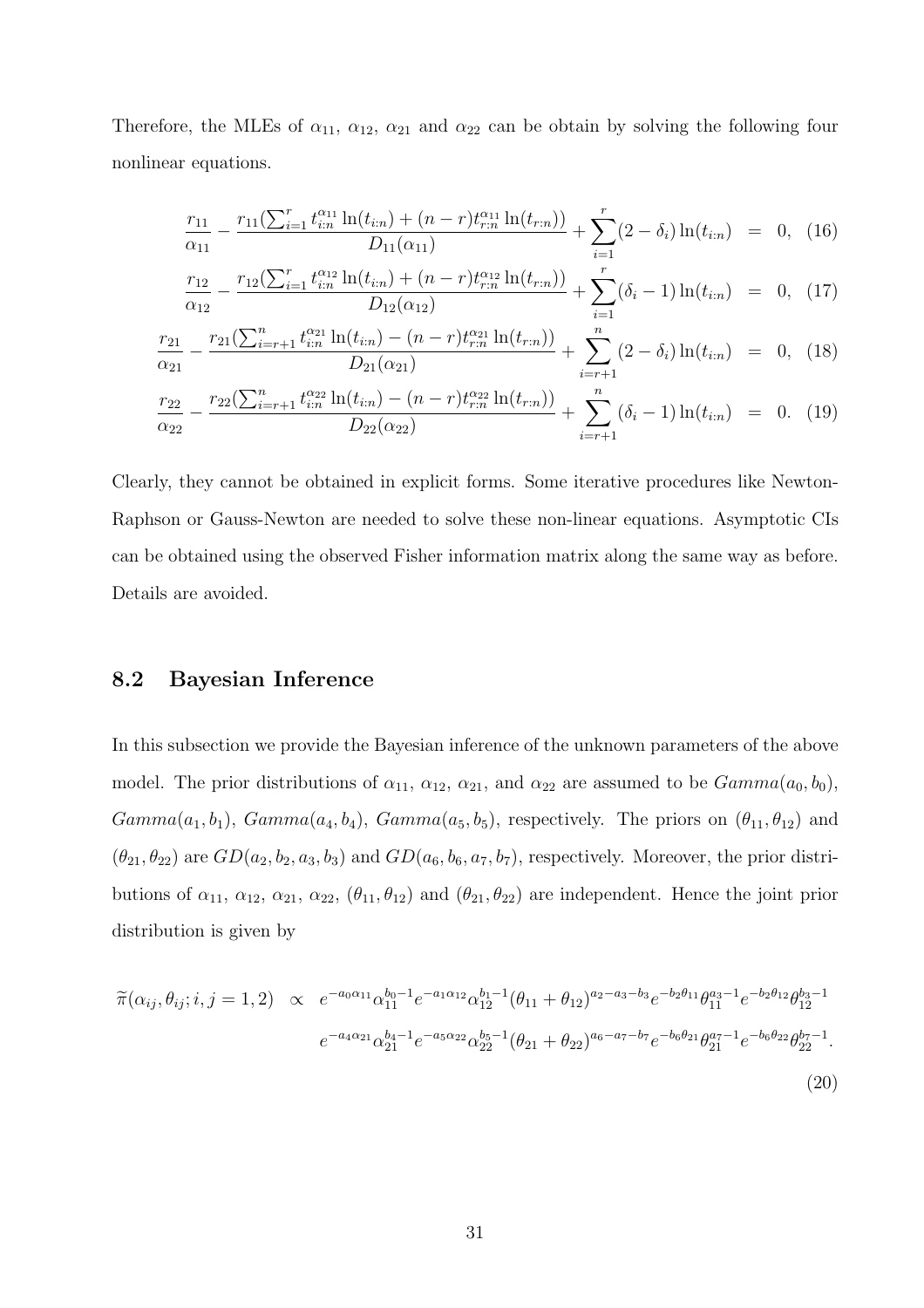Therefore, the MLEs of $\alpha_{11}$, $\alpha_{12}$, $\alpha_{21}$ and $\alpha_{22}$ can be obtain by solving the following four nonlinear equations.

$$
\begin{aligned}
\frac{r_{11}}{\alpha_{11}} - \frac{r_{11}(\sum_{i=1}^{r} t_{i:n}^{\alpha_{11}} \ln(t_{i:n}) + (n-r) t_{r:n}^{\alpha_{11}} \ln(t_{r:n}))}{D_{11}(\alpha_{11})} + \sum_{i=1}^{r} (2-\delta_i) \ln(t_{i:n}) &= 0, \quad (16) \\
\frac{r_{12}}{\alpha_{12}} - \frac{r_{12}(\sum_{i=1}^{r} t_{i:n}^{\alpha_{12}} \ln(t_{i:n}) + (n-r) t_{r:n}^{\alpha_{12}} \ln(t_{r:n}))}{D_{12}(\alpha_{12})} + \sum_{i=1}^{r} (\delta_i - 1) \ln(t_{i:n}) &= 0, \quad (17) \\
\frac{r_{21}}{\alpha_{21}} - \frac{r_{21}(\sum_{i=r+1}^{n} t_{i:n}^{\alpha_{21}} \ln(t_{i:n}) - (n-r) t_{r:n}^{\alpha_{21}} \ln(t_{r:n}))}{D_{21}(\alpha_{21})} + \sum_{i=r+1}^{n} (2-\delta_i) \ln(t_{i:n}) &= 0, \quad (18) \\
\frac{r_{22}}{\alpha_{22}} - \frac{r_{22}(\sum_{i=r+1}^{n} t_{i:n}^{\alpha_{22}} \ln(t_{i:n}) - (n-r) t_{r:n}^{\alpha_{22}} \ln(t_{r:n}))}{D_{22}(\alpha_{22})} + \sum_{i=r+1}^{n} (\delta_i - 1) \ln(t_{i:n}) &= 0. \quad (19)
\end{aligned}
$$

Clearly, they cannot be obtained in explicit forms. Some iterative procedures like Newton-Raphson or Gauss-Newton are needed to solve these non-linear equations. Asymptotic CIs can be obtained using the observed Fisher information matrix along the same way as before. Details are avoided.

## 8.2 Bayesian Inference

In this subsection we provide the Bayesian inference of the unknown parameters of the above model. The prior distributions of $\alpha_{11}$, $\alpha_{12}$, $\alpha_{21}$, and $\alpha_{22}$ are assumed to be $Gamma(a_0, b_0)$, $Gamma(a_1, b_1)$, $Gamma(a_4, b_4)$, $Gamma(a_5, b_5)$, respectively. The priors on $(\theta_{11}, \theta_{12})$ and $(\theta_{21}, \theta_{22})$ are $GD(a_2, b_2, a_3, b_3)$ and $GD(a_6, b_6, a_7, b_7)$, respectively. Moreover, the prior distributions of $\alpha_{11}$, $\alpha_{12}$, $\alpha_{21}$, $\alpha_{22}$, $(\theta_{11}, \theta_{12})$ and $(\theta_{21}, \theta_{22})$ are independent. Hence the joint prior distribution is given by

$$
\begin{aligned}
\widetilde{\pi}(\alpha_{ij}, \theta_{ij}; i,j = 1,2) \;\propto\; & e^{-a_0 \alpha_{11}} \alpha_{11}^{b_0 - 1} e^{-a_1 \alpha_{12}} \alpha_{12}^{b_1 - 1} (\theta_{11} + \theta_{12})^{a_2 - a_3 - b_3} e^{-b_2 \theta_{11}} \theta_{11}^{a_3 - 1} e^{-b_2 \theta_{12}} \theta_{12}^{b_3 - 1} \\
& e^{-a_4 \alpha_{21}} \alpha_{21}^{b_4 - 1} e^{-a_5 \alpha_{22}} \alpha_{22}^{b_5 - 1} (\theta_{21} + \theta_{22})^{a_6 - a_7 - b_7} e^{-b_6 \theta_{21}} \theta_{21}^{a_7 - 1} e^{-b_6 \theta_{22}} \theta_{22}^{b_7 - 1}. \quad (20)
\end{aligned}
$$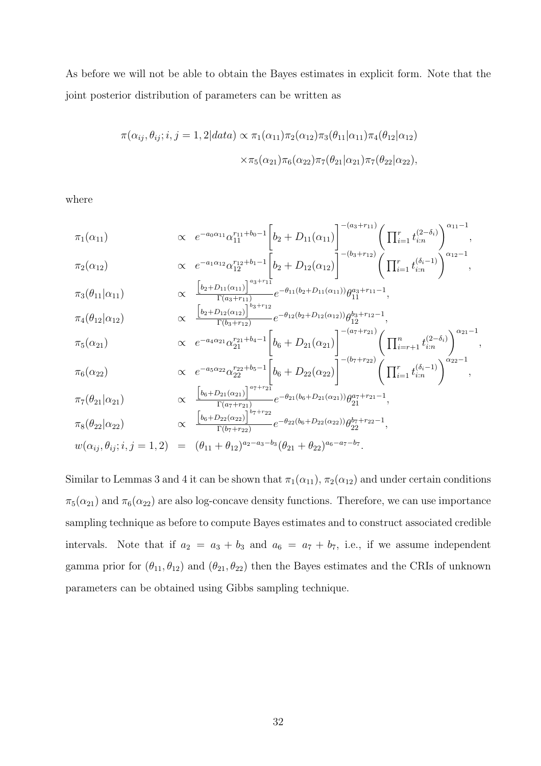As before we will not be able to obtain the Bayes estimates in explicit form. Note that the joint posterior distribution of parameters can be written as

$$\pi(\alpha_{ij}, \theta_{ij}; i,j = 1,2|data) \propto \pi_1(\alpha_{11})\pi_2(\alpha_{12})\pi_3(\theta_{11}|\alpha_{11})\pi_4(\theta_{12}|\alpha_{12})$$
$$\times \pi_5(\alpha_{21})\pi_6(\alpha_{22})\pi_7(\theta_{21}|\alpha_{21})\pi_7(\theta_{22}|\alpha_{22}),$$

where

$$\begin{aligned}
\pi_1(\alpha_{11}) &\propto e^{-a_0\alpha_{11}}\alpha_{11}^{r_{11}+b_0-1}\left[b_2 + D_{11}(\alpha_{11})\right]^{-(a_3+r_{11})}\left(\prod_{i=1}^{r} t_{i:n}^{(2-\delta_i)}\right)^{\alpha_{11}-1}, \\
\pi_2(\alpha_{12}) &\propto e^{-a_1\alpha_{12}}\alpha_{12}^{r_{12}+b_1-1}\left[b_2 + D_{12}(\alpha_{12})\right]^{-(b_3+r_{12})}\left(\prod_{i=1}^{r} t_{i:n}^{(\delta_i-1)}\right)^{\alpha_{12}-1}, \\
\pi_3(\theta_{11}|\alpha_{11}) &\propto \frac{\left[b_2+D_{11}(\alpha_{11})\right]^{a_3+r_{11}}}{\Gamma(a_3+r_{11})}e^{-\theta_{11}(b_2+D_{11}(\alpha_{11}))}\theta_{11}^{a_3+r_{11}-1}, \\
\pi_4(\theta_{12}|\alpha_{12}) &\propto \frac{\left[b_2+D_{12}(\alpha_{12})\right]^{b_3+r_{12}}}{\Gamma(b_3+r_{12})}e^{-\theta_{12}(b_2+D_{12}(\alpha_{12}))}\theta_{12}^{b_3+r_{12}-1}, \\
\pi_5(\alpha_{21}) &\propto e^{-a_4\alpha_{21}}\alpha_{21}^{r_{21}+b_4-1}\left[b_6 + D_{21}(\alpha_{21})\right]^{-(a_7+r_{21})}\left(\prod_{i=r+1}^{n} t_{i:n}^{(2-\delta_i)}\right)^{\alpha_{21}-1}, \\
\pi_6(\alpha_{22}) &\propto e^{-a_5\alpha_{22}}\alpha_{22}^{r_{22}+b_5-1}\left[b_6 + D_{22}(\alpha_{22})\right]^{-(b_7+r_{22})}\left(\prod_{i=1}^{r} t_{i:n}^{(\delta_i-1)}\right)^{\alpha_{22}-1}, \\
\pi_7(\theta_{21}|\alpha_{21}) &\propto \frac{\left[b_6+D_{21}(\alpha_{21})\right]^{a_7+r_{21}}}{\Gamma(a_7+r_{21})}e^{-\theta_{21}(b_6+D_{21}(\alpha_{21}))}\theta_{21}^{a_7+r_{21}-1}, \\
\pi_8(\theta_{22}|\alpha_{22}) &\propto \frac{\left[b_6+D_{22}(\alpha_{22})\right]^{b_7+r_{22}}}{\Gamma(b_7+r_{22})}e^{-\theta_{22}(b_6+D_{22}(\alpha_{22}))}\theta_{22}^{b_7+r_{22}-1}, \\
w(\alpha_{ij}, \theta_{ij}; i,j = 1,2) &= (\theta_{11}+\theta_{12})^{a_2-a_3-b_3}(\theta_{21}+\theta_{22})^{a_6-a_7-b_7}.
\end{aligned}$$

Similar to Lemmas 3 and 4 it can be shown that $\pi_1(\alpha_{11})$, $\pi_2(\alpha_{12})$ and under certain conditions $\pi_5(\alpha_{21})$ and $\pi_6(\alpha_{22})$ are also log-concave density functions. Therefore, we can use importance sampling technique as before to compute Bayes estimates and to construct associated credible intervals. Note that if $a_2 = a_3 + b_3$ and $a_6 = a_7 + b_7$, i.e., if we assume independent gamma prior for $(\theta_{11}, \theta_{12})$ and $(\theta_{21}, \theta_{22})$ then the Bayes estimates and the CRIs of unknown parameters can be obtained using Gibbs sampling technique.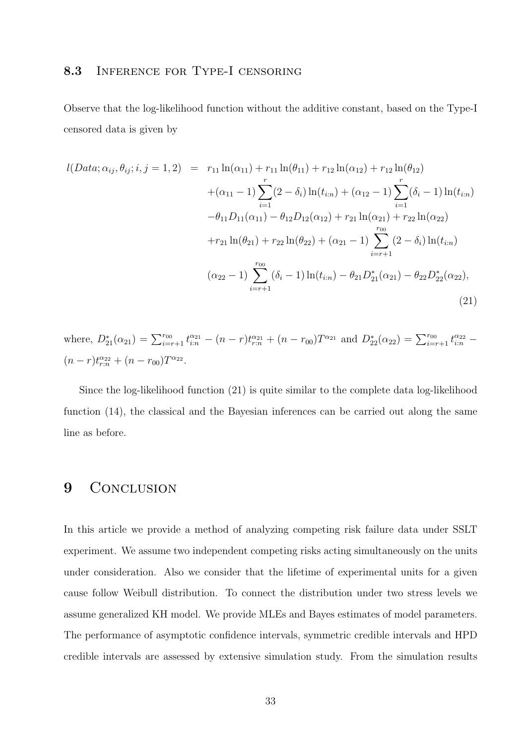### 8.3 Inference for Type-I censoring

Observe that the log-likelihood function without the additive constant, based on the Type-I censored data is given by

$$
\begin{aligned}
l(Data; \alpha_{ij}, \theta_{ij}; i,j=1,2) \;=\;& r_{11}\ln(\alpha_{11}) + r_{11}\ln(\theta_{11}) + r_{12}\ln(\alpha_{12}) + r_{12}\ln(\theta_{12}) \\
&+(\alpha_{11}-1)\sum_{i=1}^{r}(2-\delta_i)\ln(t_{i:n}) + (\alpha_{12}-1)\sum_{i=1}^{r}(\delta_i-1)\ln(t_{i:n}) \\
&-\theta_{11}D_{11}(\alpha_{11}) - \theta_{12}D_{12}(\alpha_{12}) + r_{21}\ln(\alpha_{21}) + r_{22}\ln(\alpha_{22}) \\
&+r_{21}\ln(\theta_{21}) + r_{22}\ln(\theta_{22}) + (\alpha_{21}-1)\sum_{i=r+1}^{r_{00}}(2-\delta_i)\ln(t_{i:n}) \\
&(\alpha_{22}-1)\sum_{i=r+1}^{r_{00}}(\delta_i-1)\ln(t_{i:n}) - \theta_{21}D^*_{21}(\alpha_{21}) - \theta_{22}D^*_{22}(\alpha_{22}),
\end{aligned}
\tag{21}
$$

where, $D^*_{21}(\alpha_{21}) = \sum_{i=r+1}^{r_{00}} t_{i:n}^{\alpha_{21}} - (n-r)t_{r:n}^{\alpha_{21}} + (n-r_{00})T^{\alpha_{21}}$ and $D^*_{22}(\alpha_{22}) = \sum_{i=r+1}^{r_{00}} t_{i:n}^{\alpha_{22}} - (n-r)t_{r:n}^{\alpha_{22}} + (n-r_{00})T^{\alpha_{22}}$.

Since the log-likelihood function (21) is quite similar to the complete data log-likelihood function (14), the classical and the Bayesian inferences can be carried out along the same line as before.

## 9 Conclusion

In this article we provide a method of analyzing competing risk failure data under SSLT experiment. We assume two independent competing risks acting simultaneously on the units under consideration. Also we consider that the lifetime of experimental units for a given cause follow Weibull distribution. To connect the distribution under two stress levels we assume generalized KH model. We provide MLEs and Bayes estimates of model parameters. The performance of asymptotic confidence intervals, symmetric credible intervals and HPD credible intervals are assessed by extensive simulation study. From the simulation results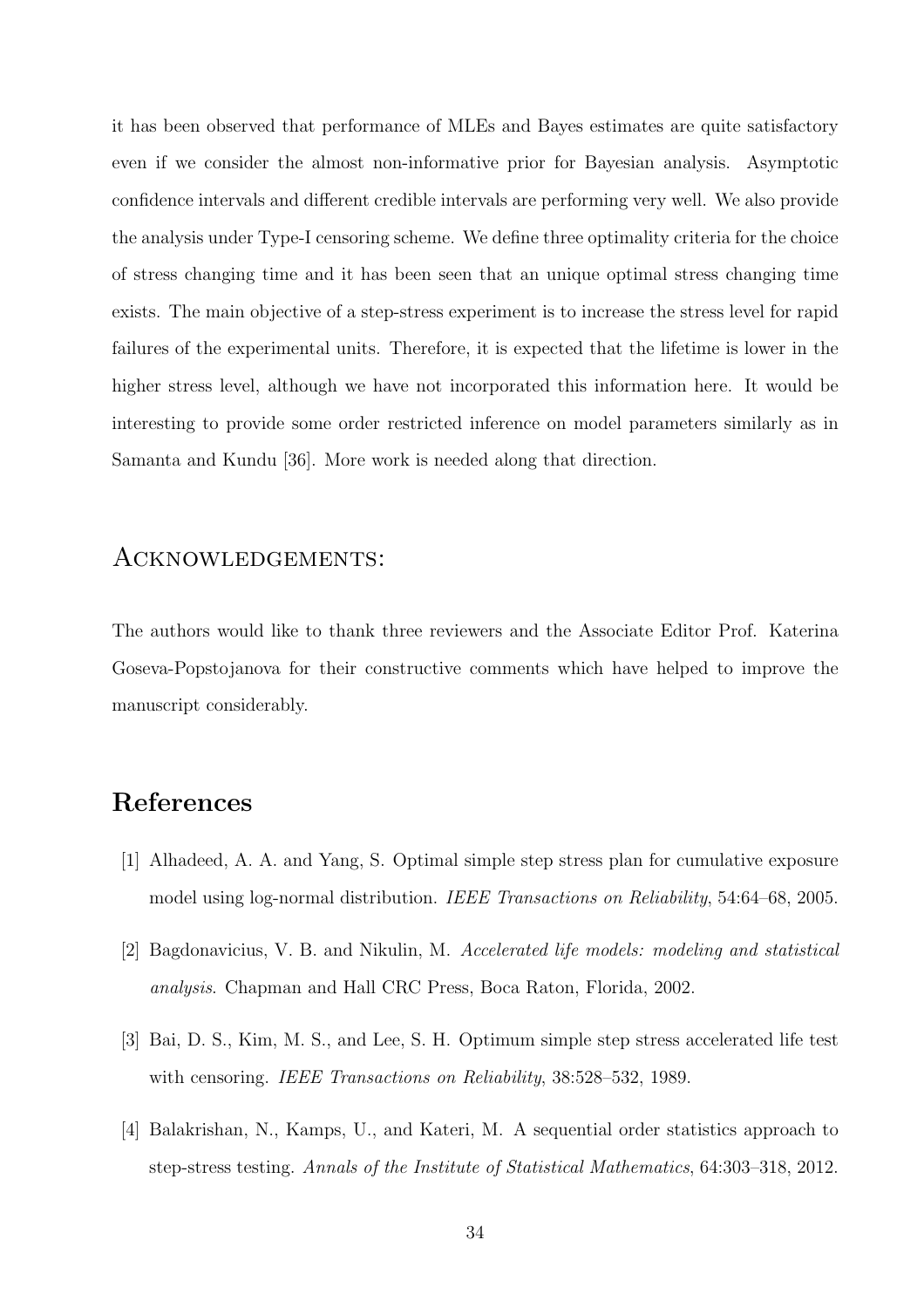it has been observed that performance of MLEs and Bayes estimates are quite satisfactory even if we consider the almost non-informative prior for Bayesian analysis. Asymptotic confidence intervals and different credible intervals are performing very well. We also provide the analysis under Type-I censoring scheme. We define three optimality criteria for the choice of stress changing time and it has been seen that an unique optimal stress changing time exists. The main objective of a step-stress experiment is to increase the stress level for rapid failures of the experimental units. Therefore, it is expected that the lifetime is lower in the higher stress level, although we have not incorporated this information here. It would be interesting to provide some order restricted inference on model parameters similarly as in Samanta and Kundu [36]. More work is needed along that direction.

## Acknowledgements:

The authors would like to thank three reviewers and the Associate Editor Prof. Katerina Goseva-Popstojanova for their constructive comments which have helped to improve the manuscript considerably.

# References

[1] Alhadeed, A. A. and Yang, S. Optimal simple step stress plan for cumulative exposure model using log-normal distribution. *IEEE Transactions on Reliability*, 54:64–68, 2005.

[2] Bagdonavicius, V. B. and Nikulin, M. *Accelerated life models: modeling and statistical analysis*. Chapman and Hall CRC Press, Boca Raton, Florida, 2002.

[3] Bai, D. S., Kim, M. S., and Lee, S. H. Optimum simple step stress accelerated life test with censoring. *IEEE Transactions on Reliability*, 38:528–532, 1989.

[4] Balakrishan, N., Kamps, U., and Kateri, M. A sequential order statistics approach to step-stress testing. *Annals of the Institute of Statistical Mathematics*, 64:303–318, 2012.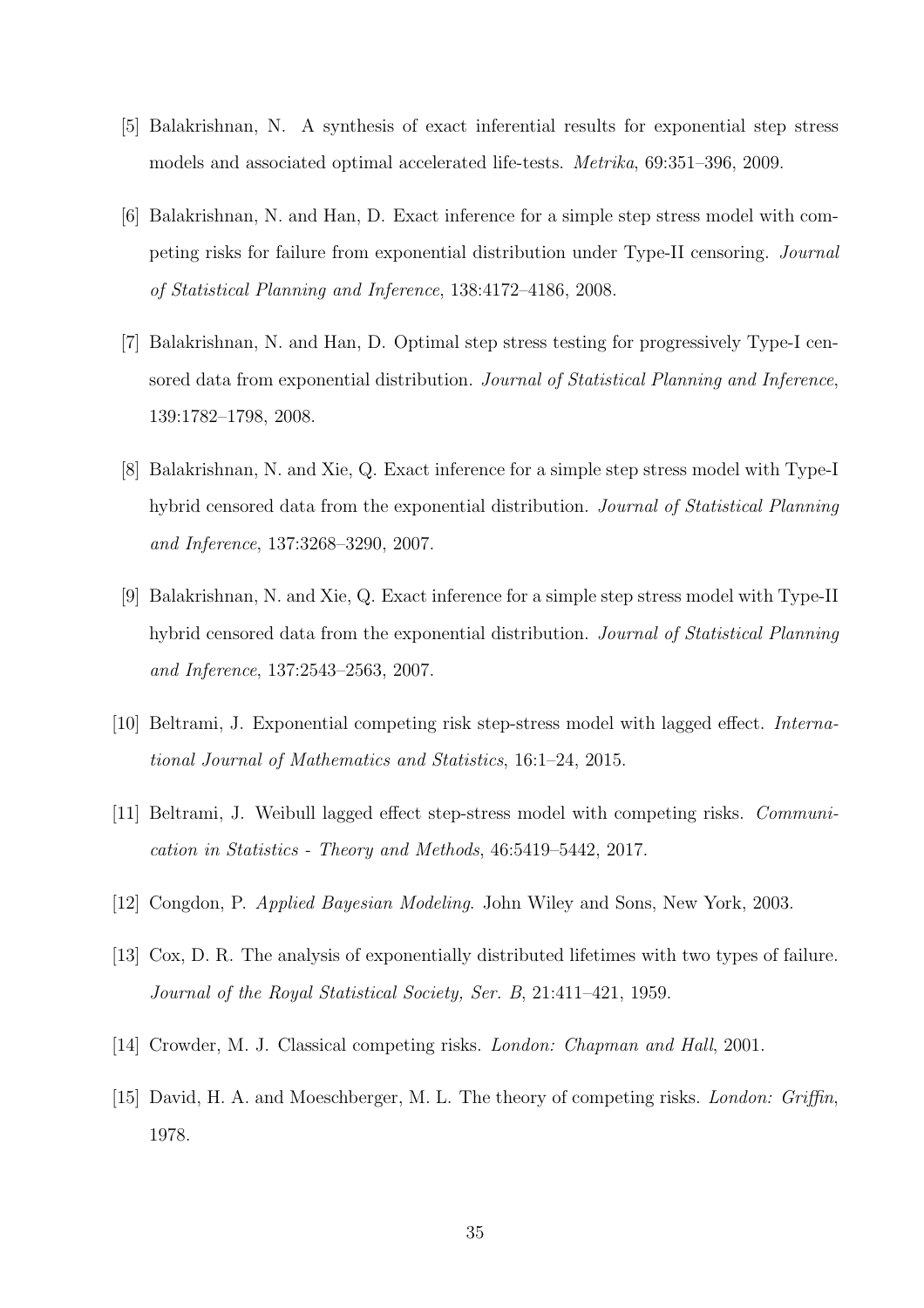[5] Balakrishnan, N. A synthesis of exact inferential results for exponential step stress models and associated optimal accelerated life-tests. *Metrika*, 69:351–396, 2009.

[6] Balakrishnan, N. and Han, D. Exact inference for a simple step stress model with competing risks for failure from exponential distribution under Type-II censoring. *Journal of Statistical Planning and Inference*, 138:4172–4186, 2008.

[7] Balakrishnan, N. and Han, D. Optimal step stress testing for progressively Type-I censored data from exponential distribution. *Journal of Statistical Planning and Inference*, 139:1782–1798, 2008.

[8] Balakrishnan, N. and Xie, Q. Exact inference for a simple step stress model with Type-I hybrid censored data from the exponential distribution. *Journal of Statistical Planning and Inference*, 137:3268–3290, 2007.

[9] Balakrishnan, N. and Xie, Q. Exact inference for a simple step stress model with Type-II hybrid censored data from the exponential distribution. *Journal of Statistical Planning and Inference*, 137:2543–2563, 2007.

[10] Beltrami, J. Exponential competing risk step-stress model with lagged effect. *International Journal of Mathematics and Statistics*, 16:1–24, 2015.

[11] Beltrami, J. Weibull lagged effect step-stress model with competing risks. *Communication in Statistics - Theory and Methods*, 46:5419–5442, 2017.

[12] Congdon, P. *Applied Bayesian Modeling*. John Wiley and Sons, New York, 2003.

[13] Cox, D. R. The analysis of exponentially distributed lifetimes with two types of failure. *Journal of the Royal Statistical Society, Ser. B*, 21:411–421, 1959.

[14] Crowder, M. J. Classical competing risks. *London: Chapman and Hall*, 2001.

[15] David, H. A. and Moeschberger, M. L. The theory of competing risks. *London: Griffin*, 1978.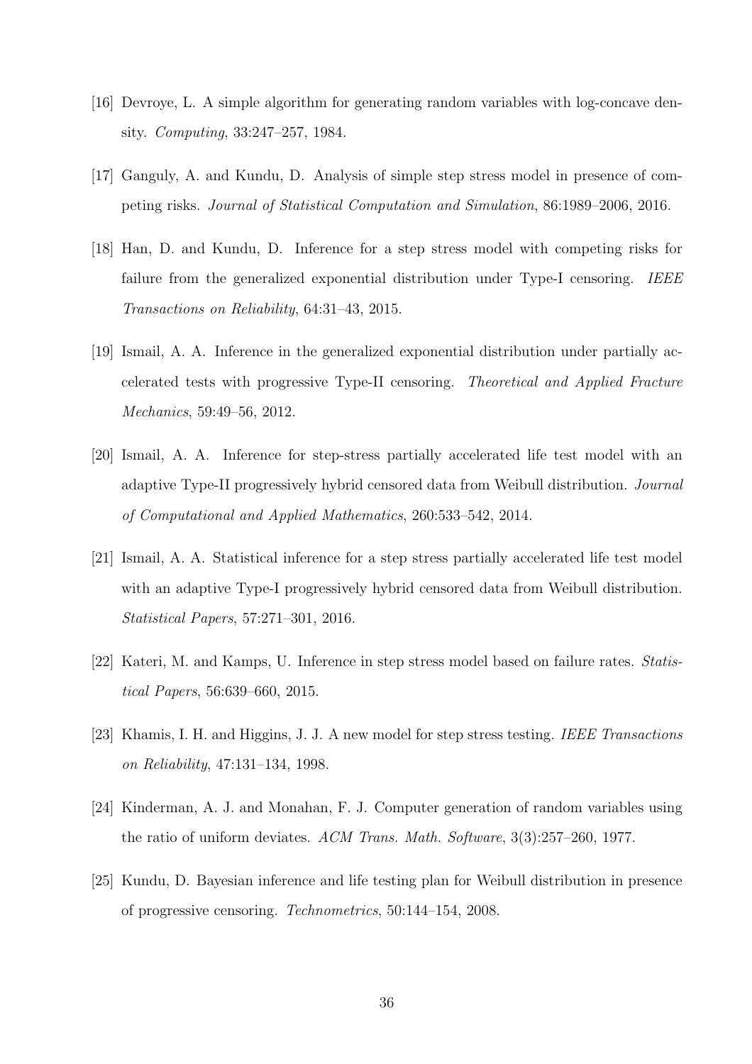[16] Devroye, L. A simple algorithm for generating random variables with log-concave density. *Computing*, 33:247–257, 1984.

[17] Ganguly, A. and Kundu, D. Analysis of simple step stress model in presence of competing risks. *Journal of Statistical Computation and Simulation*, 86:1989–2006, 2016.

[18] Han, D. and Kundu, D. Inference for a step stress model with competing risks for failure from the generalized exponential distribution under Type-I censoring. *IEEE Transactions on Reliability*, 64:31–43, 2015.

[19] Ismail, A. A. Inference in the generalized exponential distribution under partially accelerated tests with progressive Type-II censoring. *Theoretical and Applied Fracture Mechanics*, 59:49–56, 2012.

[20] Ismail, A. A. Inference for step-stress partially accelerated life test model with an adaptive Type-II progressively hybrid censored data from Weibull distribution. *Journal of Computational and Applied Mathematics*, 260:533–542, 2014.

[21] Ismail, A. A. Statistical inference for a step stress partially accelerated life test model with an adaptive Type-I progressively hybrid censored data from Weibull distribution. *Statistical Papers*, 57:271–301, 2016.

[22] Kateri, M. and Kamps, U. Inference in step stress model based on failure rates. *Statistical Papers*, 56:639–660, 2015.

[23] Khamis, I. H. and Higgins, J. J. A new model for step stress testing. *IEEE Transactions on Reliability*, 47:131–134, 1998.

[24] Kinderman, A. J. and Monahan, F. J. Computer generation of random variables using the ratio of uniform deviates. *ACM Trans. Math. Software*, 3(3):257–260, 1977.

[25] Kundu, D. Bayesian inference and life testing plan for Weibull distribution in presence of progressive censoring. *Technometrics*, 50:144–154, 2008.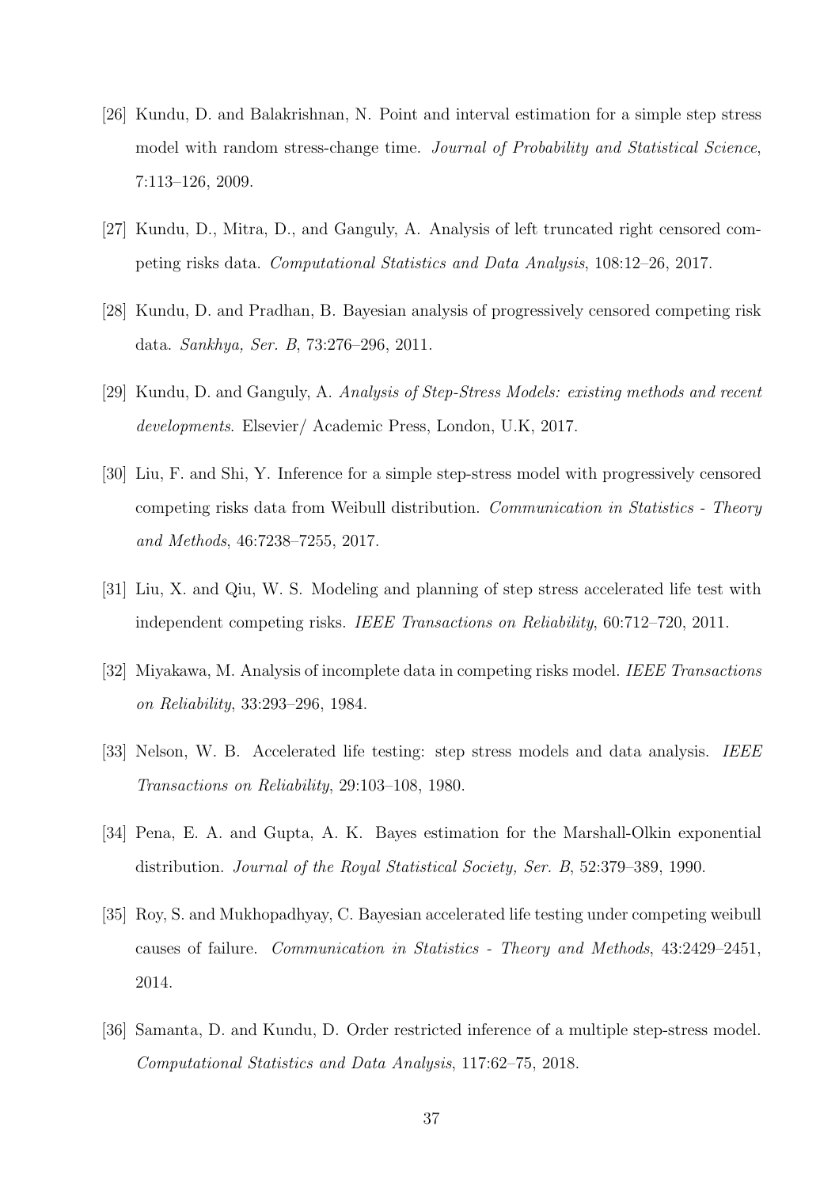[26] Kundu, D. and Balakrishnan, N. Point and interval estimation for a simple step stress model with random stress-change time. *Journal of Probability and Statistical Science*, 7:113–126, 2009.

[27] Kundu, D., Mitra, D., and Ganguly, A. Analysis of left truncated right censored competing risks data. *Computational Statistics and Data Analysis*, 108:12–26, 2017.

[28] Kundu, D. and Pradhan, B. Bayesian analysis of progressively censored competing risk data. *Sankhya, Ser. B*, 73:276–296, 2011.

[29] Kundu, D. and Ganguly, A. *Analysis of Step-Stress Models: existing methods and recent developments*. Elsevier/ Academic Press, London, U.K, 2017.

[30] Liu, F. and Shi, Y. Inference for a simple step-stress model with progressively censored competing risks data from Weibull distribution. *Communication in Statistics - Theory and Methods*, 46:7238–7255, 2017.

[31] Liu, X. and Qiu, W. S. Modeling and planning of step stress accelerated life test with independent competing risks. *IEEE Transactions on Reliability*, 60:712–720, 2011.

[32] Miyakawa, M. Analysis of incomplete data in competing risks model. *IEEE Transactions on Reliability*, 33:293–296, 1984.

[33] Nelson, W. B. Accelerated life testing: step stress models and data analysis. *IEEE Transactions on Reliability*, 29:103–108, 1980.

[34] Pena, E. A. and Gupta, A. K. Bayes estimation for the Marshall-Olkin exponential distribution. *Journal of the Royal Statistical Society, Ser. B*, 52:379–389, 1990.

[35] Roy, S. and Mukhopadhyay, C. Bayesian accelerated life testing under competing weibull causes of failure. *Communication in Statistics - Theory and Methods*, 43:2429–2451, 2014.

[36] Samanta, D. and Kundu, D. Order restricted inference of a multiple step-stress model. *Computational Statistics and Data Analysis*, 117:62–75, 2018.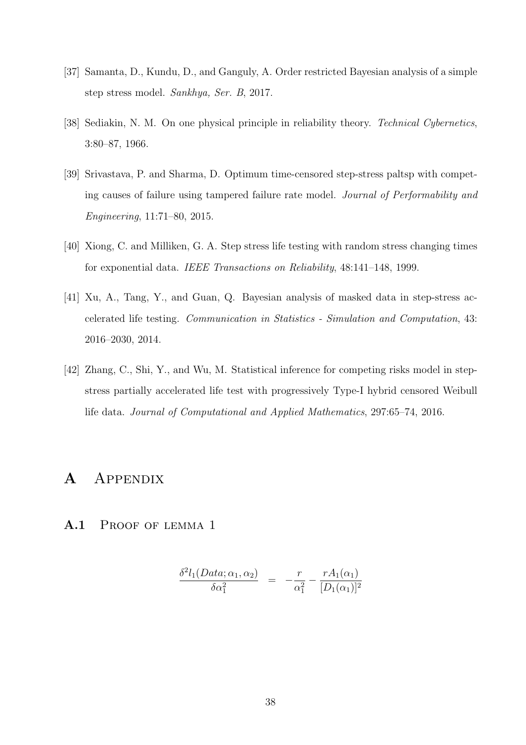[37] Samanta, D., Kundu, D., and Ganguly, A. Order restricted Bayesian analysis of a simple step stress model. *Sankhya, Ser. B*, 2017.

[38] Sediakin, N. M. On one physical principle in reliability theory. *Technical Cybernetics*, 3:80–87, 1966.

[39] Srivastava, P. and Sharma, D. Optimum time-censored step-stress paltsp with competing causes of failure using tampered failure rate model. *Journal of Performability and Engineering*, 11:71–80, 2015.

[40] Xiong, C. and Milliken, G. A. Step stress life testing with random stress changing times for exponential data. *IEEE Transactions on Reliability*, 48:141–148, 1999.

[41] Xu, A., Tang, Y., and Guan, Q. Bayesian analysis of masked data in step-stress accelerated life testing. *Communication in Statistics - Simulation and Computation*, 43: 2016–2030, 2014.

[42] Zhang, C., Shi, Y., and Wu, M. Statistical inference for competing risks model in step-stress partially accelerated life test with progressively Type-I hybrid censored Weibull life data. *Journal of Computational and Applied Mathematics*, 297:65–74, 2016.

# A Appendix

## A.1 Proof of lemma 1

$$\frac{\delta^2 l_1(Data;\alpha_1,\alpha_2)}{\delta\alpha_1^2} = -\frac{r}{\alpha_1^2} - \frac{rA_1(\alpha_1)}{[D_1(\alpha_1)]^2}$$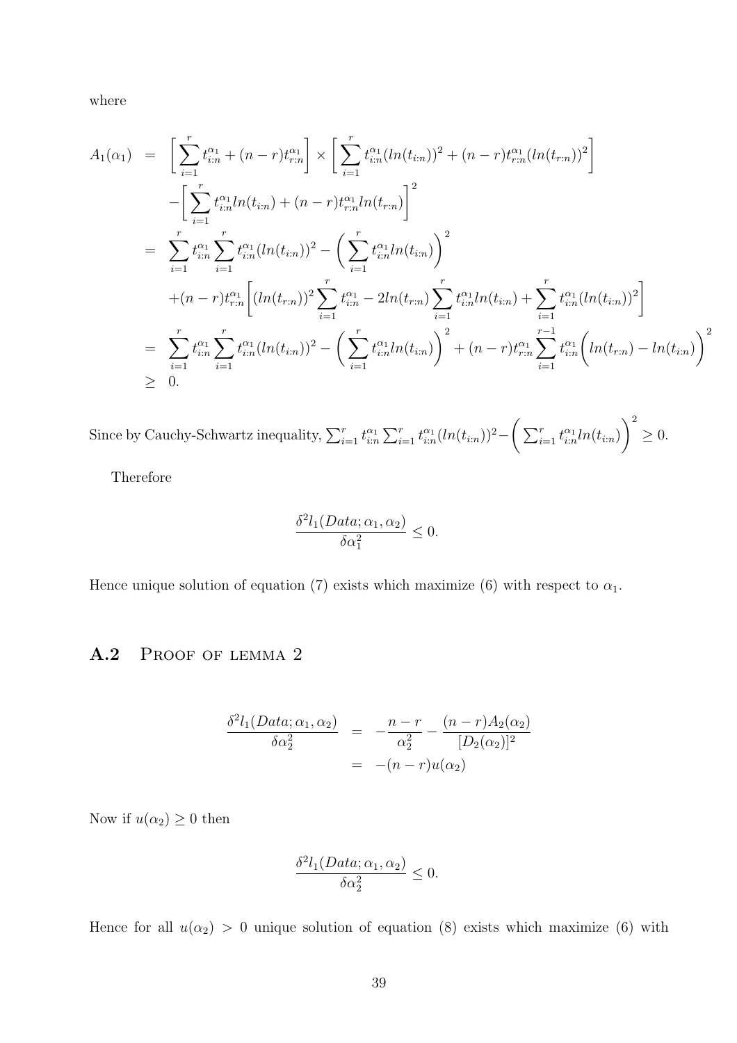where

$$
\begin{aligned}
A_1(\alpha_1) &= \left[ \sum_{i=1}^{r} t_{i:n}^{\alpha_1} + (n-r) t_{r:n}^{\alpha_1} \right] \times \left[ \sum_{i=1}^{r} t_{i:n}^{\alpha_1} (ln(t_{i:n}))^2 + (n-r) t_{r:n}^{\alpha_1} (ln(t_{r:n}))^2 \right] \\
&\quad - \left[ \sum_{i=1}^{r} t_{i:n}^{\alpha_1} ln(t_{i:n}) + (n-r) t_{r:n}^{\alpha_1} ln(t_{r:n}) \right]^2 \\
&= \sum_{i=1}^{r} t_{i:n}^{\alpha_1} \sum_{i=1}^{r} t_{i:n}^{\alpha_1} (ln(t_{i:n}))^2 - \left( \sum_{i=1}^{r} t_{i:n}^{\alpha_1} ln(t_{i:n}) \right)^2 \\
&\quad + (n-r) t_{r:n}^{\alpha_1} \left[ (ln(t_{r:n}))^2 \sum_{i=1}^{r} t_{i:n}^{\alpha_1} - 2 ln(t_{r:n}) \sum_{i=1}^{r} t_{i:n}^{\alpha_1} ln(t_{i:n}) + \sum_{i=1}^{r} t_{i:n}^{\alpha_1} (ln(t_{i:n}))^2 \right] \\
&= \sum_{i=1}^{r} t_{i:n}^{\alpha_1} \sum_{i=1}^{r} t_{i:n}^{\alpha_1} (ln(t_{i:n}))^2 - \left( \sum_{i=1}^{r} t_{i:n}^{\alpha_1} ln(t_{i:n}) \right)^2 + (n-r) t_{r:n}^{\alpha_1} \sum_{i=1}^{r-1} t_{i:n}^{\alpha_1} \left( ln(t_{r:n}) - ln(t_{i:n}) \right)^2 \\
&\geq 0.
\end{aligned}
$$

Since by Cauchy-Schwartz inequality, $\sum_{i=1}^{r} t_{i:n}^{\alpha_1} \sum_{i=1}^{r} t_{i:n}^{\alpha_1} (ln(t_{i:n}))^2 - \left( \sum_{i=1}^{r} t_{i:n}^{\alpha_1} ln(t_{i:n}) \right)^2 \geq 0$.

Therefore

$$
\frac{\delta^2 l_1(Data; \alpha_1, \alpha_2)}{\delta \alpha_1^2} \leq 0.
$$

Hence unique solution of equation (7) exists which maximize (6) with respect to $\alpha_1$.

## A.2 Proof of lemma 2

$$
\begin{aligned}
\frac{\delta^2 l_1(Data; \alpha_1, \alpha_2)}{\delta \alpha_2^2} &= -\frac{n-r}{\alpha_2^2} - \frac{(n-r) A_2(\alpha_2)}{[D_2(\alpha_2)]^2} \\
&= -(n-r) u(\alpha_2)
\end{aligned}
$$

Now if $u(\alpha_2) \geq 0$ then

$$
\frac{\delta^2 l_1(Data; \alpha_1, \alpha_2)}{\delta \alpha_2^2} \leq 0.
$$

Hence for all $u(\alpha_2) > 0$ unique solution of equation (8) exists which maximize (6) with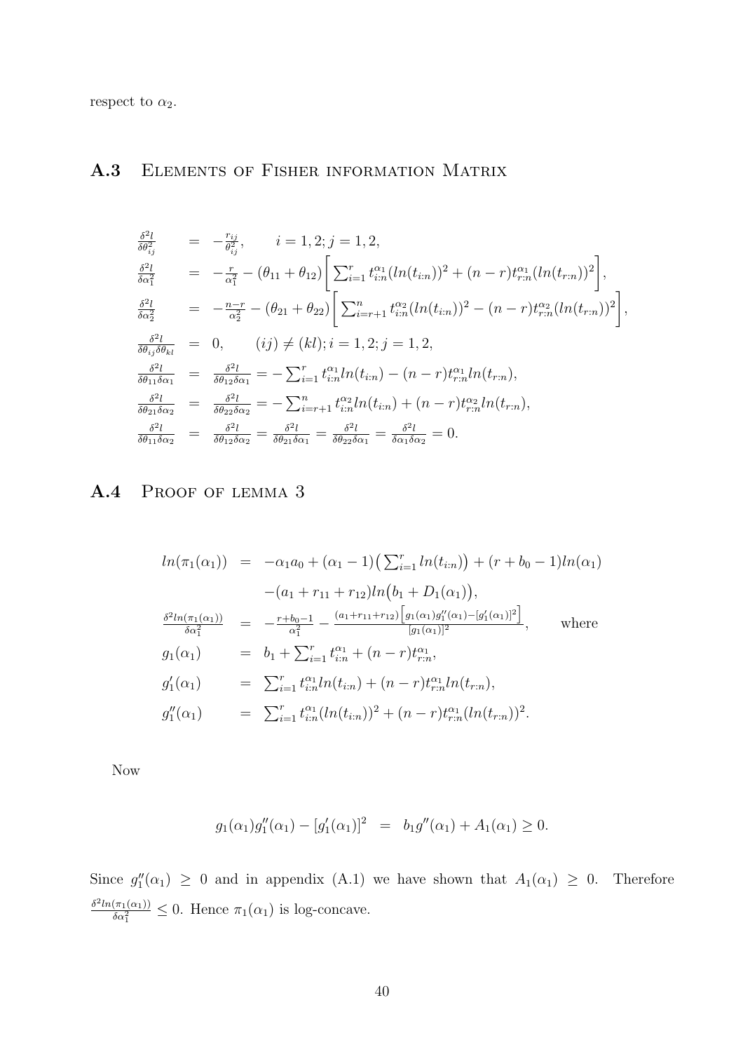respect to $\alpha_2$.

## A.3 Elements of Fisher information Matrix

$$
\begin{aligned}
\frac{\delta^2 l}{\delta \theta_{ij}^2} &= -\frac{r_{ij}}{\theta_{ij}^2}, \qquad i=1,2; j=1,2, \\
\frac{\delta^2 l}{\delta \alpha_1^2} &= -\frac{r}{\alpha_1^2} - (\theta_{11}+\theta_{12})\Bigg[\sum_{i=1}^{r} t_{i:n}^{\alpha_1}(ln(t_{i:n}))^2 + (n-r)t_{r:n}^{\alpha_1}(ln(t_{r:n}))^2\Bigg], \\
\frac{\delta^2 l}{\delta \alpha_2^2} &= -\frac{n-r}{\alpha_2^2} - (\theta_{21}+\theta_{22})\Bigg[\sum_{i=r+1}^{n} t_{i:n}^{\alpha_2}(ln(t_{i:n}))^2 - (n-r)t_{r:n}^{\alpha_2}(ln(t_{r:n}))^2\Bigg], \\
\frac{\delta^2 l}{\delta \theta_{ij}\delta \theta_{kl}} &= 0, \qquad (ij)\neq(kl); i=1,2; j=1,2, \\
\frac{\delta^2 l}{\delta \theta_{11}\delta \alpha_1} &= \frac{\delta^2 l}{\delta \theta_{12}\delta \alpha_1} = -\sum_{i=1}^{r} t_{i:n}^{\alpha_1} ln(t_{i:n}) - (n-r)t_{r:n}^{\alpha_1} ln(t_{r:n}), \\
\frac{\delta^2 l}{\delta \theta_{21}\delta \alpha_2} &= \frac{\delta^2 l}{\delta \theta_{22}\delta \alpha_2} = -\sum_{i=r+1}^{n} t_{i:n}^{\alpha_2} ln(t_{i:n}) + (n-r)t_{r:n}^{\alpha_2} ln(t_{r:n}), \\
\frac{\delta^2 l}{\delta \theta_{11}\delta \alpha_2} &= \frac{\delta^2 l}{\delta \theta_{12}\delta \alpha_2} = \frac{\delta^2 l}{\delta \theta_{21}\delta \alpha_1} = \frac{\delta^2 l}{\delta \theta_{22}\delta \alpha_1} = \frac{\delta^2 l}{\delta \alpha_1\delta \alpha_2} = 0.
\end{aligned}
$$

## A.4 Proof of lemma 3

$$
\begin{aligned}
ln(\pi_1(\alpha_1)) &= -\alpha_1 a_0 + (\alpha_1 - 1)\big(\textstyle\sum_{i=1}^{r} ln(t_{i:n})\big) + (r+b_0-1)ln(\alpha_1) \\
&\quad -(a_1 + r_{11} + r_{12})ln\big(b_1 + D_1(\alpha_1)\big), \\
\frac{\delta^2 ln(\pi_1(\alpha_1))}{\delta \alpha_1^2} &= -\frac{r+b_0-1}{\alpha_1^2} - \frac{(a_1+r_{11}+r_{12})\Big[g_1(\alpha_1)g_1''(\alpha_1) - [g_1'(\alpha_1)]^2\Big]}{[g_1(\alpha_1)]^2}, \qquad \text{where} \\
g_1(\alpha_1) &= b_1 + \textstyle\sum_{i=1}^{r} t_{i:n}^{\alpha_1} + (n-r)t_{r:n}^{\alpha_1}, \\
g_1'(\alpha_1) &= \textstyle\sum_{i=1}^{r} t_{i:n}^{\alpha_1} ln(t_{i:n}) + (n-r)t_{r:n}^{\alpha_1} ln(t_{r:n}), \\
g_1''(\alpha_1) &= \textstyle\sum_{i=1}^{r} t_{i:n}^{\alpha_1}(ln(t_{i:n}))^2 + (n-r)t_{r:n}^{\alpha_1}(ln(t_{r:n}))^2.
\end{aligned}
$$

Now

$$
g_1(\alpha_1)g_1''(\alpha_1) - [g_1'(\alpha_1)]^2 \;=\; b_1 g''(\alpha_1) + A_1(\alpha_1) \geq 0.
$$

Since $g_1''(\alpha_1) \geq 0$ and in appendix (A.1) we have shown that $A_1(\alpha_1) \geq 0$. Therefore $\frac{\delta^2 ln(\pi_1(\alpha_1))}{\delta \alpha_1^2} \leq 0$. Hence $\pi_1(\alpha_1)$ is log-concave.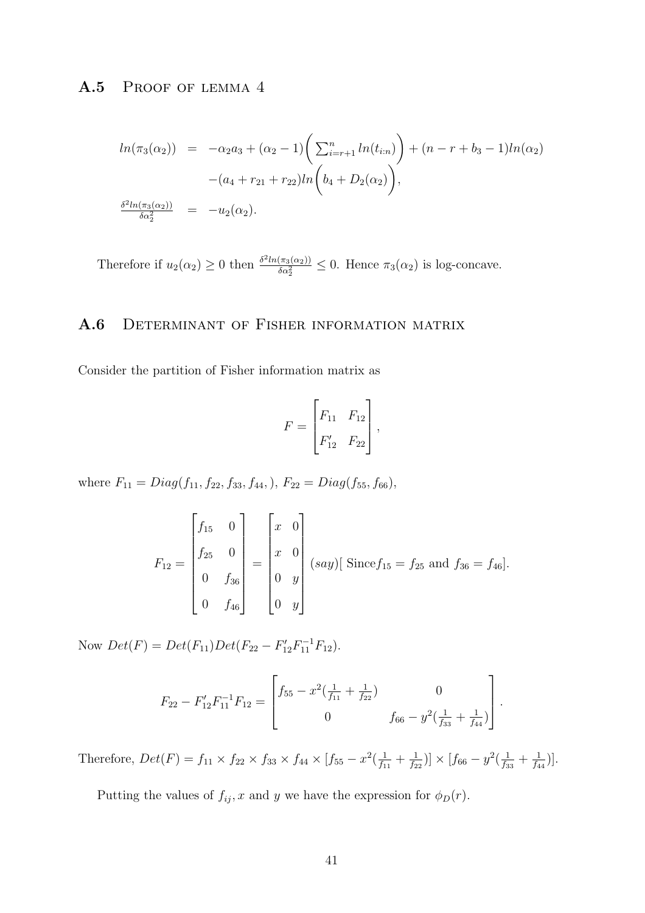## A.5 Proof of lemma 4

$$
\begin{aligned}
ln(\pi_3(\alpha_2)) &= -\alpha_2 a_3 + (\alpha_2 - 1)\bigg( \sum_{i=r+1}^{n} ln(t_{i:n})\bigg) + (n - r + b_3 - 1)ln(\alpha_2) \\
&\quad -(a_4 + r_{21} + r_{22})ln\bigg(b_4 + D_2(\alpha_2)\bigg), \\
\frac{\delta^2 ln(\pi_3(\alpha_2))}{\delta\alpha_2^2} &= -u_2(\alpha_2).
\end{aligned}
$$

Therefore if $u_2(\alpha_2) \geq 0$ then $\frac{\delta^2 ln(\pi_3(\alpha_2))}{\delta\alpha_2^2} \leq 0$. Hence $\pi_3(\alpha_2)$ is log-concave.

## A.6 Determinant of Fisher information matrix

Consider the partition of Fisher information matrix as

$$
F = \begin{bmatrix} F_{11} & F_{12} \\ F_{12}' & F_{22} \end{bmatrix},
$$

where $F_{11} = Diag(f_{11}, f_{22}, f_{33}, f_{44},)$, $F_{22} = Diag(f_{55}, f_{66})$,

$$
F_{12} = \begin{bmatrix} f_{15} & 0 \\ f_{25} & 0 \\ 0 & f_{36} \\ 0 & f_{46} \end{bmatrix} = \begin{bmatrix} x & 0 \\ x & 0 \\ 0 & y \\ 0 & y \end{bmatrix} (say)[\text{ Since} f_{15} = f_{25} \text{ and } f_{36} = f_{46}].
$$

Now $Det(F) = Det(F_{11})Det(F_{22} - F_{12}'F_{11}^{-1}F_{12})$.

$$
F_{22} - F_{12}'F_{11}^{-1}F_{12} = \begin{bmatrix} f_{55} - x^2(\frac{1}{f_{11}} + \frac{1}{f_{22}}) & 0 \\ 0 & f_{66} - y^2(\frac{1}{f_{33}} + \frac{1}{f_{44}}) \end{bmatrix}.
$$

Therefore, $Det(F) = f_{11} \times f_{22} \times f_{33} \times f_{44} \times [f_{55} - x^2(\frac{1}{f_{11}} + \frac{1}{f_{22}})] \times [f_{66} - y^2(\frac{1}{f_{33}} + \frac{1}{f_{44}})]$.

Putting the values of $f_{ij}, x$ and $y$ we have the expression for $\phi_D(r)$.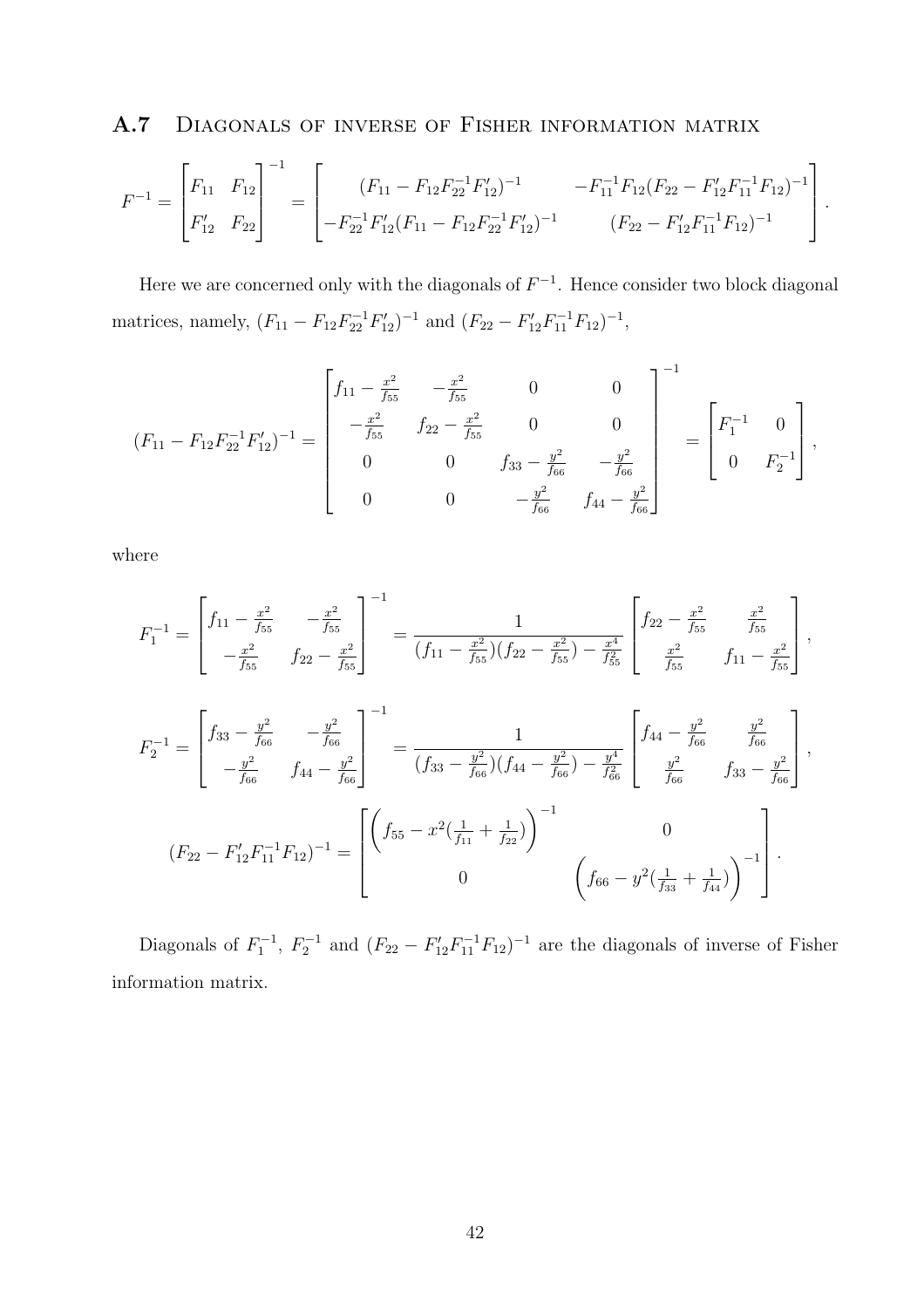### A.7 Diagonals of inverse of Fisher information matrix

$$F^{-1} = \begin{bmatrix} F_{11} & F_{12} \\ F'_{12} & F_{22} \end{bmatrix}^{-1} = \begin{bmatrix} (F_{11} - F_{12}F_{22}^{-1}F'_{12})^{-1} & -F_{11}^{-1}F_{12}(F_{22} - F'_{12}F_{11}^{-1}F_{12})^{-1} \\ -F_{22}^{-1}F'_{12}(F_{11} - F_{12}F_{22}^{-1}F'_{12})^{-1} & (F_{22} - F'_{12}F_{11}^{-1}F_{12})^{-1} \end{bmatrix}.$$

Here we are concerned only with the diagonals of $F^{-1}$. Hence consider two block diagonal matrices, namely, $(F_{11} - F_{12}F_{22}^{-1}F'_{12})^{-1}$ and $(F_{22} - F'_{12}F_{11}^{-1}F_{12})^{-1}$,

$$(F_{11} - F_{12}F_{22}^{-1}F'_{12})^{-1} = \begin{bmatrix} f_{11} - \frac{x^2}{f_{55}} & -\frac{x^2}{f_{55}} & 0 & 0 \\ -\frac{x^2}{f_{55}} & f_{22} - \frac{x^2}{f_{55}} & 0 & 0 \\ 0 & 0 & f_{33} - \frac{y^2}{f_{66}} & -\frac{y^2}{f_{66}} \\ 0 & 0 & -\frac{y^2}{f_{66}} & f_{44} - \frac{y^2}{f_{66}} \end{bmatrix}^{-1} = \begin{bmatrix} F_1^{-1} & 0 \\ 0 & F_2^{-1} \end{bmatrix},$$

where

$$F_1^{-1} = \begin{bmatrix} f_{11} - \frac{x^2}{f_{55}} & -\frac{x^2}{f_{55}} \\ -\frac{x^2}{f_{55}} & f_{22} - \frac{x^2}{f_{55}} \end{bmatrix}^{-1} = \frac{1}{(f_{11} - \frac{x^2}{f_{55}})(f_{22} - \frac{x^2}{f_{55}}) - \frac{x^4}{f_{55}^2}} \begin{bmatrix} f_{22} - \frac{x^2}{f_{55}} & \frac{x^2}{f_{55}} \\ \frac{x^2}{f_{55}} & f_{11} - \frac{x^2}{f_{55}} \end{bmatrix},$$

$$F_2^{-1} = \begin{bmatrix} f_{33} - \frac{y^2}{f_{66}} & -\frac{y^2}{f_{66}} \\ -\frac{y^2}{f_{66}} & f_{44} - \frac{y^2}{f_{66}} \end{bmatrix}^{-1} = \frac{1}{(f_{33} - \frac{y^2}{f_{66}})(f_{44} - \frac{y^2}{f_{66}}) - \frac{y^4}{f_{66}^2}} \begin{bmatrix} f_{44} - \frac{y^2}{f_{66}} & \frac{y^2}{f_{66}} \\ \frac{y^2}{f_{66}} & f_{33} - \frac{y^2}{f_{66}} \end{bmatrix},$$

$$(F_{22} - F'_{12}F_{11}^{-1}F_{12})^{-1} = \begin{bmatrix} \left(f_{55} - x^2(\frac{1}{f_{11}} + \frac{1}{f_{22}})\right)^{-1} & 0 \\ 0 & \left(f_{66} - y^2(\frac{1}{f_{33}} + \frac{1}{f_{44}})\right)^{-1} \end{bmatrix}.$$

Diagonals of $F_1^{-1}$, $F_2^{-1}$ and $(F_{22} - F'_{12}F_{11}^{-1}F_{12})^{-1}$ are the diagonals of inverse of Fisher information matrix.